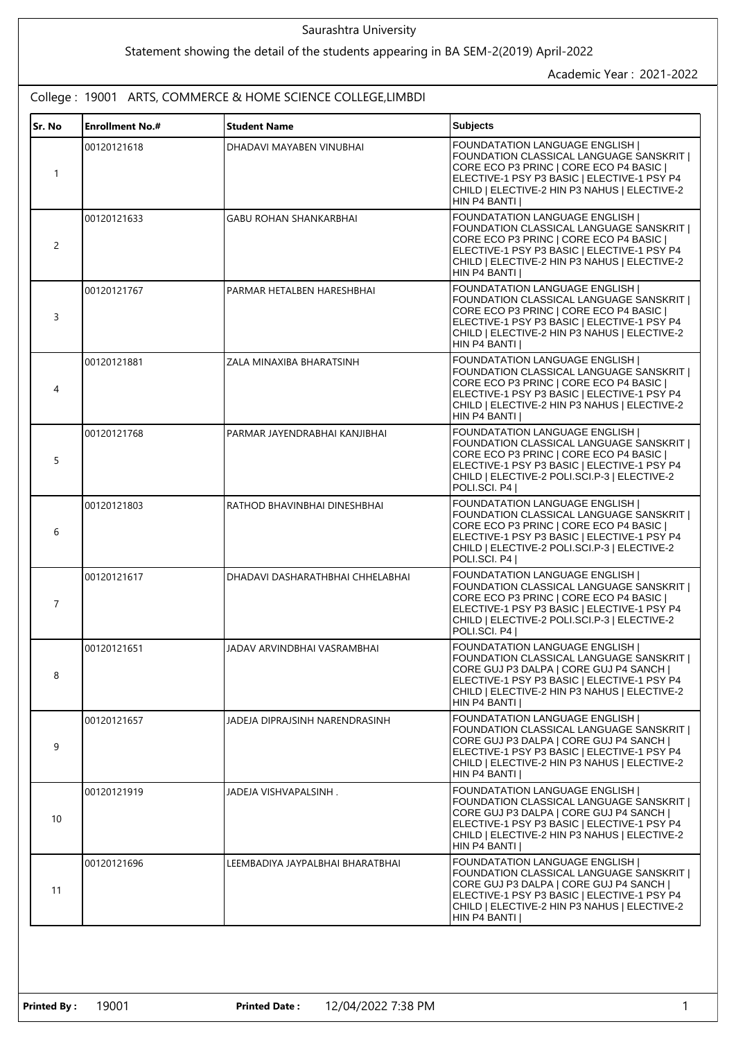Saurashtra University

Statement showing the detail of the students appearing in BA SEM-2(2019) April-2022

Academic Year : 2021-2022

College : 19001 ARTS, COMMERCE & HOME SCIENCE COLLEGE,LIMBDI

| Sr. No | Enrollment No.# | Student Name | Subjects |
|---|---|---|---|
| 1 | 00120121618 | DHADAVI MAYABEN VINUBHAI | FOUNDATATION LANGUAGE ENGLISH \| FOUNDATION CLASSICAL LANGUAGE SANSKRIT \| CORE ECO P3 PRINC \| CORE ECO P4 BASIC \| ELECTIVE-1 PSY P3 BASIC \| ELECTIVE-1 PSY P4 CHILD \| ELECTIVE-2 HIN P3 NAHUS \| ELECTIVE-2 HIN P4 BANTI \| |
| 2 | 00120121633 | GABU ROHAN SHANKARBHAI | FOUNDATATION LANGUAGE ENGLISH \| FOUNDATION CLASSICAL LANGUAGE SANSKRIT \| CORE ECO P3 PRINC \| CORE ECO P4 BASIC \| ELECTIVE-1 PSY P3 BASIC \| ELECTIVE-1 PSY P4 CHILD \| ELECTIVE-2 HIN P3 NAHUS \| ELECTIVE-2 HIN P4 BANTI \| |
| 3 | 00120121767 | PARMAR HETALBEN HARESHBHAI | FOUNDATATION LANGUAGE ENGLISH \| FOUNDATION CLASSICAL LANGUAGE SANSKRIT \| CORE ECO P3 PRINC \| CORE ECO P4 BASIC \| ELECTIVE-1 PSY P3 BASIC \| ELECTIVE-1 PSY P4 CHILD \| ELECTIVE-2 HIN P3 NAHUS \| ELECTIVE-2 HIN P4 BANTI \| |
| 4 | 00120121881 | ZALA MINAXIBA BHARATSINH | FOUNDATATION LANGUAGE ENGLISH \| FOUNDATION CLASSICAL LANGUAGE SANSKRIT \| CORE ECO P3 PRINC \| CORE ECO P4 BASIC \| ELECTIVE-1 PSY P3 BASIC \| ELECTIVE-1 PSY P4 CHILD \| ELECTIVE-2 HIN P3 NAHUS \| ELECTIVE-2 HIN P4 BANTI \| |
| 5 | 00120121768 | PARMAR JAYENDRABHAI KANJIBHAI | FOUNDATATION LANGUAGE ENGLISH \| FOUNDATION CLASSICAL LANGUAGE SANSKRIT \| CORE ECO P3 PRINC \| CORE ECO P4 BASIC \| ELECTIVE-1 PSY P3 BASIC \| ELECTIVE-1 PSY P4 CHILD \| ELECTIVE-2 POLI.SCI.P-3 \| ELECTIVE-2 POLI.SCI. P4 \| |
| 6 | 00120121803 | RATHOD BHAVINBHAI DINESHBHAI | FOUNDATATION LANGUAGE ENGLISH \| FOUNDATION CLASSICAL LANGUAGE SANSKRIT \| CORE ECO P3 PRINC \| CORE ECO P4 BASIC \| ELECTIVE-1 PSY P3 BASIC \| ELECTIVE-1 PSY P4 CHILD \| ELECTIVE-2 POLI.SCI.P-3 \| ELECTIVE-2 POLI.SCI. P4 \| |
| 7 | 00120121617 | DHADAVI DASHARATHBHAI CHHELABHAI | FOUNDATATION LANGUAGE ENGLISH \| FOUNDATION CLASSICAL LANGUAGE SANSKRIT \| CORE ECO P3 PRINC \| CORE ECO P4 BASIC \| ELECTIVE-1 PSY P3 BASIC \| ELECTIVE-1 PSY P4 CHILD \| ELECTIVE-2 POLI.SCI.P-3 \| ELECTIVE-2 POLI.SCI. P4 \| |
| 8 | 00120121651 | JADAV ARVINDBHAI VASRAMBHAI | FOUNDATATION LANGUAGE ENGLISH \| FOUNDATION CLASSICAL LANGUAGE SANSKRIT \| CORE GUJ P3 DALPA \| CORE GUJ P4 SANCH \| ELECTIVE-1 PSY P3 BASIC \| ELECTIVE-1 PSY P4 CHILD \| ELECTIVE-2 HIN P3 NAHUS \| ELECTIVE-2 HIN P4 BANTI \| |
| 9 | 00120121657 | JADEJA DIPRAJSINH NARENDRASINH | FOUNDATATION LANGUAGE ENGLISH \| FOUNDATION CLASSICAL LANGUAGE SANSKRIT \| CORE GUJ P3 DALPA \| CORE GUJ P4 SANCH \| ELECTIVE-1 PSY P3 BASIC \| ELECTIVE-1 PSY P4 CHILD \| ELECTIVE-2 HIN P3 NAHUS \| ELECTIVE-2 HIN P4 BANTI \| |
| 10 | 00120121919 | JADEJA VISHVAPALSINH . | FOUNDATATION LANGUAGE ENGLISH \| FOUNDATION CLASSICAL LANGUAGE SANSKRIT \| CORE GUJ P3 DALPA \| CORE GUJ P4 SANCH \| ELECTIVE-1 PSY P3 BASIC \| ELECTIVE-1 PSY P4 CHILD \| ELECTIVE-2 HIN P3 NAHUS \| ELECTIVE-2 HIN P4 BANTI \| |
| 11 | 00120121696 | LEEMBADIYA JAYPALBHAI BHARATBHAI | FOUNDATATION LANGUAGE ENGLISH \| FOUNDATION CLASSICAL LANGUAGE SANSKRIT \| CORE GUJ P3 DALPA \| CORE GUJ P4 SANCH \| ELECTIVE-1 PSY P3 BASIC \| ELECTIVE-1 PSY P4 CHILD \| ELECTIVE-2 HIN P3 NAHUS \| ELECTIVE-2 HIN P4 BANTI \| |

**Printed By :** 19001 **Printed Date :** 12/04/2022 7:38 PM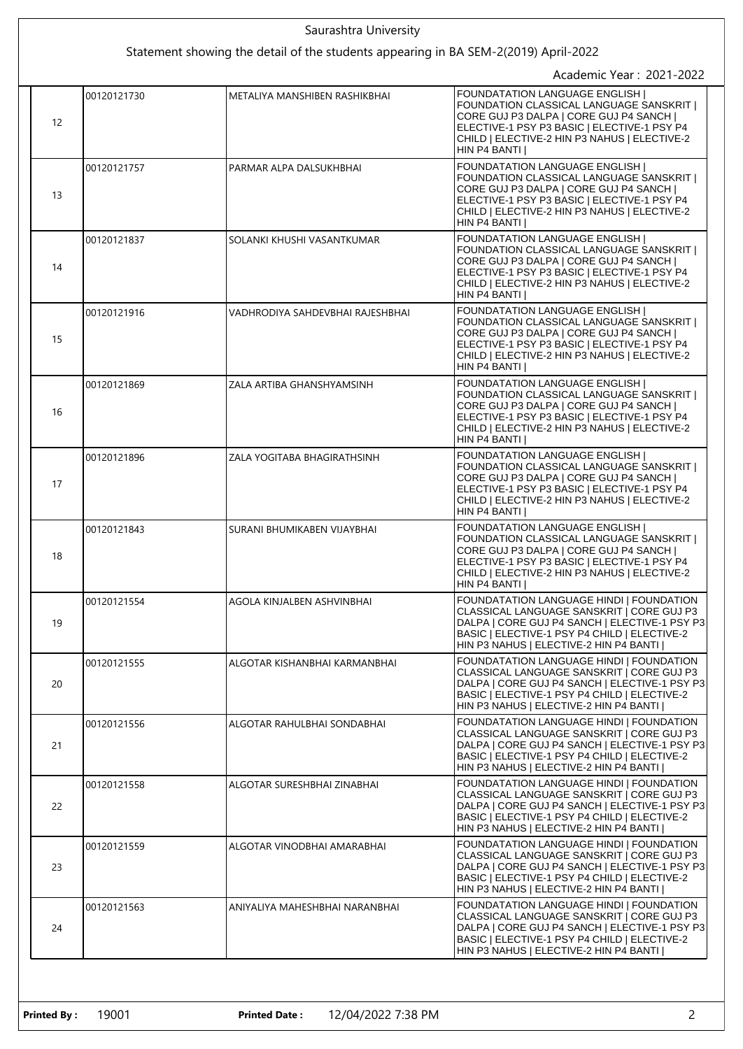Saurashtra University

Statement showing the detail of the students appearing in BA SEM-2(2019) April-2022

Academic Year : 2021-2022

| | | | |
|---|---|---|---|
| 12 | 00120121730 | METALIYA MANSHIBEN RASHIKBHAI | FOUNDATATION LANGUAGE ENGLISH \| FOUNDATION CLASSICAL LANGUAGE SANSKRIT \| CORE GUJ P3 DALPA \| CORE GUJ P4 SANCH \| ELECTIVE-1 PSY P3 BASIC \| ELECTIVE-1 PSY P4 CHILD \| ELECTIVE-2 HIN P3 NAHUS \| ELECTIVE-2 HIN P4 BANTI \| |
| 13 | 00120121757 | PARMAR ALPA DALSUKHBHAI | FOUNDATATION LANGUAGE ENGLISH \| FOUNDATION CLASSICAL LANGUAGE SANSKRIT \| CORE GUJ P3 DALPA \| CORE GUJ P4 SANCH \| ELECTIVE-1 PSY P3 BASIC \| ELECTIVE-1 PSY P4 CHILD \| ELECTIVE-2 HIN P3 NAHUS \| ELECTIVE-2 HIN P4 BANTI \| |
| 14 | 00120121837 | SOLANKI KHUSHI VASANTKUMAR | FOUNDATATION LANGUAGE ENGLISH \| FOUNDATION CLASSICAL LANGUAGE SANSKRIT \| CORE GUJ P3 DALPA \| CORE GUJ P4 SANCH \| ELECTIVE-1 PSY P3 BASIC \| ELECTIVE-1 PSY P4 CHILD \| ELECTIVE-2 HIN P3 NAHUS \| ELECTIVE-2 HIN P4 BANTI \| |
| 15 | 00120121916 | VADHRODIYA SAHDEVBHAI RAJESHBHAI | FOUNDATATION LANGUAGE ENGLISH \| FOUNDATION CLASSICAL LANGUAGE SANSKRIT \| CORE GUJ P3 DALPA \| CORE GUJ P4 SANCH \| ELECTIVE-1 PSY P3 BASIC \| ELECTIVE-1 PSY P4 CHILD \| ELECTIVE-2 HIN P3 NAHUS \| ELECTIVE-2 HIN P4 BANTI \| |
| 16 | 00120121869 | ZALA ARTIBA GHANSHYAMSINH | FOUNDATATION LANGUAGE ENGLISH \| FOUNDATION CLASSICAL LANGUAGE SANSKRIT \| CORE GUJ P3 DALPA \| CORE GUJ P4 SANCH \| ELECTIVE-1 PSY P3 BASIC \| ELECTIVE-1 PSY P4 CHILD \| ELECTIVE-2 HIN P3 NAHUS \| ELECTIVE-2 HIN P4 BANTI \| |
| 17 | 00120121896 | ZALA YOGITABA BHAGIRATHSINH | FOUNDATATION LANGUAGE ENGLISH \| FOUNDATION CLASSICAL LANGUAGE SANSKRIT \| CORE GUJ P3 DALPA \| CORE GUJ P4 SANCH \| ELECTIVE-1 PSY P3 BASIC \| ELECTIVE-1 PSY P4 CHILD \| ELECTIVE-2 HIN P3 NAHUS \| ELECTIVE-2 HIN P4 BANTI \| |
| 18 | 00120121843 | SURANI BHUMIKABEN VIJAYBHAI | FOUNDATATION LANGUAGE ENGLISH \| FOUNDATION CLASSICAL LANGUAGE SANSKRIT \| CORE GUJ P3 DALPA \| CORE GUJ P4 SANCH \| ELECTIVE-1 PSY P3 BASIC \| ELECTIVE-1 PSY P4 CHILD \| ELECTIVE-2 HIN P3 NAHUS \| ELECTIVE-2 HIN P4 BANTI \| |
| 19 | 00120121554 | AGOLA KINJALBEN ASHVINBHAI | FOUNDATATION LANGUAGE HINDI \| FOUNDATION CLASSICAL LANGUAGE SANSKRIT \| CORE GUJ P3 DALPA \| CORE GUJ P4 SANCH \| ELECTIVE-1 PSY P3 BASIC \| ELECTIVE-1 PSY P4 CHILD \| ELECTIVE-2 HIN P3 NAHUS \| ELECTIVE-2 HIN P4 BANTI \| |
| 20 | 00120121555 | ALGOTAR KISHANBHAI KARMANBHAI | FOUNDATATION LANGUAGE HINDI \| FOUNDATION CLASSICAL LANGUAGE SANSKRIT \| CORE GUJ P3 DALPA \| CORE GUJ P4 SANCH \| ELECTIVE-1 PSY P3 BASIC \| ELECTIVE-1 PSY P4 CHILD \| ELECTIVE-2 HIN P3 NAHUS \| ELECTIVE-2 HIN P4 BANTI \| |
| 21 | 00120121556 | ALGOTAR RAHULBHAI SONDABHAI | FOUNDATATION LANGUAGE HINDI \| FOUNDATION CLASSICAL LANGUAGE SANSKRIT \| CORE GUJ P3 DALPA \| CORE GUJ P4 SANCH \| ELECTIVE-1 PSY P3 BASIC \| ELECTIVE-1 PSY P4 CHILD \| ELECTIVE-2 HIN P3 NAHUS \| ELECTIVE-2 HIN P4 BANTI \| |
| 22 | 00120121558 | ALGOTAR SURESHBHAI ZINABHAI | FOUNDATATION LANGUAGE HINDI \| FOUNDATION CLASSICAL LANGUAGE SANSKRIT \| CORE GUJ P3 DALPA \| CORE GUJ P4 SANCH \| ELECTIVE-1 PSY P3 BASIC \| ELECTIVE-1 PSY P4 CHILD \| ELECTIVE-2 HIN P3 NAHUS \| ELECTIVE-2 HIN P4 BANTI \| |
| 23 | 00120121559 | ALGOTAR VINODBHAI AMARABHAI | FOUNDATATION LANGUAGE HINDI \| FOUNDATION CLASSICAL LANGUAGE SANSKRIT \| CORE GUJ P3 DALPA \| CORE GUJ P4 SANCH \| ELECTIVE-1 PSY P3 BASIC \| ELECTIVE-1 PSY P4 CHILD \| ELECTIVE-2 HIN P3 NAHUS \| ELECTIVE-2 HIN P4 BANTI \| |
| 24 | 00120121563 | ANIYALIYA MAHESHBHAI NARANBHAI | FOUNDATATION LANGUAGE HINDI \| FOUNDATION CLASSICAL LANGUAGE SANSKRIT \| CORE GUJ P3 DALPA \| CORE GUJ P4 SANCH \| ELECTIVE-1 PSY P3 BASIC \| ELECTIVE-1 PSY P4 CHILD \| ELECTIVE-2 HIN P3 NAHUS \| ELECTIVE-2 HIN P4 BANTI \| |

**Printed By :** 19001 **Printed Date :** 12/04/2022 7:38 PM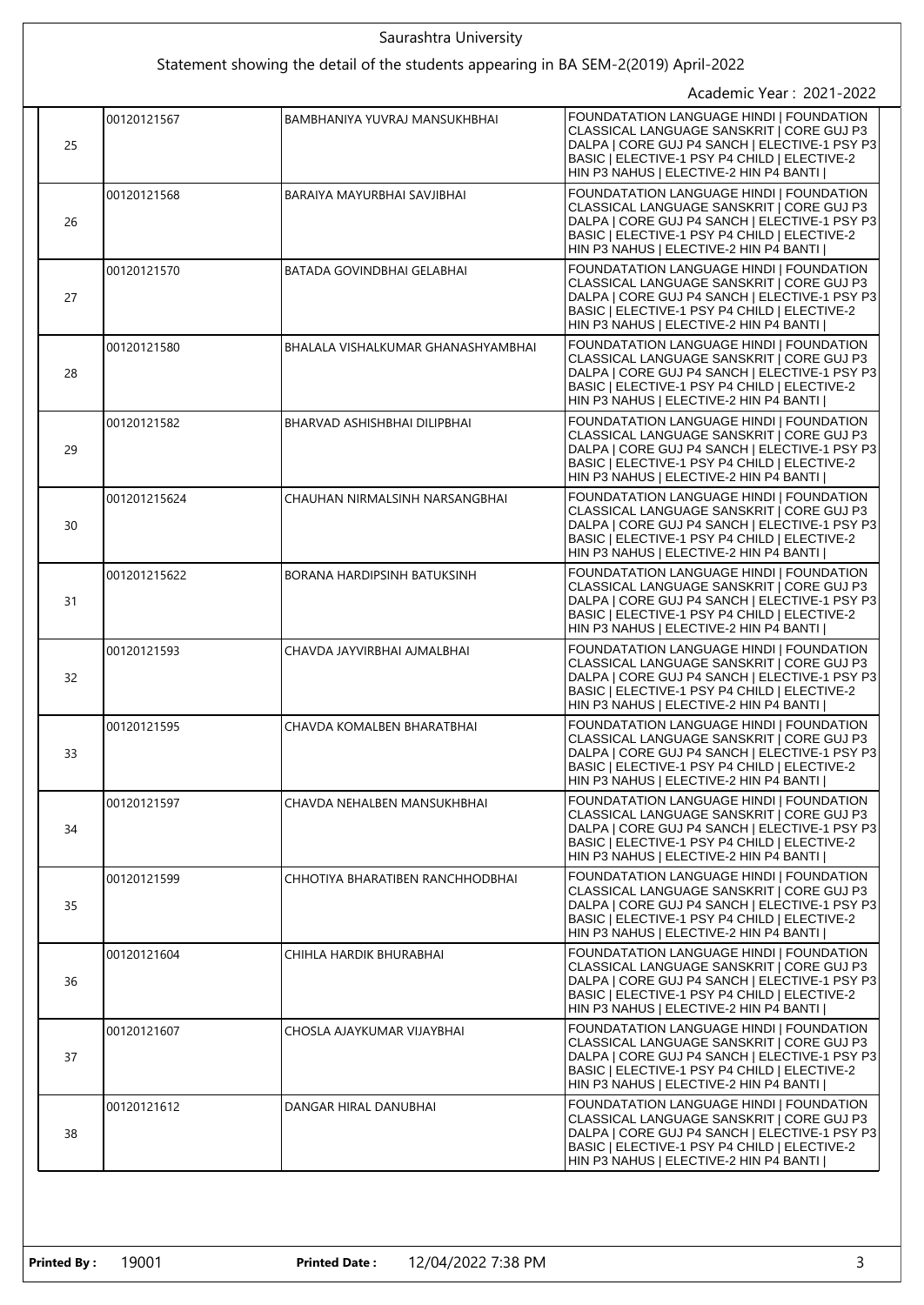Saurashtra University

Statement showing the detail of the students appearing in BA SEM-2(2019) April-2022

Academic Year : 2021-2022

| | | | |
|---|---|---|---|
| 25 | 00120121567 | BAMBHANIYA YUVRAJ MANSUKHBHAI | FOUNDATATION LANGUAGE HINDI \| FOUNDATION CLASSICAL LANGUAGE SANSKRIT \| CORE GUJ P3 DALPA \| CORE GUJ P4 SANCH \| ELECTIVE-1 PSY P3 BASIC \| ELECTIVE-1 PSY P4 CHILD \| ELECTIVE-2 HIN P3 NAHUS \| ELECTIVE-2 HIN P4 BANTI \| |
| 26 | 00120121568 | BARAIYA MAYURBHAI SAVJIBHAI | FOUNDATATION LANGUAGE HINDI \| FOUNDATION CLASSICAL LANGUAGE SANSKRIT \| CORE GUJ P3 DALPA \| CORE GUJ P4 SANCH \| ELECTIVE-1 PSY P3 BASIC \| ELECTIVE-1 PSY P4 CHILD \| ELECTIVE-2 HIN P3 NAHUS \| ELECTIVE-2 HIN P4 BANTI \| |
| 27 | 00120121570 | BATADA GOVINDBHAI GELABHAI | FOUNDATATION LANGUAGE HINDI \| FOUNDATION CLASSICAL LANGUAGE SANSKRIT \| CORE GUJ P3 DALPA \| CORE GUJ P4 SANCH \| ELECTIVE-1 PSY P3 BASIC \| ELECTIVE-1 PSY P4 CHILD \| ELECTIVE-2 HIN P3 NAHUS \| ELECTIVE-2 HIN P4 BANTI \| |
| 28 | 00120121580 | BHALALA VISHALKUMAR GHANASHYAMBHAI | FOUNDATATION LANGUAGE HINDI \| FOUNDATION CLASSICAL LANGUAGE SANSKRIT \| CORE GUJ P3 DALPA \| CORE GUJ P4 SANCH \| ELECTIVE-1 PSY P3 BASIC \| ELECTIVE-1 PSY P4 CHILD \| ELECTIVE-2 HIN P3 NAHUS \| ELECTIVE-2 HIN P4 BANTI \| |
| 29 | 00120121582 | BHARVAD ASHISHBHAI DILIPBHAI | FOUNDATATION LANGUAGE HINDI \| FOUNDATION CLASSICAL LANGUAGE SANSKRIT \| CORE GUJ P3 DALPA \| CORE GUJ P4 SANCH \| ELECTIVE-1 PSY P3 BASIC \| ELECTIVE-1 PSY P4 CHILD \| ELECTIVE-2 HIN P3 NAHUS \| ELECTIVE-2 HIN P4 BANTI \| |
| 30 | 001201215624 | CHAUHAN NIRMALSINH NARSANGBHAI | FOUNDATATION LANGUAGE HINDI \| FOUNDATION CLASSICAL LANGUAGE SANSKRIT \| CORE GUJ P3 DALPA \| CORE GUJ P4 SANCH \| ELECTIVE-1 PSY P3 BASIC \| ELECTIVE-1 PSY P4 CHILD \| ELECTIVE-2 HIN P3 NAHUS \| ELECTIVE-2 HIN P4 BANTI \| |
| 31 | 001201215622 | BORANA HARDIPSINH BATUKSINH | FOUNDATATION LANGUAGE HINDI \| FOUNDATION CLASSICAL LANGUAGE SANSKRIT \| CORE GUJ P3 DALPA \| CORE GUJ P4 SANCH \| ELECTIVE-1 PSY P3 BASIC \| ELECTIVE-1 PSY P4 CHILD \| ELECTIVE-2 HIN P3 NAHUS \| ELECTIVE-2 HIN P4 BANTI \| |
| 32 | 00120121593 | CHAVDA JAYVIRBHAI AJMALBHAI | FOUNDATATION LANGUAGE HINDI \| FOUNDATION CLASSICAL LANGUAGE SANSKRIT \| CORE GUJ P3 DALPA \| CORE GUJ P4 SANCH \| ELECTIVE-1 PSY P3 BASIC \| ELECTIVE-1 PSY P4 CHILD \| ELECTIVE-2 HIN P3 NAHUS \| ELECTIVE-2 HIN P4 BANTI \| |
| 33 | 00120121595 | CHAVDA KOMALBEN BHARATBHAI | FOUNDATATION LANGUAGE HINDI \| FOUNDATION CLASSICAL LANGUAGE SANSKRIT \| CORE GUJ P3 DALPA \| CORE GUJ P4 SANCH \| ELECTIVE-1 PSY P3 BASIC \| ELECTIVE-1 PSY P4 CHILD \| ELECTIVE-2 HIN P3 NAHUS \| ELECTIVE-2 HIN P4 BANTI \| |
| 34 | 00120121597 | CHAVDA NEHALBEN MANSUKHBHAI | FOUNDATATION LANGUAGE HINDI \| FOUNDATION CLASSICAL LANGUAGE SANSKRIT \| CORE GUJ P3 DALPA \| CORE GUJ P4 SANCH \| ELECTIVE-1 PSY P3 BASIC \| ELECTIVE-1 PSY P4 CHILD \| ELECTIVE-2 HIN P3 NAHUS \| ELECTIVE-2 HIN P4 BANTI \| |
| 35 | 00120121599 | CHHOTIYA BHARATIBEN RANCHHODBHAI | FOUNDATATION LANGUAGE HINDI \| FOUNDATION CLASSICAL LANGUAGE SANSKRIT \| CORE GUJ P3 DALPA \| CORE GUJ P4 SANCH \| ELECTIVE-1 PSY P3 BASIC \| ELECTIVE-1 PSY P4 CHILD \| ELECTIVE-2 HIN P3 NAHUS \| ELECTIVE-2 HIN P4 BANTI \| |
| 36 | 00120121604 | CHIHLA HARDIK BHURABHAI | FOUNDATATION LANGUAGE HINDI \| FOUNDATION CLASSICAL LANGUAGE SANSKRIT \| CORE GUJ P3 DALPA \| CORE GUJ P4 SANCH \| ELECTIVE-1 PSY P3 BASIC \| ELECTIVE-1 PSY P4 CHILD \| ELECTIVE-2 HIN P3 NAHUS \| ELECTIVE-2 HIN P4 BANTI \| |
| 37 | 00120121607 | CHOSLA AJAYKUMAR VIJAYBHAI | FOUNDATATION LANGUAGE HINDI \| FOUNDATION CLASSICAL LANGUAGE SANSKRIT \| CORE GUJ P3 DALPA \| CORE GUJ P4 SANCH \| ELECTIVE-1 PSY P3 BASIC \| ELECTIVE-1 PSY P4 CHILD \| ELECTIVE-2 HIN P3 NAHUS \| ELECTIVE-2 HIN P4 BANTI \| |
| 38 | 00120121612 | DANGAR HIRAL DANUBHAI | FOUNDATATION LANGUAGE HINDI \| FOUNDATION CLASSICAL LANGUAGE SANSKRIT \| CORE GUJ P3 DALPA \| CORE GUJ P4 SANCH \| ELECTIVE-1 PSY P3 BASIC \| ELECTIVE-1 PSY P4 CHILD \| ELECTIVE-2 HIN P3 NAHUS \| ELECTIVE-2 HIN P4 BANTI \| |

**Printed By :** 19001 **Printed Date :** 12/04/2022 7:38 PM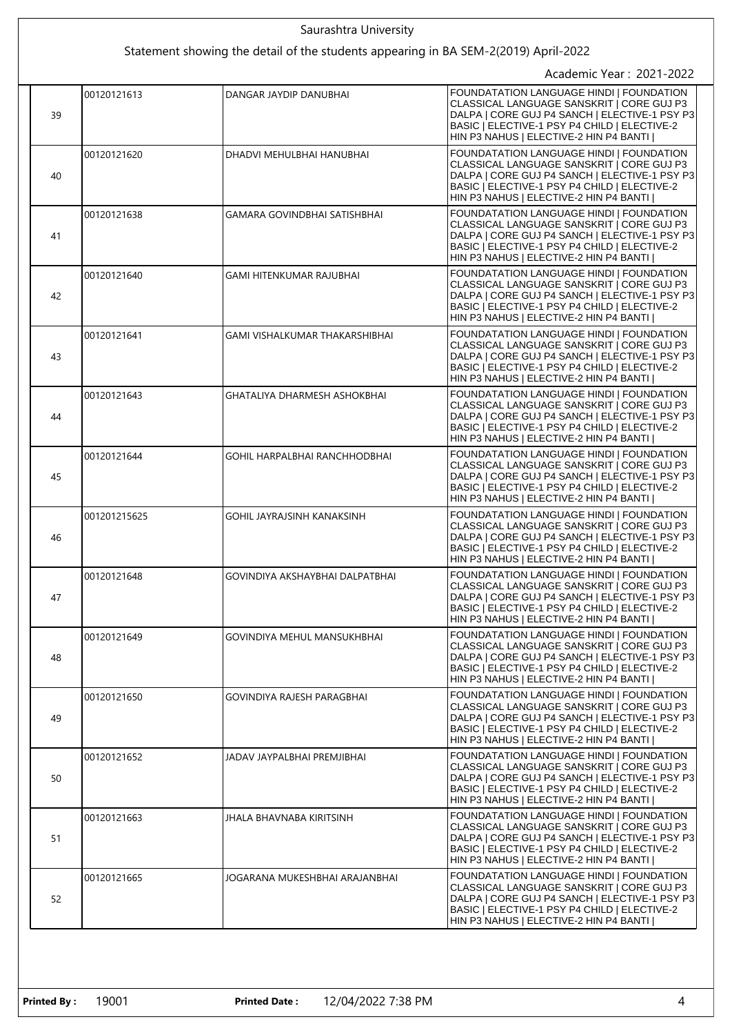Saurashtra University

Statement showing the detail of the students appearing in BA SEM-2(2019) April-2022

Academic Year : 2021-2022

| | | | |
|---|---|---|---|
| 39 | 00120121613 | DANGAR JAYDIP DANUBHAI | FOUNDATATION LANGUAGE HINDI \| FOUNDATION CLASSICAL LANGUAGE SANSKRIT \| CORE GUJ P3 DALPA \| CORE GUJ P4 SANCH \| ELECTIVE-1 PSY P3 BASIC \| ELECTIVE-1 PSY P4 CHILD \| ELECTIVE-2 HIN P3 NAHUS \| ELECTIVE-2 HIN P4 BANTI \| |
| 40 | 00120121620 | DHADVI MEHULBHAI HANUBHAI | FOUNDATATION LANGUAGE HINDI \| FOUNDATION CLASSICAL LANGUAGE SANSKRIT \| CORE GUJ P3 DALPA \| CORE GUJ P4 SANCH \| ELECTIVE-1 PSY P3 BASIC \| ELECTIVE-1 PSY P4 CHILD \| ELECTIVE-2 HIN P3 NAHUS \| ELECTIVE-2 HIN P4 BANTI \| |
| 41 | 00120121638 | GAMARA GOVINDBHAI SATISHBHAI | FOUNDATATION LANGUAGE HINDI \| FOUNDATION CLASSICAL LANGUAGE SANSKRIT \| CORE GUJ P3 DALPA \| CORE GUJ P4 SANCH \| ELECTIVE-1 PSY P3 BASIC \| ELECTIVE-1 PSY P4 CHILD \| ELECTIVE-2 HIN P3 NAHUS \| ELECTIVE-2 HIN P4 BANTI \| |
| 42 | 00120121640 | GAMI HITENKUMAR RAJUBHAI | FOUNDATATION LANGUAGE HINDI \| FOUNDATION CLASSICAL LANGUAGE SANSKRIT \| CORE GUJ P3 DALPA \| CORE GUJ P4 SANCH \| ELECTIVE-1 PSY P3 BASIC \| ELECTIVE-1 PSY P4 CHILD \| ELECTIVE-2 HIN P3 NAHUS \| ELECTIVE-2 HIN P4 BANTI \| |
| 43 | 00120121641 | GAMI VISHALKUMAR THAKARSHIBHAI | FOUNDATATION LANGUAGE HINDI \| FOUNDATION CLASSICAL LANGUAGE SANSKRIT \| CORE GUJ P3 DALPA \| CORE GUJ P4 SANCH \| ELECTIVE-1 PSY P3 BASIC \| ELECTIVE-1 PSY P4 CHILD \| ELECTIVE-2 HIN P3 NAHUS \| ELECTIVE-2 HIN P4 BANTI \| |
| 44 | 00120121643 | GHATALIYA DHARMESH ASHOKBHAI | FOUNDATATION LANGUAGE HINDI \| FOUNDATION CLASSICAL LANGUAGE SANSKRIT \| CORE GUJ P3 DALPA \| CORE GUJ P4 SANCH \| ELECTIVE-1 PSY P3 BASIC \| ELECTIVE-1 PSY P4 CHILD \| ELECTIVE-2 HIN P3 NAHUS \| ELECTIVE-2 HIN P4 BANTI \| |
| 45 | 00120121644 | GOHIL HARPALBHAI RANCHHODBHAI | FOUNDATATION LANGUAGE HINDI \| FOUNDATION CLASSICAL LANGUAGE SANSKRIT \| CORE GUJ P3 DALPA \| CORE GUJ P4 SANCH \| ELECTIVE-1 PSY P3 BASIC \| ELECTIVE-1 PSY P4 CHILD \| ELECTIVE-2 HIN P3 NAHUS \| ELECTIVE-2 HIN P4 BANTI \| |
| 46 | 001201215625 | GOHIL JAYRAJSINH KANAKSINH | FOUNDATATION LANGUAGE HINDI \| FOUNDATION CLASSICAL LANGUAGE SANSKRIT \| CORE GUJ P3 DALPA \| CORE GUJ P4 SANCH \| ELECTIVE-1 PSY P3 BASIC \| ELECTIVE-1 PSY P4 CHILD \| ELECTIVE-2 HIN P3 NAHUS \| ELECTIVE-2 HIN P4 BANTI \| |
| 47 | 00120121648 | GOVINDIYA AKSHAYBHAI DALPATBHAI | FOUNDATATION LANGUAGE HINDI \| FOUNDATION CLASSICAL LANGUAGE SANSKRIT \| CORE GUJ P3 DALPA \| CORE GUJ P4 SANCH \| ELECTIVE-1 PSY P3 BASIC \| ELECTIVE-1 PSY P4 CHILD \| ELECTIVE-2 HIN P3 NAHUS \| ELECTIVE-2 HIN P4 BANTI \| |
| 48 | 00120121649 | GOVINDIYA MEHUL MANSUKHBHAI | FOUNDATATION LANGUAGE HINDI \| FOUNDATION CLASSICAL LANGUAGE SANSKRIT \| CORE GUJ P3 DALPA \| CORE GUJ P4 SANCH \| ELECTIVE-1 PSY P3 BASIC \| ELECTIVE-1 PSY P4 CHILD \| ELECTIVE-2 HIN P3 NAHUS \| ELECTIVE-2 HIN P4 BANTI \| |
| 49 | 00120121650 | GOVINDIYA RAJESH PARAGBHAI | FOUNDATATION LANGUAGE HINDI \| FOUNDATION CLASSICAL LANGUAGE SANSKRIT \| CORE GUJ P3 DALPA \| CORE GUJ P4 SANCH \| ELECTIVE-1 PSY P3 BASIC \| ELECTIVE-1 PSY P4 CHILD \| ELECTIVE-2 HIN P3 NAHUS \| ELECTIVE-2 HIN P4 BANTI \| |
| 50 | 00120121652 | JADAV JAYPALBHAI PREMJIBHAI | FOUNDATATION LANGUAGE HINDI \| FOUNDATION CLASSICAL LANGUAGE SANSKRIT \| CORE GUJ P3 DALPA \| CORE GUJ P4 SANCH \| ELECTIVE-1 PSY P3 BASIC \| ELECTIVE-1 PSY P4 CHILD \| ELECTIVE-2 HIN P3 NAHUS \| ELECTIVE-2 HIN P4 BANTI \| |
| 51 | 00120121663 | JHALA BHAVNABA KIRITSINH | FOUNDATATION LANGUAGE HINDI \| FOUNDATION CLASSICAL LANGUAGE SANSKRIT \| CORE GUJ P3 DALPA \| CORE GUJ P4 SANCH \| ELECTIVE-1 PSY P3 BASIC \| ELECTIVE-1 PSY P4 CHILD \| ELECTIVE-2 HIN P3 NAHUS \| ELECTIVE-2 HIN P4 BANTI \| |
| 52 | 00120121665 | JOGARANA MUKESHBHAI ARAJANBHAI | FOUNDATATION LANGUAGE HINDI \| FOUNDATION CLASSICAL LANGUAGE SANSKRIT \| CORE GUJ P3 DALPA \| CORE GUJ P4 SANCH \| ELECTIVE-1 PSY P3 BASIC \| ELECTIVE-1 PSY P4 CHILD \| ELECTIVE-2 HIN P3 NAHUS \| ELECTIVE-2 HIN P4 BANTI \| |

**Printed By :** 19001 **Printed Date :** 12/04/2022 7:38 PM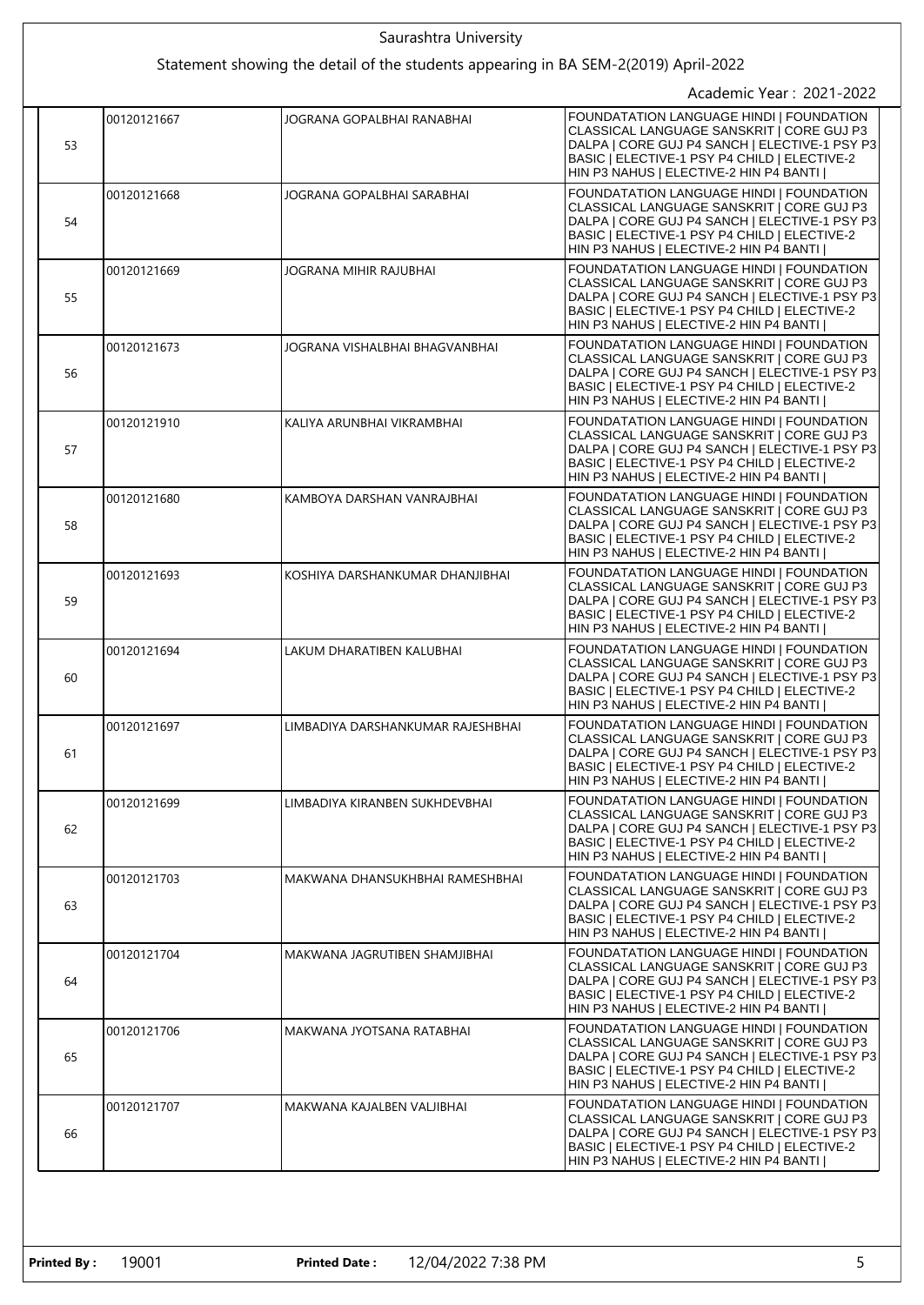Saurashtra University

Statement showing the detail of the students appearing in BA SEM-2(2019) April-2022

Academic Year : 2021-2022

| | | | |
|---|---|---|---|
| 53 | 00120121667 | JOGRANA GOPALBHAI RANABHAI | FOUNDATATION LANGUAGE HINDI \| FOUNDATION CLASSICAL LANGUAGE SANSKRIT \| CORE GUJ P3 DALPA \| CORE GUJ P4 SANCH \| ELECTIVE-1 PSY P3 BASIC \| ELECTIVE-1 PSY P4 CHILD \| ELECTIVE-2 HIN P3 NAHUS \| ELECTIVE-2 HIN P4 BANTI \| |
| 54 | 00120121668 | JOGRANA GOPALBHAI SARABHAI | FOUNDATATION LANGUAGE HINDI \| FOUNDATION CLASSICAL LANGUAGE SANSKRIT \| CORE GUJ P3 DALPA \| CORE GUJ P4 SANCH \| ELECTIVE-1 PSY P3 BASIC \| ELECTIVE-1 PSY P4 CHILD \| ELECTIVE-2 HIN P3 NAHUS \| ELECTIVE-2 HIN P4 BANTI \| |
| 55 | 00120121669 | JOGRANA MIHIR RAJUBHAI | FOUNDATATION LANGUAGE HINDI \| FOUNDATION CLASSICAL LANGUAGE SANSKRIT \| CORE GUJ P3 DALPA \| CORE GUJ P4 SANCH \| ELECTIVE-1 PSY P3 BASIC \| ELECTIVE-1 PSY P4 CHILD \| ELECTIVE-2 HIN P3 NAHUS \| ELECTIVE-2 HIN P4 BANTI \| |
| 56 | 00120121673 | JOGRANA VISHALBHAI BHAGVANBHAI | FOUNDATATION LANGUAGE HINDI \| FOUNDATION CLASSICAL LANGUAGE SANSKRIT \| CORE GUJ P3 DALPA \| CORE GUJ P4 SANCH \| ELECTIVE-1 PSY P3 BASIC \| ELECTIVE-1 PSY P4 CHILD \| ELECTIVE-2 HIN P3 NAHUS \| ELECTIVE-2 HIN P4 BANTI \| |
| 57 | 00120121910 | KALIYA ARUNBHAI VIKRAMBHAI | FOUNDATATION LANGUAGE HINDI \| FOUNDATION CLASSICAL LANGUAGE SANSKRIT \| CORE GUJ P3 DALPA \| CORE GUJ P4 SANCH \| ELECTIVE-1 PSY P3 BASIC \| ELECTIVE-1 PSY P4 CHILD \| ELECTIVE-2 HIN P3 NAHUS \| ELECTIVE-2 HIN P4 BANTI \| |
| 58 | 00120121680 | KAMBOYA DARSHAN VANRAJBHAI | FOUNDATATION LANGUAGE HINDI \| FOUNDATION CLASSICAL LANGUAGE SANSKRIT \| CORE GUJ P3 DALPA \| CORE GUJ P4 SANCH \| ELECTIVE-1 PSY P3 BASIC \| ELECTIVE-1 PSY P4 CHILD \| ELECTIVE-2 HIN P3 NAHUS \| ELECTIVE-2 HIN P4 BANTI \| |
| 59 | 00120121693 | KOSHIYA DARSHANKUMAR DHANJIBHAI | FOUNDATATION LANGUAGE HINDI \| FOUNDATION CLASSICAL LANGUAGE SANSKRIT \| CORE GUJ P3 DALPA \| CORE GUJ P4 SANCH \| ELECTIVE-1 PSY P3 BASIC \| ELECTIVE-1 PSY P4 CHILD \| ELECTIVE-2 HIN P3 NAHUS \| ELECTIVE-2 HIN P4 BANTI \| |
| 60 | 00120121694 | LAKUM DHARATIBEN KALUBHAI | FOUNDATATION LANGUAGE HINDI \| FOUNDATION CLASSICAL LANGUAGE SANSKRIT \| CORE GUJ P3 DALPA \| CORE GUJ P4 SANCH \| ELECTIVE-1 PSY P3 BASIC \| ELECTIVE-1 PSY P4 CHILD \| ELECTIVE-2 HIN P3 NAHUS \| ELECTIVE-2 HIN P4 BANTI \| |
| 61 | 00120121697 | LIMBADIYA DARSHANKUMAR RAJESHBHAI | FOUNDATATION LANGUAGE HINDI \| FOUNDATION CLASSICAL LANGUAGE SANSKRIT \| CORE GUJ P3 DALPA \| CORE GUJ P4 SANCH \| ELECTIVE-1 PSY P3 BASIC \| ELECTIVE-1 PSY P4 CHILD \| ELECTIVE-2 HIN P3 NAHUS \| ELECTIVE-2 HIN P4 BANTI \| |
| 62 | 00120121699 | LIMBADIYA KIRANBEN SUKHDEVBHAI | FOUNDATATION LANGUAGE HINDI \| FOUNDATION CLASSICAL LANGUAGE SANSKRIT \| CORE GUJ P3 DALPA \| CORE GUJ P4 SANCH \| ELECTIVE-1 PSY P3 BASIC \| ELECTIVE-1 PSY P4 CHILD \| ELECTIVE-2 HIN P3 NAHUS \| ELECTIVE-2 HIN P4 BANTI \| |
| 63 | 00120121703 | MAKWANA DHANSUKHBHAI RAMESHBHAI | FOUNDATATION LANGUAGE HINDI \| FOUNDATION CLASSICAL LANGUAGE SANSKRIT \| CORE GUJ P3 DALPA \| CORE GUJ P4 SANCH \| ELECTIVE-1 PSY P3 BASIC \| ELECTIVE-1 PSY P4 CHILD \| ELECTIVE-2 HIN P3 NAHUS \| ELECTIVE-2 HIN P4 BANTI \| |
| 64 | 00120121704 | MAKWANA JAGRUTIBEN SHAMJIBHAI | FOUNDATATION LANGUAGE HINDI \| FOUNDATION CLASSICAL LANGUAGE SANSKRIT \| CORE GUJ P3 DALPA \| CORE GUJ P4 SANCH \| ELECTIVE-1 PSY P3 BASIC \| ELECTIVE-1 PSY P4 CHILD \| ELECTIVE-2 HIN P3 NAHUS \| ELECTIVE-2 HIN P4 BANTI \| |
| 65 | 00120121706 | MAKWANA JYOTSANA RATABHAI | FOUNDATATION LANGUAGE HINDI \| FOUNDATION CLASSICAL LANGUAGE SANSKRIT \| CORE GUJ P3 DALPA \| CORE GUJ P4 SANCH \| ELECTIVE-1 PSY P3 BASIC \| ELECTIVE-1 PSY P4 CHILD \| ELECTIVE-2 HIN P3 NAHUS \| ELECTIVE-2 HIN P4 BANTI \| |
| 66 | 00120121707 | MAKWANA KAJALBEN VALJIBHAI | FOUNDATATION LANGUAGE HINDI \| FOUNDATION CLASSICAL LANGUAGE SANSKRIT \| CORE GUJ P3 DALPA \| CORE GUJ P4 SANCH \| ELECTIVE-1 PSY P3 BASIC \| ELECTIVE-1 PSY P4 CHILD \| ELECTIVE-2 HIN P3 NAHUS \| ELECTIVE-2 HIN P4 BANTI \| |

**Printed By :** 19001 **Printed Date :** 12/04/2022 7:38 PM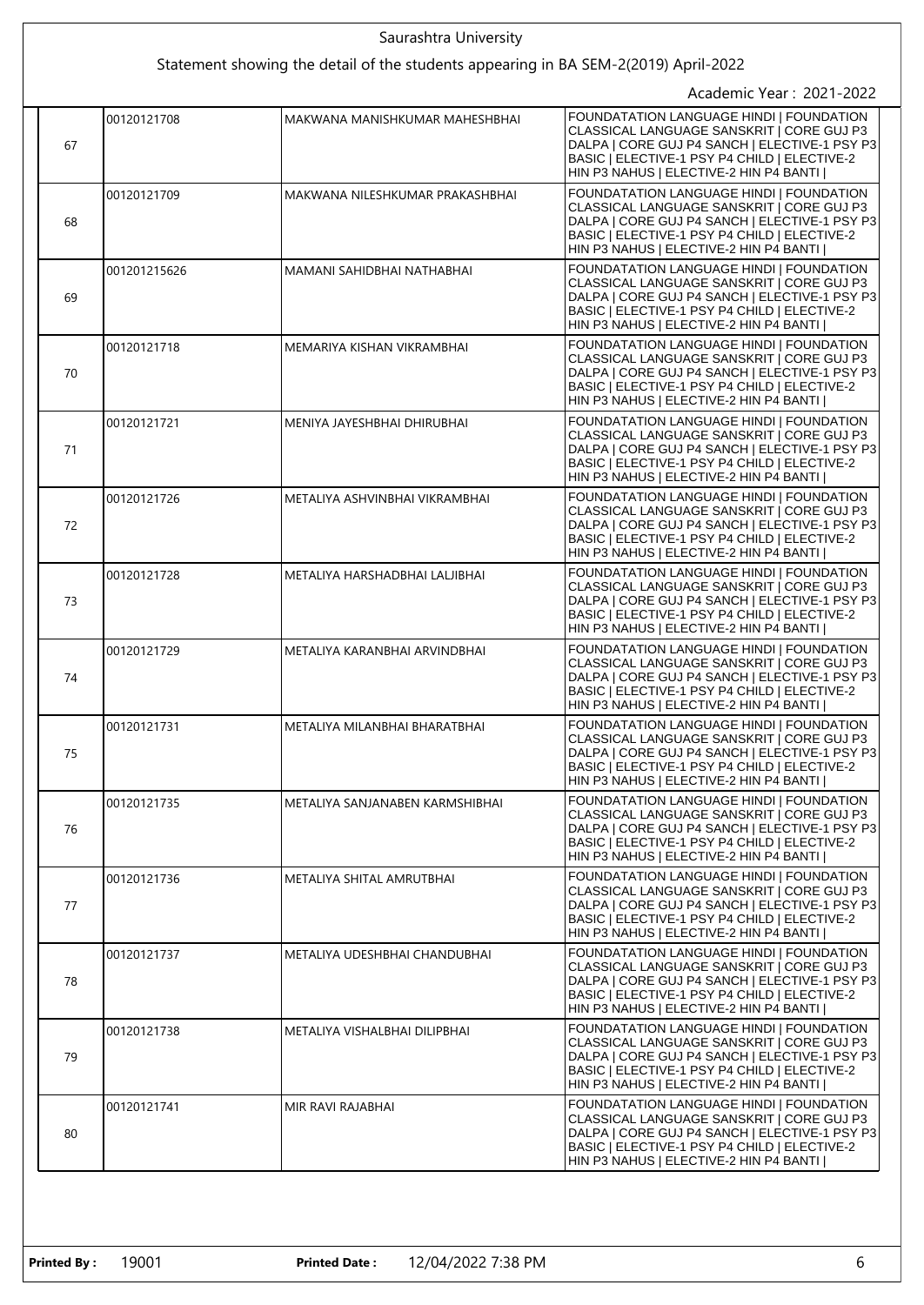Saurashtra University

Statement showing the detail of the students appearing in BA SEM-2(2019) April-2022

Academic Year : 2021-2022

| | | | |
|---|---|---|---|
| 67 | 00120121708 | MAKWANA MANISHKUMAR MAHESHBHAI | FOUNDATATION LANGUAGE HINDI \| FOUNDATION CLASSICAL LANGUAGE SANSKRIT \| CORE GUJ P3 DALPA \| CORE GUJ P4 SANCH \| ELECTIVE-1 PSY P3 BASIC \| ELECTIVE-1 PSY P4 CHILD \| ELECTIVE-2 HIN P3 NAHUS \| ELECTIVE-2 HIN P4 BANTI \| |
| 68 | 00120121709 | MAKWANA NILESHKUMAR PRAKASHBHAI | FOUNDATATION LANGUAGE HINDI \| FOUNDATION CLASSICAL LANGUAGE SANSKRIT \| CORE GUJ P3 DALPA \| CORE GUJ P4 SANCH \| ELECTIVE-1 PSY P3 BASIC \| ELECTIVE-1 PSY P4 CHILD \| ELECTIVE-2 HIN P3 NAHUS \| ELECTIVE-2 HIN P4 BANTI \| |
| 69 | 001201215626 | MAMANI SAHIDBHAI NATHABHAI | FOUNDATATION LANGUAGE HINDI \| FOUNDATION CLASSICAL LANGUAGE SANSKRIT \| CORE GUJ P3 DALPA \| CORE GUJ P4 SANCH \| ELECTIVE-1 PSY P3 BASIC \| ELECTIVE-1 PSY P4 CHILD \| ELECTIVE-2 HIN P3 NAHUS \| ELECTIVE-2 HIN P4 BANTI \| |
| 70 | 00120121718 | MEMARIYA KISHAN VIKRAMBHAI | FOUNDATATION LANGUAGE HINDI \| FOUNDATION CLASSICAL LANGUAGE SANSKRIT \| CORE GUJ P3 DALPA \| CORE GUJ P4 SANCH \| ELECTIVE-1 PSY P3 BASIC \| ELECTIVE-1 PSY P4 CHILD \| ELECTIVE-2 HIN P3 NAHUS \| ELECTIVE-2 HIN P4 BANTI \| |
| 71 | 00120121721 | MENIYA JAYESHBHAI DHIRUBHAI | FOUNDATATION LANGUAGE HINDI \| FOUNDATION CLASSICAL LANGUAGE SANSKRIT \| CORE GUJ P3 DALPA \| CORE GUJ P4 SANCH \| ELECTIVE-1 PSY P3 BASIC \| ELECTIVE-1 PSY P4 CHILD \| ELECTIVE-2 HIN P3 NAHUS \| ELECTIVE-2 HIN P4 BANTI \| |
| 72 | 00120121726 | METALIYA ASHVINBHAI VIKRAMBHAI | FOUNDATATION LANGUAGE HINDI \| FOUNDATION CLASSICAL LANGUAGE SANSKRIT \| CORE GUJ P3 DALPA \| CORE GUJ P4 SANCH \| ELECTIVE-1 PSY P3 BASIC \| ELECTIVE-1 PSY P4 CHILD \| ELECTIVE-2 HIN P3 NAHUS \| ELECTIVE-2 HIN P4 BANTI \| |
| 73 | 00120121728 | METALIYA HARSHADBHAI LALJIBHAI | FOUNDATATION LANGUAGE HINDI \| FOUNDATION CLASSICAL LANGUAGE SANSKRIT \| CORE GUJ P3 DALPA \| CORE GUJ P4 SANCH \| ELECTIVE-1 PSY P3 BASIC \| ELECTIVE-1 PSY P4 CHILD \| ELECTIVE-2 HIN P3 NAHUS \| ELECTIVE-2 HIN P4 BANTI \| |
| 74 | 00120121729 | METALIYA KARANBHAI ARVINDBHAI | FOUNDATATION LANGUAGE HINDI \| FOUNDATION CLASSICAL LANGUAGE SANSKRIT \| CORE GUJ P3 DALPA \| CORE GUJ P4 SANCH \| ELECTIVE-1 PSY P3 BASIC \| ELECTIVE-1 PSY P4 CHILD \| ELECTIVE-2 HIN P3 NAHUS \| ELECTIVE-2 HIN P4 BANTI \| |
| 75 | 00120121731 | METALIYA MILANBHAI BHARATBHAI | FOUNDATATION LANGUAGE HINDI \| FOUNDATION CLASSICAL LANGUAGE SANSKRIT \| CORE GUJ P3 DALPA \| CORE GUJ P4 SANCH \| ELECTIVE-1 PSY P3 BASIC \| ELECTIVE-1 PSY P4 CHILD \| ELECTIVE-2 HIN P3 NAHUS \| ELECTIVE-2 HIN P4 BANTI \| |
| 76 | 00120121735 | METALIYA SANJANABEN KARMSHIBHAI | FOUNDATATION LANGUAGE HINDI \| FOUNDATION CLASSICAL LANGUAGE SANSKRIT \| CORE GUJ P3 DALPA \| CORE GUJ P4 SANCH \| ELECTIVE-1 PSY P3 BASIC \| ELECTIVE-1 PSY P4 CHILD \| ELECTIVE-2 HIN P3 NAHUS \| ELECTIVE-2 HIN P4 BANTI \| |
| 77 | 00120121736 | METALIYA SHITAL AMRUTBHAI | FOUNDATATION LANGUAGE HINDI \| FOUNDATION CLASSICAL LANGUAGE SANSKRIT \| CORE GUJ P3 DALPA \| CORE GUJ P4 SANCH \| ELECTIVE-1 PSY P3 BASIC \| ELECTIVE-1 PSY P4 CHILD \| ELECTIVE-2 HIN P3 NAHUS \| ELECTIVE-2 HIN P4 BANTI \| |
| 78 | 00120121737 | METALIYA UDESHBHAI CHANDUBHAI | FOUNDATATION LANGUAGE HINDI \| FOUNDATION CLASSICAL LANGUAGE SANSKRIT \| CORE GUJ P3 DALPA \| CORE GUJ P4 SANCH \| ELECTIVE-1 PSY P3 BASIC \| ELECTIVE-1 PSY P4 CHILD \| ELECTIVE-2 HIN P3 NAHUS \| ELECTIVE-2 HIN P4 BANTI \| |
| 79 | 00120121738 | METALIYA VISHALBHAI DILIPBHAI | FOUNDATATION LANGUAGE HINDI \| FOUNDATION CLASSICAL LANGUAGE SANSKRIT \| CORE GUJ P3 DALPA \| CORE GUJ P4 SANCH \| ELECTIVE-1 PSY P3 BASIC \| ELECTIVE-1 PSY P4 CHILD \| ELECTIVE-2 HIN P3 NAHUS \| ELECTIVE-2 HIN P4 BANTI \| |
| 80 | 00120121741 | MIR RAVI RAJABHAI | FOUNDATATION LANGUAGE HINDI \| FOUNDATION CLASSICAL LANGUAGE SANSKRIT \| CORE GUJ P3 DALPA \| CORE GUJ P4 SANCH \| ELECTIVE-1 PSY P3 BASIC \| ELECTIVE-1 PSY P4 CHILD \| ELECTIVE-2 HIN P3 NAHUS \| ELECTIVE-2 HIN P4 BANTI \| |

**Printed By :** 19001 **Printed Date :** 12/04/2022 7:38 PM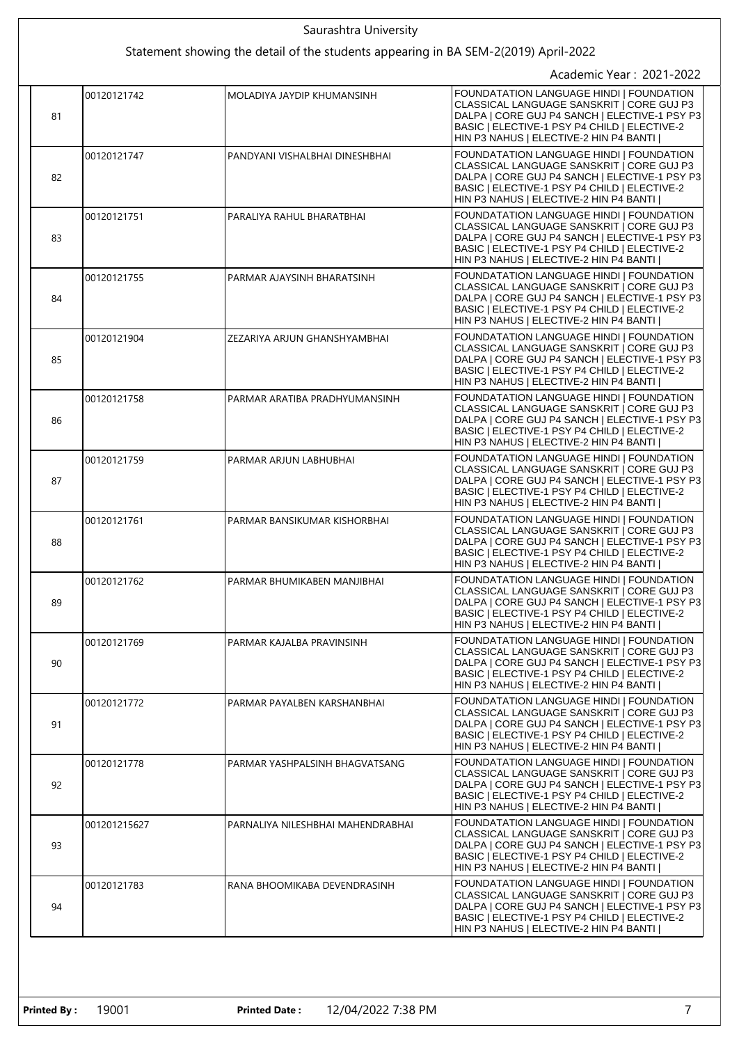Saurashtra University

Statement showing the detail of the students appearing in BA SEM-2(2019) April-2022

Academic Year : 2021-2022

| | | | |
|---|---|---|---|
| 81 | 00120121742 | MOLADIYA JAYDIP KHUMANSINH | FOUNDATATION LANGUAGE HINDI \| FOUNDATION CLASSICAL LANGUAGE SANSKRIT \| CORE GUJ P3 DALPA \| CORE GUJ P4 SANCH \| ELECTIVE-1 PSY P3 BASIC \| ELECTIVE-1 PSY P4 CHILD \| ELECTIVE-2 HIN P3 NAHUS \| ELECTIVE-2 HIN P4 BANTI \| |
| 82 | 00120121747 | PANDYANI VISHALBHAI DINESHBHAI | FOUNDATATION LANGUAGE HINDI \| FOUNDATION CLASSICAL LANGUAGE SANSKRIT \| CORE GUJ P3 DALPA \| CORE GUJ P4 SANCH \| ELECTIVE-1 PSY P3 BASIC \| ELECTIVE-1 PSY P4 CHILD \| ELECTIVE-2 HIN P3 NAHUS \| ELECTIVE-2 HIN P4 BANTI \| |
| 83 | 00120121751 | PARALIYA RAHUL BHARATBHAI | FOUNDATATION LANGUAGE HINDI \| FOUNDATION CLASSICAL LANGUAGE SANSKRIT \| CORE GUJ P3 DALPA \| CORE GUJ P4 SANCH \| ELECTIVE-1 PSY P3 BASIC \| ELECTIVE-1 PSY P4 CHILD \| ELECTIVE-2 HIN P3 NAHUS \| ELECTIVE-2 HIN P4 BANTI \| |
| 84 | 00120121755 | PARMAR AJAYSINH BHARATSINH | FOUNDATATION LANGUAGE HINDI \| FOUNDATION CLASSICAL LANGUAGE SANSKRIT \| CORE GUJ P3 DALPA \| CORE GUJ P4 SANCH \| ELECTIVE-1 PSY P3 BASIC \| ELECTIVE-1 PSY P4 CHILD \| ELECTIVE-2 HIN P3 NAHUS \| ELECTIVE-2 HIN P4 BANTI \| |
| 85 | 00120121904 | ZEZARIYA ARJUN GHANSHYAMBHAI | FOUNDATATION LANGUAGE HINDI \| FOUNDATION CLASSICAL LANGUAGE SANSKRIT \| CORE GUJ P3 DALPA \| CORE GUJ P4 SANCH \| ELECTIVE-1 PSY P3 BASIC \| ELECTIVE-1 PSY P4 CHILD \| ELECTIVE-2 HIN P3 NAHUS \| ELECTIVE-2 HIN P4 BANTI \| |
| 86 | 00120121758 | PARMAR ARATIBA PRADHYUMANSINH | FOUNDATATION LANGUAGE HINDI \| FOUNDATION CLASSICAL LANGUAGE SANSKRIT \| CORE GUJ P3 DALPA \| CORE GUJ P4 SANCH \| ELECTIVE-1 PSY P3 BASIC \| ELECTIVE-1 PSY P4 CHILD \| ELECTIVE-2 HIN P3 NAHUS \| ELECTIVE-2 HIN P4 BANTI \| |
| 87 | 00120121759 | PARMAR ARJUN LABHUBHAI | FOUNDATATION LANGUAGE HINDI \| FOUNDATION CLASSICAL LANGUAGE SANSKRIT \| CORE GUJ P3 DALPA \| CORE GUJ P4 SANCH \| ELECTIVE-1 PSY P3 BASIC \| ELECTIVE-1 PSY P4 CHILD \| ELECTIVE-2 HIN P3 NAHUS \| ELECTIVE-2 HIN P4 BANTI \| |
| 88 | 00120121761 | PARMAR BANSIKUMAR KISHORBHAI | FOUNDATATION LANGUAGE HINDI \| FOUNDATION CLASSICAL LANGUAGE SANSKRIT \| CORE GUJ P3 DALPA \| CORE GUJ P4 SANCH \| ELECTIVE-1 PSY P3 BASIC \| ELECTIVE-1 PSY P4 CHILD \| ELECTIVE-2 HIN P3 NAHUS \| ELECTIVE-2 HIN P4 BANTI \| |
| 89 | 00120121762 | PARMAR BHUMIKABEN MANJIBHAI | FOUNDATATION LANGUAGE HINDI \| FOUNDATION CLASSICAL LANGUAGE SANSKRIT \| CORE GUJ P3 DALPA \| CORE GUJ P4 SANCH \| ELECTIVE-1 PSY P3 BASIC \| ELECTIVE-1 PSY P4 CHILD \| ELECTIVE-2 HIN P3 NAHUS \| ELECTIVE-2 HIN P4 BANTI \| |
| 90 | 00120121769 | PARMAR KAJALBA PRAVINSINH | FOUNDATATION LANGUAGE HINDI \| FOUNDATION CLASSICAL LANGUAGE SANSKRIT \| CORE GUJ P3 DALPA \| CORE GUJ P4 SANCH \| ELECTIVE-1 PSY P3 BASIC \| ELECTIVE-1 PSY P4 CHILD \| ELECTIVE-2 HIN P3 NAHUS \| ELECTIVE-2 HIN P4 BANTI \| |
| 91 | 00120121772 | PARMAR PAYALBEN KARSHANBHAI | FOUNDATATION LANGUAGE HINDI \| FOUNDATION CLASSICAL LANGUAGE SANSKRIT \| CORE GUJ P3 DALPA \| CORE GUJ P4 SANCH \| ELECTIVE-1 PSY P3 BASIC \| ELECTIVE-1 PSY P4 CHILD \| ELECTIVE-2 HIN P3 NAHUS \| ELECTIVE-2 HIN P4 BANTI \| |
| 92 | 00120121778 | PARMAR YASHPALSINH BHAGVATSANG | FOUNDATATION LANGUAGE HINDI \| FOUNDATION CLASSICAL LANGUAGE SANSKRIT \| CORE GUJ P3 DALPA \| CORE GUJ P4 SANCH \| ELECTIVE-1 PSY P3 BASIC \| ELECTIVE-1 PSY P4 CHILD \| ELECTIVE-2 HIN P3 NAHUS \| ELECTIVE-2 HIN P4 BANTI \| |
| 93 | 001201215627 | PARNALIYA NILESHBHAI MAHENDRABHAI | FOUNDATATION LANGUAGE HINDI \| FOUNDATION CLASSICAL LANGUAGE SANSKRIT \| CORE GUJ P3 DALPA \| CORE GUJ P4 SANCH \| ELECTIVE-1 PSY P3 BASIC \| ELECTIVE-1 PSY P4 CHILD \| ELECTIVE-2 HIN P3 NAHUS \| ELECTIVE-2 HIN P4 BANTI \| |
| 94 | 00120121783 | RANA BHOOMIKABA DEVENDRASINH | FOUNDATATION LANGUAGE HINDI \| FOUNDATION CLASSICAL LANGUAGE SANSKRIT \| CORE GUJ P3 DALPA \| CORE GUJ P4 SANCH \| ELECTIVE-1 PSY P3 BASIC \| ELECTIVE-1 PSY P4 CHILD \| ELECTIVE-2 HIN P3 NAHUS \| ELECTIVE-2 HIN P4 BANTI \| |

**Printed By :** 19001 **Printed Date :** 12/04/2022 7:38 PM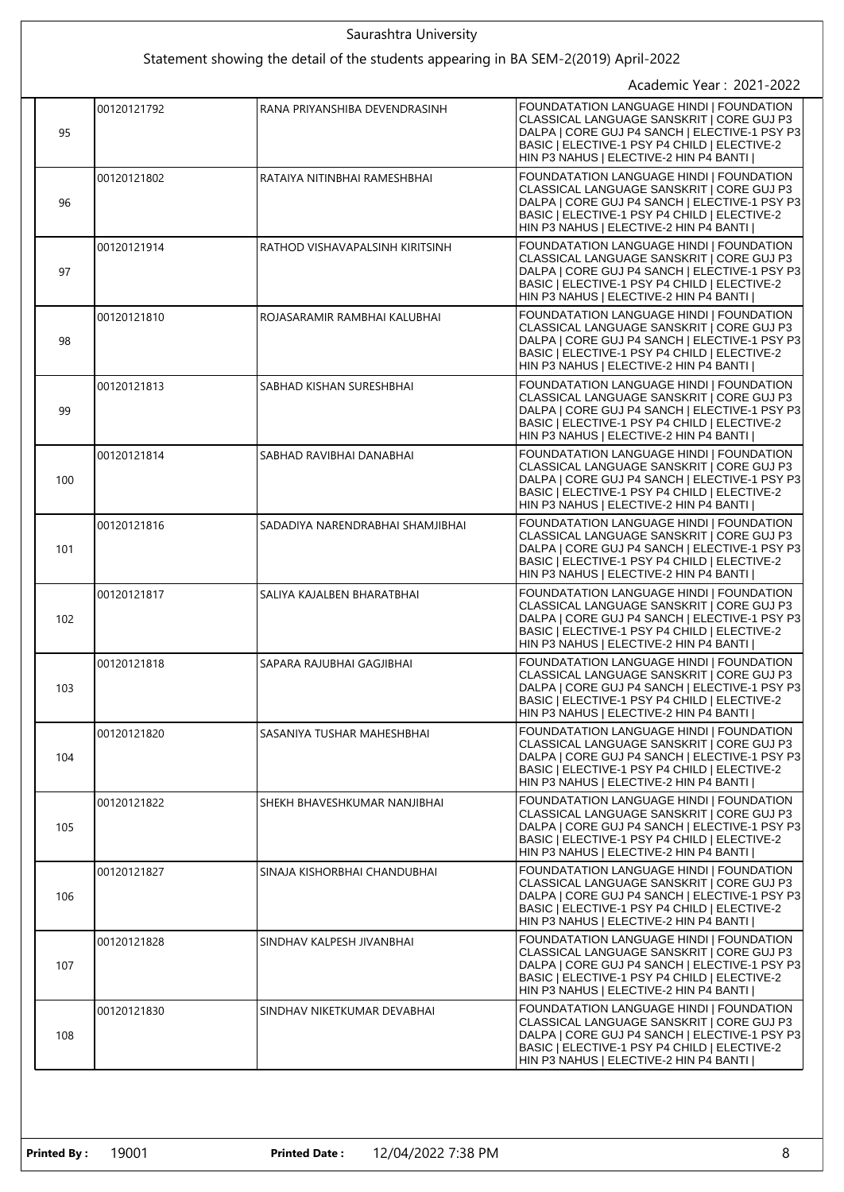Saurashtra University

Statement showing the detail of the students appearing in BA SEM-2(2019) April-2022

Academic Year : 2021-2022

| | | | |
|---|---|---|---|
| 95 | 00120121792 | RANA PRIYANSHIBA DEVENDRASINH | FOUNDATATION LANGUAGE HINDI \| FOUNDATION CLASSICAL LANGUAGE SANSKRIT \| CORE GUJ P3 DALPA \| CORE GUJ P4 SANCH \| ELECTIVE-1 PSY P3 BASIC \| ELECTIVE-1 PSY P4 CHILD \| ELECTIVE-2 HIN P3 NAHUS \| ELECTIVE-2 HIN P4 BANTI \| |
| 96 | 00120121802 | RATAIYA NITINBHAI RAMESHBHAI | FOUNDATATION LANGUAGE HINDI \| FOUNDATION CLASSICAL LANGUAGE SANSKRIT \| CORE GUJ P3 DALPA \| CORE GUJ P4 SANCH \| ELECTIVE-1 PSY P3 BASIC \| ELECTIVE-1 PSY P4 CHILD \| ELECTIVE-2 HIN P3 NAHUS \| ELECTIVE-2 HIN P4 BANTI \| |
| 97 | 00120121914 | RATHOD VISHAVAPALSINH KIRITSINH | FOUNDATATION LANGUAGE HINDI \| FOUNDATION CLASSICAL LANGUAGE SANSKRIT \| CORE GUJ P3 DALPA \| CORE GUJ P4 SANCH \| ELECTIVE-1 PSY P3 BASIC \| ELECTIVE-1 PSY P4 CHILD \| ELECTIVE-2 HIN P3 NAHUS \| ELECTIVE-2 HIN P4 BANTI \| |
| 98 | 00120121810 | ROJASARAMIR RAMBHAI KALUBHAI | FOUNDATATION LANGUAGE HINDI \| FOUNDATION CLASSICAL LANGUAGE SANSKRIT \| CORE GUJ P3 DALPA \| CORE GUJ P4 SANCH \| ELECTIVE-1 PSY P3 BASIC \| ELECTIVE-1 PSY P4 CHILD \| ELECTIVE-2 HIN P3 NAHUS \| ELECTIVE-2 HIN P4 BANTI \| |
| 99 | 00120121813 | SABHAD KISHAN SURESHBHAI | FOUNDATATION LANGUAGE HINDI \| FOUNDATION CLASSICAL LANGUAGE SANSKRIT \| CORE GUJ P3 DALPA \| CORE GUJ P4 SANCH \| ELECTIVE-1 PSY P3 BASIC \| ELECTIVE-1 PSY P4 CHILD \| ELECTIVE-2 HIN P3 NAHUS \| ELECTIVE-2 HIN P4 BANTI \| |
| 100 | 00120121814 | SABHAD RAVIBHAI DANABHAI | FOUNDATATION LANGUAGE HINDI \| FOUNDATION CLASSICAL LANGUAGE SANSKRIT \| CORE GUJ P3 DALPA \| CORE GUJ P4 SANCH \| ELECTIVE-1 PSY P3 BASIC \| ELECTIVE-1 PSY P4 CHILD \| ELECTIVE-2 HIN P3 NAHUS \| ELECTIVE-2 HIN P4 BANTI \| |
| 101 | 00120121816 | SADADIYA NARENDRABHAI SHAMJIBHAI | FOUNDATATION LANGUAGE HINDI \| FOUNDATION CLASSICAL LANGUAGE SANSKRIT \| CORE GUJ P3 DALPA \| CORE GUJ P4 SANCH \| ELECTIVE-1 PSY P3 BASIC \| ELECTIVE-1 PSY P4 CHILD \| ELECTIVE-2 HIN P3 NAHUS \| ELECTIVE-2 HIN P4 BANTI \| |
| 102 | 00120121817 | SALIYA KAJALBEN BHARATBHAI | FOUNDATATION LANGUAGE HINDI \| FOUNDATION CLASSICAL LANGUAGE SANSKRIT \| CORE GUJ P3 DALPA \| CORE GUJ P4 SANCH \| ELECTIVE-1 PSY P3 BASIC \| ELECTIVE-1 PSY P4 CHILD \| ELECTIVE-2 HIN P3 NAHUS \| ELECTIVE-2 HIN P4 BANTI \| |
| 103 | 00120121818 | SAPARA RAJUBHAI GAGJIBHAI | FOUNDATATION LANGUAGE HINDI \| FOUNDATION CLASSICAL LANGUAGE SANSKRIT \| CORE GUJ P3 DALPA \| CORE GUJ P4 SANCH \| ELECTIVE-1 PSY P3 BASIC \| ELECTIVE-1 PSY P4 CHILD \| ELECTIVE-2 HIN P3 NAHUS \| ELECTIVE-2 HIN P4 BANTI \| |
| 104 | 00120121820 | SASANIYA TUSHAR MAHESHBHAI | FOUNDATATION LANGUAGE HINDI \| FOUNDATION CLASSICAL LANGUAGE SANSKRIT \| CORE GUJ P3 DALPA \| CORE GUJ P4 SANCH \| ELECTIVE-1 PSY P3 BASIC \| ELECTIVE-1 PSY P4 CHILD \| ELECTIVE-2 HIN P3 NAHUS \| ELECTIVE-2 HIN P4 BANTI \| |
| 105 | 00120121822 | SHEKH BHAVESHKUMAR NANJIBHAI | FOUNDATATION LANGUAGE HINDI \| FOUNDATION CLASSICAL LANGUAGE SANSKRIT \| CORE GUJ P3 DALPA \| CORE GUJ P4 SANCH \| ELECTIVE-1 PSY P3 BASIC \| ELECTIVE-1 PSY P4 CHILD \| ELECTIVE-2 HIN P3 NAHUS \| ELECTIVE-2 HIN P4 BANTI \| |
| 106 | 00120121827 | SINAJA KISHORBHAI CHANDUBHAI | FOUNDATATION LANGUAGE HINDI \| FOUNDATION CLASSICAL LANGUAGE SANSKRIT \| CORE GUJ P3 DALPA \| CORE GUJ P4 SANCH \| ELECTIVE-1 PSY P3 BASIC \| ELECTIVE-1 PSY P4 CHILD \| ELECTIVE-2 HIN P3 NAHUS \| ELECTIVE-2 HIN P4 BANTI \| |
| 107 | 00120121828 | SINDHAV KALPESH JIVANBHAI | FOUNDATATION LANGUAGE HINDI \| FOUNDATION CLASSICAL LANGUAGE SANSKRIT \| CORE GUJ P3 DALPA \| CORE GUJ P4 SANCH \| ELECTIVE-1 PSY P3 BASIC \| ELECTIVE-1 PSY P4 CHILD \| ELECTIVE-2 HIN P3 NAHUS \| ELECTIVE-2 HIN P4 BANTI \| |
| 108 | 00120121830 | SINDHAV NIKETKUMAR DEVABHAI | FOUNDATATION LANGUAGE HINDI \| FOUNDATION CLASSICAL LANGUAGE SANSKRIT \| CORE GUJ P3 DALPA \| CORE GUJ P4 SANCH \| ELECTIVE-1 PSY P3 BASIC \| ELECTIVE-1 PSY P4 CHILD \| ELECTIVE-2 HIN P3 NAHUS \| ELECTIVE-2 HIN P4 BANTI \| |

**Printed By :** 19001 **Printed Date :** 12/04/2022 7:38 PM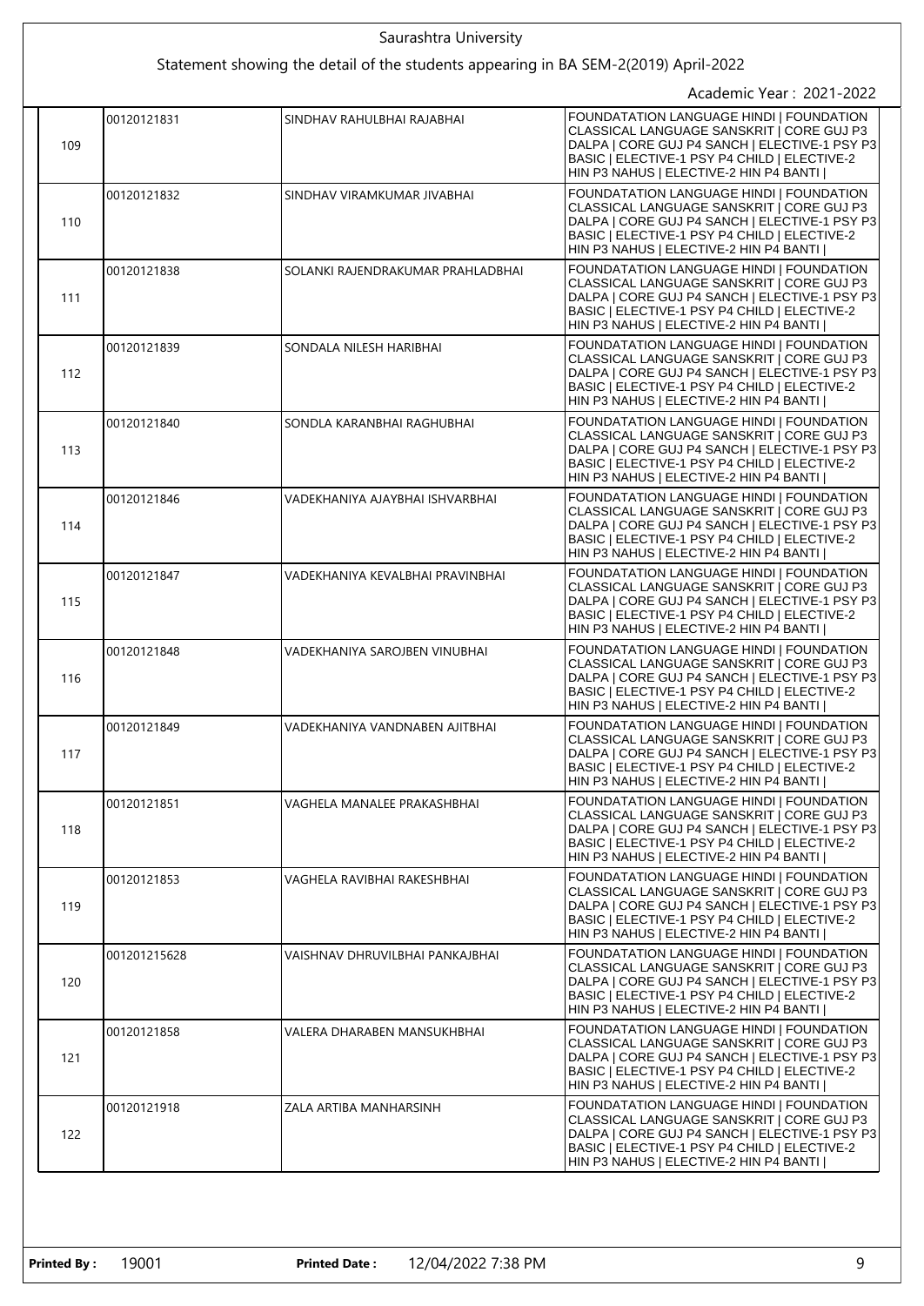Saurashtra University

Statement showing the detail of the students appearing in BA SEM-2(2019) April-2022

Academic Year : 2021-2022

| | | | |
|---|---|---|---|
| 109 | 00120121831 | SINDHAV RAHULBHAI RAJABHAI | FOUNDATATION LANGUAGE HINDI \| FOUNDATION CLASSICAL LANGUAGE SANSKRIT \| CORE GUJ P3 DALPA \| CORE GUJ P4 SANCH \| ELECTIVE-1 PSY P3 BASIC \| ELECTIVE-1 PSY P4 CHILD \| ELECTIVE-2 HIN P3 NAHUS \| ELECTIVE-2 HIN P4 BANTI \| |
| 110 | 00120121832 | SINDHAV VIRAMKUMAR JIVABHAI | FOUNDATATION LANGUAGE HINDI \| FOUNDATION CLASSICAL LANGUAGE SANSKRIT \| CORE GUJ P3 DALPA \| CORE GUJ P4 SANCH \| ELECTIVE-1 PSY P3 BASIC \| ELECTIVE-1 PSY P4 CHILD \| ELECTIVE-2 HIN P3 NAHUS \| ELECTIVE-2 HIN P4 BANTI \| |
| 111 | 00120121838 | SOLANKI RAJENDRAKUMAR PRAHLADBHAI | FOUNDATATION LANGUAGE HINDI \| FOUNDATION CLASSICAL LANGUAGE SANSKRIT \| CORE GUJ P3 DALPA \| CORE GUJ P4 SANCH \| ELECTIVE-1 PSY P3 BASIC \| ELECTIVE-1 PSY P4 CHILD \| ELECTIVE-2 HIN P3 NAHUS \| ELECTIVE-2 HIN P4 BANTI \| |
| 112 | 00120121839 | SONDALA NILESH HARIBHAI | FOUNDATATION LANGUAGE HINDI \| FOUNDATION CLASSICAL LANGUAGE SANSKRIT \| CORE GUJ P3 DALPA \| CORE GUJ P4 SANCH \| ELECTIVE-1 PSY P3 BASIC \| ELECTIVE-1 PSY P4 CHILD \| ELECTIVE-2 HIN P3 NAHUS \| ELECTIVE-2 HIN P4 BANTI \| |
| 113 | 00120121840 | SONDLA KARANBHAI RAGHUBHAI | FOUNDATATION LANGUAGE HINDI \| FOUNDATION CLASSICAL LANGUAGE SANSKRIT \| CORE GUJ P3 DALPA \| CORE GUJ P4 SANCH \| ELECTIVE-1 PSY P3 BASIC \| ELECTIVE-1 PSY P4 CHILD \| ELECTIVE-2 HIN P3 NAHUS \| ELECTIVE-2 HIN P4 BANTI \| |
| 114 | 00120121846 | VADEKHANIYA AJAYBHAI ISHVARBHAI | FOUNDATATION LANGUAGE HINDI \| FOUNDATION CLASSICAL LANGUAGE SANSKRIT \| CORE GUJ P3 DALPA \| CORE GUJ P4 SANCH \| ELECTIVE-1 PSY P3 BASIC \| ELECTIVE-1 PSY P4 CHILD \| ELECTIVE-2 HIN P3 NAHUS \| ELECTIVE-2 HIN P4 BANTI \| |
| 115 | 00120121847 | VADEKHANIYA KEVALBHAI PRAVINBHAI | FOUNDATATION LANGUAGE HINDI \| FOUNDATION CLASSICAL LANGUAGE SANSKRIT \| CORE GUJ P3 DALPA \| CORE GUJ P4 SANCH \| ELECTIVE-1 PSY P3 BASIC \| ELECTIVE-1 PSY P4 CHILD \| ELECTIVE-2 HIN P3 NAHUS \| ELECTIVE-2 HIN P4 BANTI \| |
| 116 | 00120121848 | VADEKHANIYA SAROJBEN VINUBHAI | FOUNDATATION LANGUAGE HINDI \| FOUNDATION CLASSICAL LANGUAGE SANSKRIT \| CORE GUJ P3 DALPA \| CORE GUJ P4 SANCH \| ELECTIVE-1 PSY P3 BASIC \| ELECTIVE-1 PSY P4 CHILD \| ELECTIVE-2 HIN P3 NAHUS \| ELECTIVE-2 HIN P4 BANTI \| |
| 117 | 00120121849 | VADEKHANIYA VANDNABEN AJITBHAI | FOUNDATATION LANGUAGE HINDI \| FOUNDATION CLASSICAL LANGUAGE SANSKRIT \| CORE GUJ P3 DALPA \| CORE GUJ P4 SANCH \| ELECTIVE-1 PSY P3 BASIC \| ELECTIVE-1 PSY P4 CHILD \| ELECTIVE-2 HIN P3 NAHUS \| ELECTIVE-2 HIN P4 BANTI \| |
| 118 | 00120121851 | VAGHELA MANALEE PRAKASHBHAI | FOUNDATATION LANGUAGE HINDI \| FOUNDATION CLASSICAL LANGUAGE SANSKRIT \| CORE GUJ P3 DALPA \| CORE GUJ P4 SANCH \| ELECTIVE-1 PSY P3 BASIC \| ELECTIVE-1 PSY P4 CHILD \| ELECTIVE-2 HIN P3 NAHUS \| ELECTIVE-2 HIN P4 BANTI \| |
| 119 | 00120121853 | VAGHELA RAVIBHAI RAKESHBHAI | FOUNDATATION LANGUAGE HINDI \| FOUNDATION CLASSICAL LANGUAGE SANSKRIT \| CORE GUJ P3 DALPA \| CORE GUJ P4 SANCH \| ELECTIVE-1 PSY P3 BASIC \| ELECTIVE-1 PSY P4 CHILD \| ELECTIVE-2 HIN P3 NAHUS \| ELECTIVE-2 HIN P4 BANTI \| |
| 120 | 001201215628 | VAISHNAV DHRUVILBHAI PANKAJBHAI | FOUNDATATION LANGUAGE HINDI \| FOUNDATION CLASSICAL LANGUAGE SANSKRIT \| CORE GUJ P3 DALPA \| CORE GUJ P4 SANCH \| ELECTIVE-1 PSY P3 BASIC \| ELECTIVE-1 PSY P4 CHILD \| ELECTIVE-2 HIN P3 NAHUS \| ELECTIVE-2 HIN P4 BANTI \| |
| 121 | 00120121858 | VALERA DHARABEN MANSUKHBHAI | FOUNDATATION LANGUAGE HINDI \| FOUNDATION CLASSICAL LANGUAGE SANSKRIT \| CORE GUJ P3 DALPA \| CORE GUJ P4 SANCH \| ELECTIVE-1 PSY P3 BASIC \| ELECTIVE-1 PSY P4 CHILD \| ELECTIVE-2 HIN P3 NAHUS \| ELECTIVE-2 HIN P4 BANTI \| |
| 122 | 00120121918 | ZALA ARTIBA MANHARSINH | FOUNDATATION LANGUAGE HINDI \| FOUNDATION CLASSICAL LANGUAGE SANSKRIT \| CORE GUJ P3 DALPA \| CORE GUJ P4 SANCH \| ELECTIVE-1 PSY P3 BASIC \| ELECTIVE-1 PSY P4 CHILD \| ELECTIVE-2 HIN P3 NAHUS \| ELECTIVE-2 HIN P4 BANTI \| |

**Printed By :** 19001 **Printed Date :** 12/04/2022 7:38 PM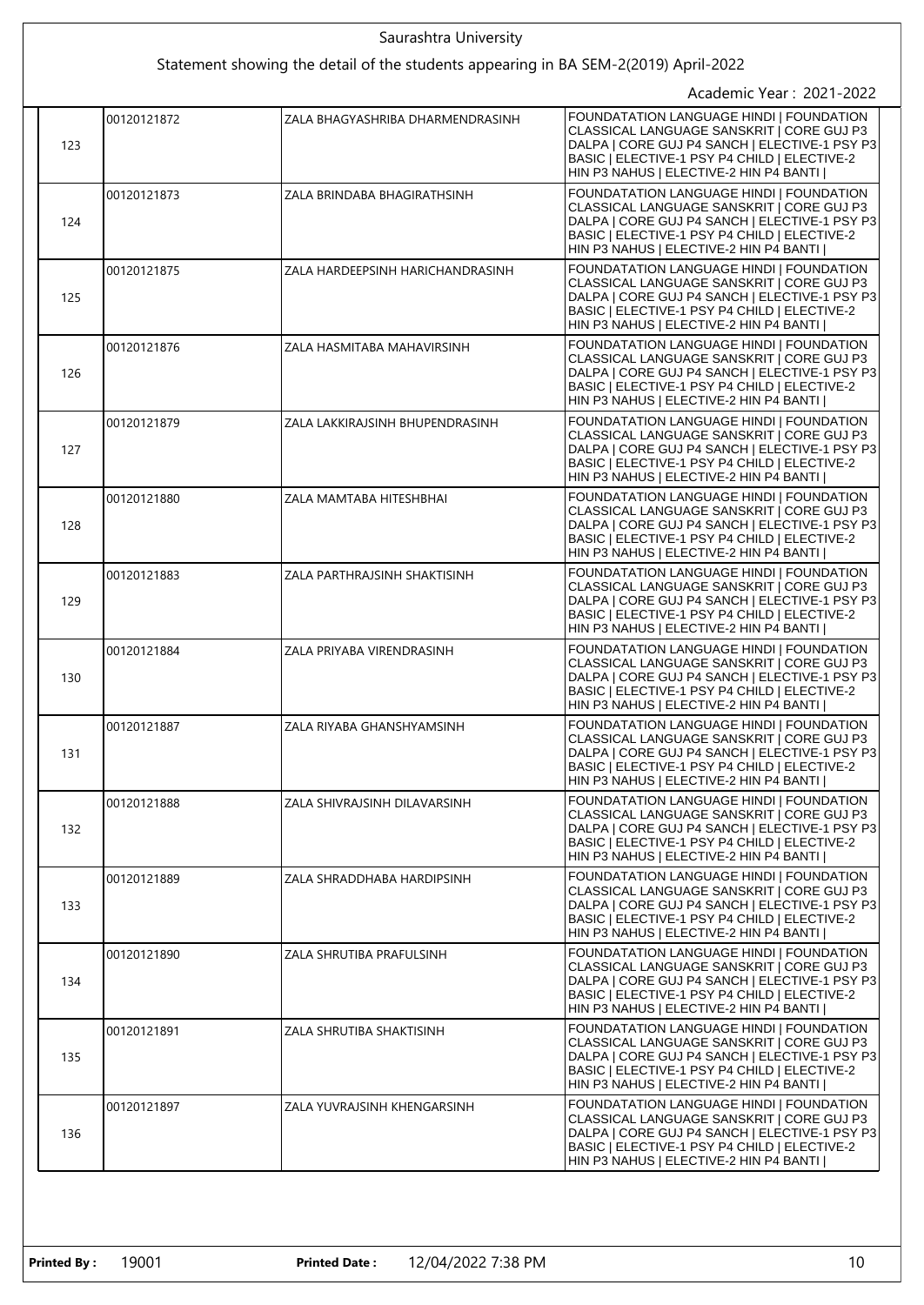Saurashtra University

Statement showing the detail of the students appearing in BA SEM-2(2019) April-2022

Academic Year : 2021-2022

| | | | |
|---|---|---|---|
| 123 | 00120121872 | ZALA BHAGYASHRIBA DHARMENDRASINH | FOUNDATATION LANGUAGE HINDI \| FOUNDATION CLASSICAL LANGUAGE SANSKRIT \| CORE GUJ P3 DALPA \| CORE GUJ P4 SANCH \| ELECTIVE-1 PSY P3 BASIC \| ELECTIVE-1 PSY P4 CHILD \| ELECTIVE-2 HIN P3 NAHUS \| ELECTIVE-2 HIN P4 BANTI \| |
| 124 | 00120121873 | ZALA BRINDABA BHAGIRATHSINH | FOUNDATATION LANGUAGE HINDI \| FOUNDATION CLASSICAL LANGUAGE SANSKRIT \| CORE GUJ P3 DALPA \| CORE GUJ P4 SANCH \| ELECTIVE-1 PSY P3 BASIC \| ELECTIVE-1 PSY P4 CHILD \| ELECTIVE-2 HIN P3 NAHUS \| ELECTIVE-2 HIN P4 BANTI \| |
| 125 | 00120121875 | ZALA HARDEEPSINH HARICHANDRASINH | FOUNDATATION LANGUAGE HINDI \| FOUNDATION CLASSICAL LANGUAGE SANSKRIT \| CORE GUJ P3 DALPA \| CORE GUJ P4 SANCH \| ELECTIVE-1 PSY P3 BASIC \| ELECTIVE-1 PSY P4 CHILD \| ELECTIVE-2 HIN P3 NAHUS \| ELECTIVE-2 HIN P4 BANTI \| |
| 126 | 00120121876 | ZALA HASMITABA MAHAVIRSINH | FOUNDATATION LANGUAGE HINDI \| FOUNDATION CLASSICAL LANGUAGE SANSKRIT \| CORE GUJ P3 DALPA \| CORE GUJ P4 SANCH \| ELECTIVE-1 PSY P3 BASIC \| ELECTIVE-1 PSY P4 CHILD \| ELECTIVE-2 HIN P3 NAHUS \| ELECTIVE-2 HIN P4 BANTI \| |
| 127 | 00120121879 | ZALA LAKKIRAJSINH BHUPENDRASINH | FOUNDATATION LANGUAGE HINDI \| FOUNDATION CLASSICAL LANGUAGE SANSKRIT \| CORE GUJ P3 DALPA \| CORE GUJ P4 SANCH \| ELECTIVE-1 PSY P3 BASIC \| ELECTIVE-1 PSY P4 CHILD \| ELECTIVE-2 HIN P3 NAHUS \| ELECTIVE-2 HIN P4 BANTI \| |
| 128 | 00120121880 | ZALA MAMTABA HITESHBHAI | FOUNDATATION LANGUAGE HINDI \| FOUNDATION CLASSICAL LANGUAGE SANSKRIT \| CORE GUJ P3 DALPA \| CORE GUJ P4 SANCH \| ELECTIVE-1 PSY P3 BASIC \| ELECTIVE-1 PSY P4 CHILD \| ELECTIVE-2 HIN P3 NAHUS \| ELECTIVE-2 HIN P4 BANTI \| |
| 129 | 00120121883 | ZALA PARTHRAJSINH SHAKTISINH | FOUNDATATION LANGUAGE HINDI \| FOUNDATION CLASSICAL LANGUAGE SANSKRIT \| CORE GUJ P3 DALPA \| CORE GUJ P4 SANCH \| ELECTIVE-1 PSY P3 BASIC \| ELECTIVE-1 PSY P4 CHILD \| ELECTIVE-2 HIN P3 NAHUS \| ELECTIVE-2 HIN P4 BANTI \| |
| 130 | 00120121884 | ZALA PRIYABA VIRENDRASINH | FOUNDATATION LANGUAGE HINDI \| FOUNDATION CLASSICAL LANGUAGE SANSKRIT \| CORE GUJ P3 DALPA \| CORE GUJ P4 SANCH \| ELECTIVE-1 PSY P3 BASIC \| ELECTIVE-1 PSY P4 CHILD \| ELECTIVE-2 HIN P3 NAHUS \| ELECTIVE-2 HIN P4 BANTI \| |
| 131 | 00120121887 | ZALA RIYABA GHANSHYAMSINH | FOUNDATATION LANGUAGE HINDI \| FOUNDATION CLASSICAL LANGUAGE SANSKRIT \| CORE GUJ P3 DALPA \| CORE GUJ P4 SANCH \| ELECTIVE-1 PSY P3 BASIC \| ELECTIVE-1 PSY P4 CHILD \| ELECTIVE-2 HIN P3 NAHUS \| ELECTIVE-2 HIN P4 BANTI \| |
| 132 | 00120121888 | ZALA SHIVRAJSINH DILAVARSINH | FOUNDATATION LANGUAGE HINDI \| FOUNDATION CLASSICAL LANGUAGE SANSKRIT \| CORE GUJ P3 DALPA \| CORE GUJ P4 SANCH \| ELECTIVE-1 PSY P3 BASIC \| ELECTIVE-1 PSY P4 CHILD \| ELECTIVE-2 HIN P3 NAHUS \| ELECTIVE-2 HIN P4 BANTI \| |
| 133 | 00120121889 | ZALA SHRADDHABA HARDIPSINH | FOUNDATATION LANGUAGE HINDI \| FOUNDATION CLASSICAL LANGUAGE SANSKRIT \| CORE GUJ P3 DALPA \| CORE GUJ P4 SANCH \| ELECTIVE-1 PSY P3 BASIC \| ELECTIVE-1 PSY P4 CHILD \| ELECTIVE-2 HIN P3 NAHUS \| ELECTIVE-2 HIN P4 BANTI \| |
| 134 | 00120121890 | ZALA SHRUTIBA PRAFULSINH | FOUNDATATION LANGUAGE HINDI \| FOUNDATION CLASSICAL LANGUAGE SANSKRIT \| CORE GUJ P3 DALPA \| CORE GUJ P4 SANCH \| ELECTIVE-1 PSY P3 BASIC \| ELECTIVE-1 PSY P4 CHILD \| ELECTIVE-2 HIN P3 NAHUS \| ELECTIVE-2 HIN P4 BANTI \| |
| 135 | 00120121891 | ZALA SHRUTIBA SHAKTISINH | FOUNDATATION LANGUAGE HINDI \| FOUNDATION CLASSICAL LANGUAGE SANSKRIT \| CORE GUJ P3 DALPA \| CORE GUJ P4 SANCH \| ELECTIVE-1 PSY P3 BASIC \| ELECTIVE-1 PSY P4 CHILD \| ELECTIVE-2 HIN P3 NAHUS \| ELECTIVE-2 HIN P4 BANTI \| |
| 136 | 00120121897 | ZALA YUVRAJSINH KHENGARSINH | FOUNDATATION LANGUAGE HINDI \| FOUNDATION CLASSICAL LANGUAGE SANSKRIT \| CORE GUJ P3 DALPA \| CORE GUJ P4 SANCH \| ELECTIVE-1 PSY P3 BASIC \| ELECTIVE-1 PSY P4 CHILD \| ELECTIVE-2 HIN P3 NAHUS \| ELECTIVE-2 HIN P4 BANTI \| |

**Printed By :** 19001 **Printed Date :** 12/04/2022 7:38 PM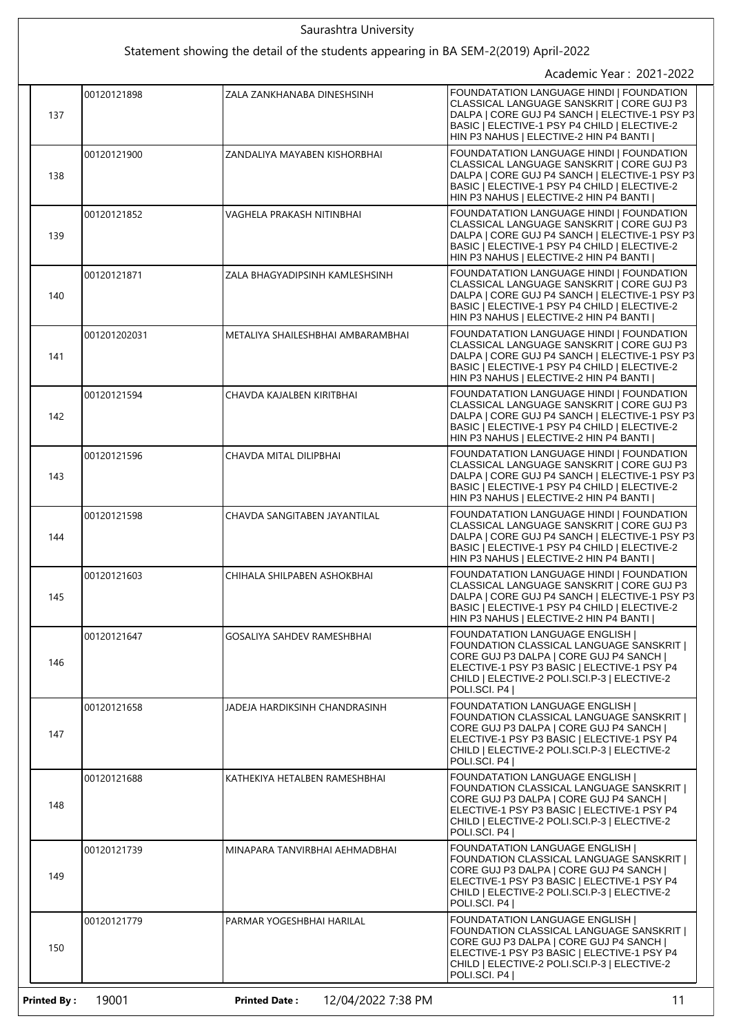Saurashtra University

Statement showing the detail of the students appearing in BA SEM-2(2019) April-2022

Academic Year : 2021-2022

| | | | |
|---|---|---|---|
| 137 | 00120121898 | ZALA ZANKHANABA DINESHSINH | FOUNDATATION LANGUAGE HINDI \| FOUNDATION CLASSICAL LANGUAGE SANSKRIT \| CORE GUJ P3 DALPA \| CORE GUJ P4 SANCH \| ELECTIVE-1 PSY P3 BASIC \| ELECTIVE-1 PSY P4 CHILD \| ELECTIVE-2 HIN P3 NAHUS \| ELECTIVE-2 HIN P4 BANTI \| |
| 138 | 00120121900 | ZANDALIYA MAYABEN KISHORBHAI | FOUNDATATION LANGUAGE HINDI \| FOUNDATION CLASSICAL LANGUAGE SANSKRIT \| CORE GUJ P3 DALPA \| CORE GUJ P4 SANCH \| ELECTIVE-1 PSY P3 BASIC \| ELECTIVE-1 PSY P4 CHILD \| ELECTIVE-2 HIN P3 NAHUS \| ELECTIVE-2 HIN P4 BANTI \| |
| 139 | 00120121852 | VAGHELA PRAKASH NITINBHAI | FOUNDATATION LANGUAGE HINDI \| FOUNDATION CLASSICAL LANGUAGE SANSKRIT \| CORE GUJ P3 DALPA \| CORE GUJ P4 SANCH \| ELECTIVE-1 PSY P3 BASIC \| ELECTIVE-1 PSY P4 CHILD \| ELECTIVE-2 HIN P3 NAHUS \| ELECTIVE-2 HIN P4 BANTI \| |
| 140 | 00120121871 | ZALA BHAGYADIPSINH KAMLESHSINH | FOUNDATATION LANGUAGE HINDI \| FOUNDATION CLASSICAL LANGUAGE SANSKRIT \| CORE GUJ P3 DALPA \| CORE GUJ P4 SANCH \| ELECTIVE-1 PSY P3 BASIC \| ELECTIVE-1 PSY P4 CHILD \| ELECTIVE-2 HIN P3 NAHUS \| ELECTIVE-2 HIN P4 BANTI \| |
| 141 | 001201202031 | METALIYA SHAILESHBHAI AMBARAMBHAI | FOUNDATATION LANGUAGE HINDI \| FOUNDATION CLASSICAL LANGUAGE SANSKRIT \| CORE GUJ P3 DALPA \| CORE GUJ P4 SANCH \| ELECTIVE-1 PSY P3 BASIC \| ELECTIVE-1 PSY P4 CHILD \| ELECTIVE-2 HIN P3 NAHUS \| ELECTIVE-2 HIN P4 BANTI \| |
| 142 | 00120121594 | CHAVDA KAJALBEN KIRITBHAI | FOUNDATATION LANGUAGE HINDI \| FOUNDATION CLASSICAL LANGUAGE SANSKRIT \| CORE GUJ P3 DALPA \| CORE GUJ P4 SANCH \| ELECTIVE-1 PSY P3 BASIC \| ELECTIVE-1 PSY P4 CHILD \| ELECTIVE-2 HIN P3 NAHUS \| ELECTIVE-2 HIN P4 BANTI \| |
| 143 | 00120121596 | CHAVDA MITAL DILIPBHAI | FOUNDATATION LANGUAGE HINDI \| FOUNDATION CLASSICAL LANGUAGE SANSKRIT \| CORE GUJ P3 DALPA \| CORE GUJ P4 SANCH \| ELECTIVE-1 PSY P3 BASIC \| ELECTIVE-1 PSY P4 CHILD \| ELECTIVE-2 HIN P3 NAHUS \| ELECTIVE-2 HIN P4 BANTI \| |
| 144 | 00120121598 | CHAVDA SANGITABEN JAYANTILAL | FOUNDATATION LANGUAGE HINDI \| FOUNDATION CLASSICAL LANGUAGE SANSKRIT \| CORE GUJ P3 DALPA \| CORE GUJ P4 SANCH \| ELECTIVE-1 PSY P3 BASIC \| ELECTIVE-1 PSY P4 CHILD \| ELECTIVE-2 HIN P3 NAHUS \| ELECTIVE-2 HIN P4 BANTI \| |
| 145 | 00120121603 | CHIHALA SHILPABEN ASHOKBHAI | FOUNDATATION LANGUAGE HINDI \| FOUNDATION CLASSICAL LANGUAGE SANSKRIT \| CORE GUJ P3 DALPA \| CORE GUJ P4 SANCH \| ELECTIVE-1 PSY P3 BASIC \| ELECTIVE-1 PSY P4 CHILD \| ELECTIVE-2 HIN P3 NAHUS \| ELECTIVE-2 HIN P4 BANTI \| |
| 146 | 00120121647 | GOSALIYA SAHDEV RAMESHBHAI | FOUNDATATION LANGUAGE ENGLISH \| FOUNDATION CLASSICAL LANGUAGE SANSKRIT \| CORE GUJ P3 DALPA \| CORE GUJ P4 SANCH \| ELECTIVE-1 PSY P3 BASIC \| ELECTIVE-1 PSY P4 CHILD \| ELECTIVE-2 POLI.SCI.P-3 \| ELECTIVE-2 POLI.SCI. P4 \| |
| 147 | 00120121658 | JADEJA HARDIKSINH CHANDRASINH | FOUNDATATION LANGUAGE ENGLISH \| FOUNDATION CLASSICAL LANGUAGE SANSKRIT \| CORE GUJ P3 DALPA \| CORE GUJ P4 SANCH \| ELECTIVE-1 PSY P3 BASIC \| ELECTIVE-1 PSY P4 CHILD \| ELECTIVE-2 POLI.SCI.P-3 \| ELECTIVE-2 POLI.SCI. P4 \| |
| 148 | 00120121688 | KATHEKIYA HETALBEN RAMESHBHAI | FOUNDATATION LANGUAGE ENGLISH \| FOUNDATION CLASSICAL LANGUAGE SANSKRIT \| CORE GUJ P3 DALPA \| CORE GUJ P4 SANCH \| ELECTIVE-1 PSY P3 BASIC \| ELECTIVE-1 PSY P4 CHILD \| ELECTIVE-2 POLI.SCI.P-3 \| ELECTIVE-2 POLI.SCI. P4 \| |
| 149 | 00120121739 | MINAPARA TANVIRBHAI AEHMADBHAI | FOUNDATATION LANGUAGE ENGLISH \| FOUNDATION CLASSICAL LANGUAGE SANSKRIT \| CORE GUJ P3 DALPA \| CORE GUJ P4 SANCH \| ELECTIVE-1 PSY P3 BASIC \| ELECTIVE-1 PSY P4 CHILD \| ELECTIVE-2 POLI.SCI.P-3 \| ELECTIVE-2 POLI.SCI. P4 \| |
| 150 | 00120121779 | PARMAR YOGESHBHAI HARILAL | FOUNDATATION LANGUAGE ENGLISH \| FOUNDATION CLASSICAL LANGUAGE SANSKRIT \| CORE GUJ P3 DALPA \| CORE GUJ P4 SANCH \| ELECTIVE-1 PSY P3 BASIC \| ELECTIVE-1 PSY P4 CHILD \| ELECTIVE-2 POLI.SCI.P-3 \| ELECTIVE-2 POLI.SCI. P4 \| |

**Printed By :** 19001 **Printed Date :** 12/04/2022 7:38 PM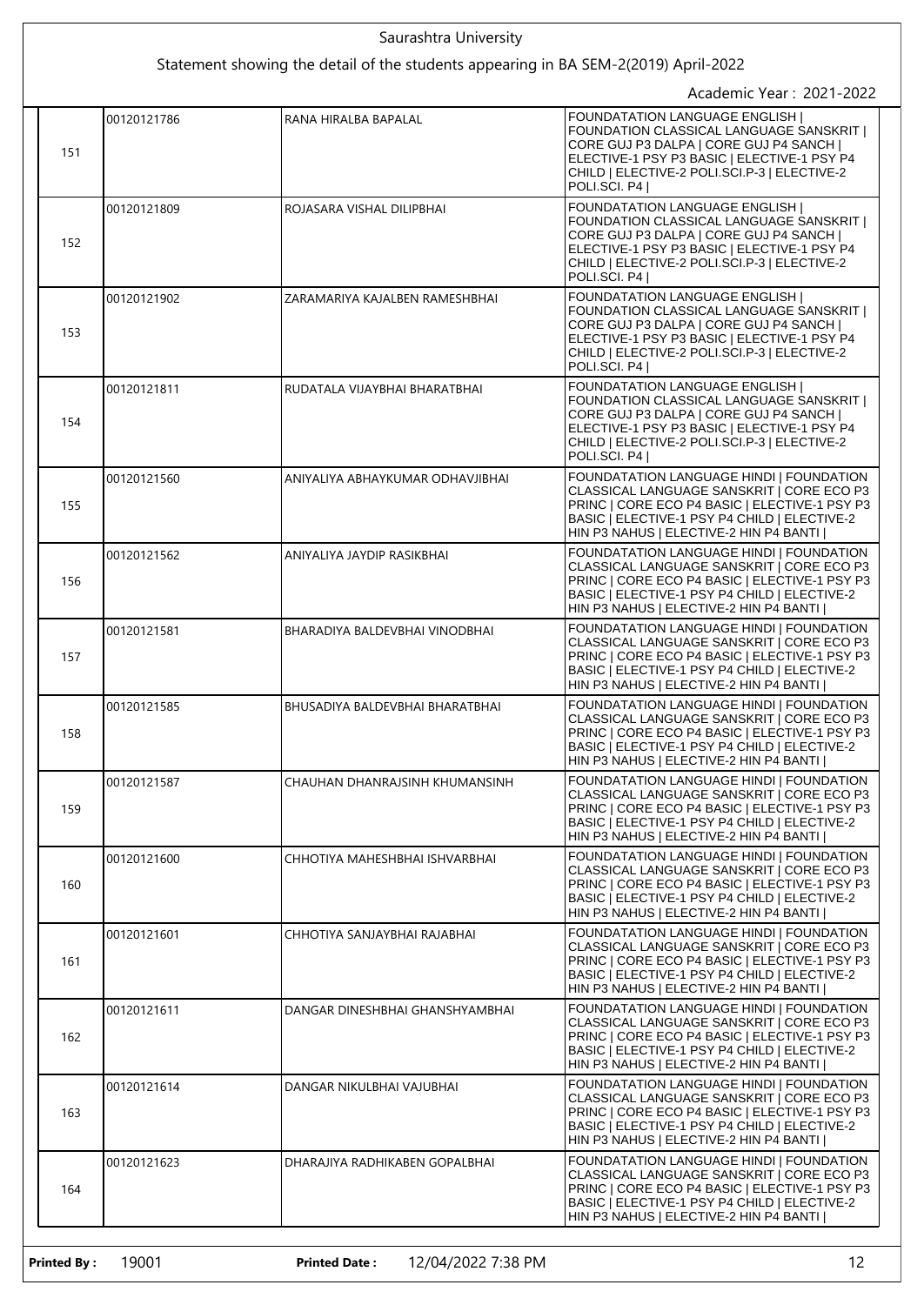Saurashtra University

Statement showing the detail of the students appearing in BA SEM-2(2019) April-2022

Academic Year : 2021-2022

| | | | |
|---|---|---|---|
| 151 | 00120121786 | RANA HIRALBA BAPALAL | FOUNDATATION LANGUAGE ENGLISH \| FOUNDATION CLASSICAL LANGUAGE SANSKRIT \| CORE GUJ P3 DALPA \| CORE GUJ P4 SANCH \| ELECTIVE-1 PSY P3 BASIC \| ELECTIVE-1 PSY P4 CHILD \| ELECTIVE-2 POLI.SCI.P-3 \| ELECTIVE-2 POLI.SCI. P4 \| |
| 152 | 00120121809 | ROJASARA VISHAL DILIPBHAI | FOUNDATATION LANGUAGE ENGLISH \| FOUNDATION CLASSICAL LANGUAGE SANSKRIT \| CORE GUJ P3 DALPA \| CORE GUJ P4 SANCH \| ELECTIVE-1 PSY P3 BASIC \| ELECTIVE-1 PSY P4 CHILD \| ELECTIVE-2 POLI.SCI.P-3 \| ELECTIVE-2 POLI.SCI. P4 \| |
| 153 | 00120121902 | ZARAMARIYA KAJALBEN RAMESHBHAI | FOUNDATATION LANGUAGE ENGLISH \| FOUNDATION CLASSICAL LANGUAGE SANSKRIT \| CORE GUJ P3 DALPA \| CORE GUJ P4 SANCH \| ELECTIVE-1 PSY P3 BASIC \| ELECTIVE-1 PSY P4 CHILD \| ELECTIVE-2 POLI.SCI.P-3 \| ELECTIVE-2 POLI.SCI. P4 \| |
| 154 | 00120121811 | RUDATALA VIJAYBHAI BHARATBHAI | FOUNDATATION LANGUAGE ENGLISH \| FOUNDATION CLASSICAL LANGUAGE SANSKRIT \| CORE GUJ P3 DALPA \| CORE GUJ P4 SANCH \| ELECTIVE-1 PSY P3 BASIC \| ELECTIVE-1 PSY P4 CHILD \| ELECTIVE-2 POLI.SCI.P-3 \| ELECTIVE-2 POLI.SCI. P4 \| |
| 155 | 00120121560 | ANIYALIYA ABHAYKUMAR ODHAVJIBHAI | FOUNDATATION LANGUAGE HINDI \| FOUNDATION CLASSICAL LANGUAGE SANSKRIT \| CORE ECO P3 PRINC \| CORE ECO P4 BASIC \| ELECTIVE-1 PSY P3 BASIC \| ELECTIVE-1 PSY P4 CHILD \| ELECTIVE-2 HIN P3 NAHUS \| ELECTIVE-2 HIN P4 BANTI \| |
| 156 | 00120121562 | ANIYALIYA JAYDIP RASIKBHAI | FOUNDATATION LANGUAGE HINDI \| FOUNDATION CLASSICAL LANGUAGE SANSKRIT \| CORE ECO P3 PRINC \| CORE ECO P4 BASIC \| ELECTIVE-1 PSY P3 BASIC \| ELECTIVE-1 PSY P4 CHILD \| ELECTIVE-2 HIN P3 NAHUS \| ELECTIVE-2 HIN P4 BANTI \| |
| 157 | 00120121581 | BHARADIYA BALDEVBHAI VINODBHAI | FOUNDATATION LANGUAGE HINDI \| FOUNDATION CLASSICAL LANGUAGE SANSKRIT \| CORE ECO P3 PRINC \| CORE ECO P4 BASIC \| ELECTIVE-1 PSY P3 BASIC \| ELECTIVE-1 PSY P4 CHILD \| ELECTIVE-2 HIN P3 NAHUS \| ELECTIVE-2 HIN P4 BANTI \| |
| 158 | 00120121585 | BHUSADIYA BALDEVBHAI BHARATBHAI | FOUNDATATION LANGUAGE HINDI \| FOUNDATION CLASSICAL LANGUAGE SANSKRIT \| CORE ECO P3 PRINC \| CORE ECO P4 BASIC \| ELECTIVE-1 PSY P3 BASIC \| ELECTIVE-1 PSY P4 CHILD \| ELECTIVE-2 HIN P3 NAHUS \| ELECTIVE-2 HIN P4 BANTI \| |
| 159 | 00120121587 | CHAUHAN DHANRAJSINH KHUMANSINH | FOUNDATATION LANGUAGE HINDI \| FOUNDATION CLASSICAL LANGUAGE SANSKRIT \| CORE ECO P3 PRINC \| CORE ECO P4 BASIC \| ELECTIVE-1 PSY P3 BASIC \| ELECTIVE-1 PSY P4 CHILD \| ELECTIVE-2 HIN P3 NAHUS \| ELECTIVE-2 HIN P4 BANTI \| |
| 160 | 00120121600 | CHHOTIYA MAHESHBHAI ISHVARBHAI | FOUNDATATION LANGUAGE HINDI \| FOUNDATION CLASSICAL LANGUAGE SANSKRIT \| CORE ECO P3 PRINC \| CORE ECO P4 BASIC \| ELECTIVE-1 PSY P3 BASIC \| ELECTIVE-1 PSY P4 CHILD \| ELECTIVE-2 HIN P3 NAHUS \| ELECTIVE-2 HIN P4 BANTI \| |
| 161 | 00120121601 | CHHOTIYA SANJAYBHAI RAJABHAI | FOUNDATATION LANGUAGE HINDI \| FOUNDATION CLASSICAL LANGUAGE SANSKRIT \| CORE ECO P3 PRINC \| CORE ECO P4 BASIC \| ELECTIVE-1 PSY P3 BASIC \| ELECTIVE-1 PSY P4 CHILD \| ELECTIVE-2 HIN P3 NAHUS \| ELECTIVE-2 HIN P4 BANTI \| |
| 162 | 00120121611 | DANGAR DINESHBHAI GHANSHYAMBHAI | FOUNDATATION LANGUAGE HINDI \| FOUNDATION CLASSICAL LANGUAGE SANSKRIT \| CORE ECO P3 PRINC \| CORE ECO P4 BASIC \| ELECTIVE-1 PSY P3 BASIC \| ELECTIVE-1 PSY P4 CHILD \| ELECTIVE-2 HIN P3 NAHUS \| ELECTIVE-2 HIN P4 BANTI \| |
| 163 | 00120121614 | DANGAR NIKULBHAI VAJUBHAI | FOUNDATATION LANGUAGE HINDI \| FOUNDATION CLASSICAL LANGUAGE SANSKRIT \| CORE ECO P3 PRINC \| CORE ECO P4 BASIC \| ELECTIVE-1 PSY P3 BASIC \| ELECTIVE-1 PSY P4 CHILD \| ELECTIVE-2 HIN P3 NAHUS \| ELECTIVE-2 HIN P4 BANTI \| |
| 164 | 00120121623 | DHARAJIYA RADHIKABEN GOPALBHAI | FOUNDATATION LANGUAGE HINDI \| FOUNDATION CLASSICAL LANGUAGE SANSKRIT \| CORE ECO P3 PRINC \| CORE ECO P4 BASIC \| ELECTIVE-1 PSY P3 BASIC \| ELECTIVE-1 PSY P4 CHILD \| ELECTIVE-2 HIN P3 NAHUS \| ELECTIVE-2 HIN P4 BANTI \| |

**Printed By :** 19001 **Printed Date :** 12/04/2022 7:38 PM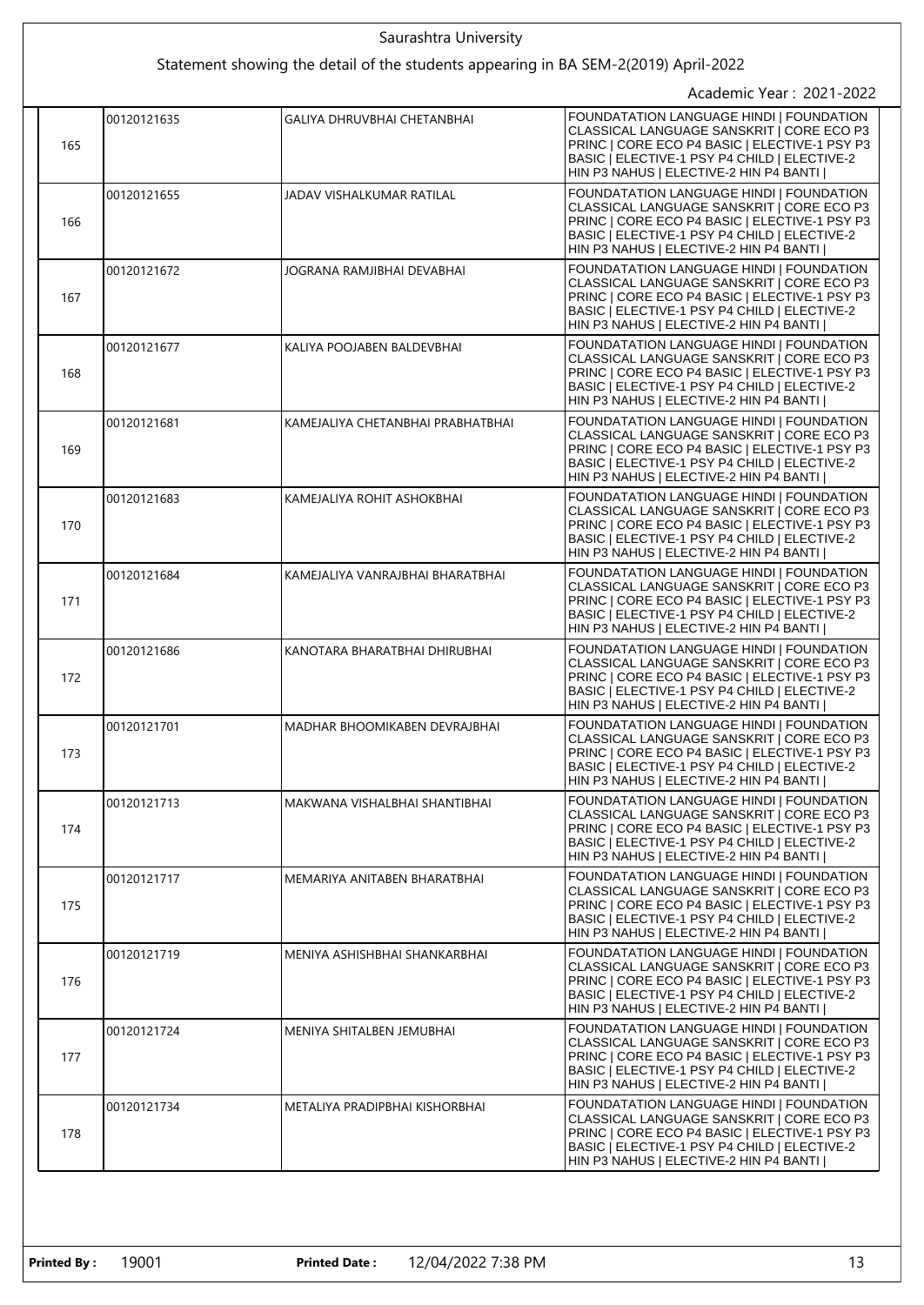Saurashtra University

Statement showing the detail of the students appearing in BA SEM-2(2019) April-2022

Academic Year : 2021-2022

| | | | |
|---|---|---|---|
| 165 | 00120121635 | GALIYA DHRUVBHAI CHETANBHAI | FOUNDATATION LANGUAGE HINDI \| FOUNDATION CLASSICAL LANGUAGE SANSKRIT \| CORE ECO P3 PRINC \| CORE ECO P4 BASIC \| ELECTIVE-1 PSY P3 BASIC \| ELECTIVE-1 PSY P4 CHILD \| ELECTIVE-2 HIN P3 NAHUS \| ELECTIVE-2 HIN P4 BANTI \| |
| 166 | 00120121655 | JADAV VISHALKUMAR RATILAL | FOUNDATATION LANGUAGE HINDI \| FOUNDATION CLASSICAL LANGUAGE SANSKRIT \| CORE ECO P3 PRINC \| CORE ECO P4 BASIC \| ELECTIVE-1 PSY P3 BASIC \| ELECTIVE-1 PSY P4 CHILD \| ELECTIVE-2 HIN P3 NAHUS \| ELECTIVE-2 HIN P4 BANTI \| |
| 167 | 00120121672 | JOGRANA RAMJIBHAI DEVABHAI | FOUNDATATION LANGUAGE HINDI \| FOUNDATION CLASSICAL LANGUAGE SANSKRIT \| CORE ECO P3 PRINC \| CORE ECO P4 BASIC \| ELECTIVE-1 PSY P3 BASIC \| ELECTIVE-1 PSY P4 CHILD \| ELECTIVE-2 HIN P3 NAHUS \| ELECTIVE-2 HIN P4 BANTI \| |
| 168 | 00120121677 | KALIYA POOJABEN BALDEVBHAI | FOUNDATATION LANGUAGE HINDI \| FOUNDATION CLASSICAL LANGUAGE SANSKRIT \| CORE ECO P3 PRINC \| CORE ECO P4 BASIC \| ELECTIVE-1 PSY P3 BASIC \| ELECTIVE-1 PSY P4 CHILD \| ELECTIVE-2 HIN P3 NAHUS \| ELECTIVE-2 HIN P4 BANTI \| |
| 169 | 00120121681 | KAMEJALIYA CHETANBHAI PRABHATBHAI | FOUNDATATION LANGUAGE HINDI \| FOUNDATION CLASSICAL LANGUAGE SANSKRIT \| CORE ECO P3 PRINC \| CORE ECO P4 BASIC \| ELECTIVE-1 PSY P3 BASIC \| ELECTIVE-1 PSY P4 CHILD \| ELECTIVE-2 HIN P3 NAHUS \| ELECTIVE-2 HIN P4 BANTI \| |
| 170 | 00120121683 | KAMEJALIYA ROHIT ASHOKBHAI | FOUNDATATION LANGUAGE HINDI \| FOUNDATION CLASSICAL LANGUAGE SANSKRIT \| CORE ECO P3 PRINC \| CORE ECO P4 BASIC \| ELECTIVE-1 PSY P3 BASIC \| ELECTIVE-1 PSY P4 CHILD \| ELECTIVE-2 HIN P3 NAHUS \| ELECTIVE-2 HIN P4 BANTI \| |
| 171 | 00120121684 | KAMEJALIYA VANRAJBHAI BHARATBHAI | FOUNDATATION LANGUAGE HINDI \| FOUNDATION CLASSICAL LANGUAGE SANSKRIT \| CORE ECO P3 PRINC \| CORE ECO P4 BASIC \| ELECTIVE-1 PSY P3 BASIC \| ELECTIVE-1 PSY P4 CHILD \| ELECTIVE-2 HIN P3 NAHUS \| ELECTIVE-2 HIN P4 BANTI \| |
| 172 | 00120121686 | KANOTARA BHARATBHAI DHIRUBHAI | FOUNDATATION LANGUAGE HINDI \| FOUNDATION CLASSICAL LANGUAGE SANSKRIT \| CORE ECO P3 PRINC \| CORE ECO P4 BASIC \| ELECTIVE-1 PSY P3 BASIC \| ELECTIVE-1 PSY P4 CHILD \| ELECTIVE-2 HIN P3 NAHUS \| ELECTIVE-2 HIN P4 BANTI \| |
| 173 | 00120121701 | MADHAR BHOOMIKABEN DEVRAJBHAI | FOUNDATATION LANGUAGE HINDI \| FOUNDATION CLASSICAL LANGUAGE SANSKRIT \| CORE ECO P3 PRINC \| CORE ECO P4 BASIC \| ELECTIVE-1 PSY P3 BASIC \| ELECTIVE-1 PSY P4 CHILD \| ELECTIVE-2 HIN P3 NAHUS \| ELECTIVE-2 HIN P4 BANTI \| |
| 174 | 00120121713 | MAKWANA VISHALBHAI SHANTIBHAI | FOUNDATATION LANGUAGE HINDI \| FOUNDATION CLASSICAL LANGUAGE SANSKRIT \| CORE ECO P3 PRINC \| CORE ECO P4 BASIC \| ELECTIVE-1 PSY P3 BASIC \| ELECTIVE-1 PSY P4 CHILD \| ELECTIVE-2 HIN P3 NAHUS \| ELECTIVE-2 HIN P4 BANTI \| |
| 175 | 00120121717 | MEMARIYA ANITABEN BHARATBHAI | FOUNDATATION LANGUAGE HINDI \| FOUNDATION CLASSICAL LANGUAGE SANSKRIT \| CORE ECO P3 PRINC \| CORE ECO P4 BASIC \| ELECTIVE-1 PSY P3 BASIC \| ELECTIVE-1 PSY P4 CHILD \| ELECTIVE-2 HIN P3 NAHUS \| ELECTIVE-2 HIN P4 BANTI \| |
| 176 | 00120121719 | MENIYA ASHISHBHAI SHANKARBHAI | FOUNDATATION LANGUAGE HINDI \| FOUNDATION CLASSICAL LANGUAGE SANSKRIT \| CORE ECO P3 PRINC \| CORE ECO P4 BASIC \| ELECTIVE-1 PSY P3 BASIC \| ELECTIVE-1 PSY P4 CHILD \| ELECTIVE-2 HIN P3 NAHUS \| ELECTIVE-2 HIN P4 BANTI \| |
| 177 | 00120121724 | MENIYA SHITALBEN JEMUBHAI | FOUNDATATION LANGUAGE HINDI \| FOUNDATION CLASSICAL LANGUAGE SANSKRIT \| CORE ECO P3 PRINC \| CORE ECO P4 BASIC \| ELECTIVE-1 PSY P3 BASIC \| ELECTIVE-1 PSY P4 CHILD \| ELECTIVE-2 HIN P3 NAHUS \| ELECTIVE-2 HIN P4 BANTI \| |
| 178 | 00120121734 | METALIYA PRADIPBHAI KISHORBHAI | FOUNDATATION LANGUAGE HINDI \| FOUNDATION CLASSICAL LANGUAGE SANSKRIT \| CORE ECO P3 PRINC \| CORE ECO P4 BASIC \| ELECTIVE-1 PSY P3 BASIC \| ELECTIVE-1 PSY P4 CHILD \| ELECTIVE-2 HIN P3 NAHUS \| ELECTIVE-2 HIN P4 BANTI \| |

**Printed By :** 19001 **Printed Date :** 12/04/2022 7:38 PM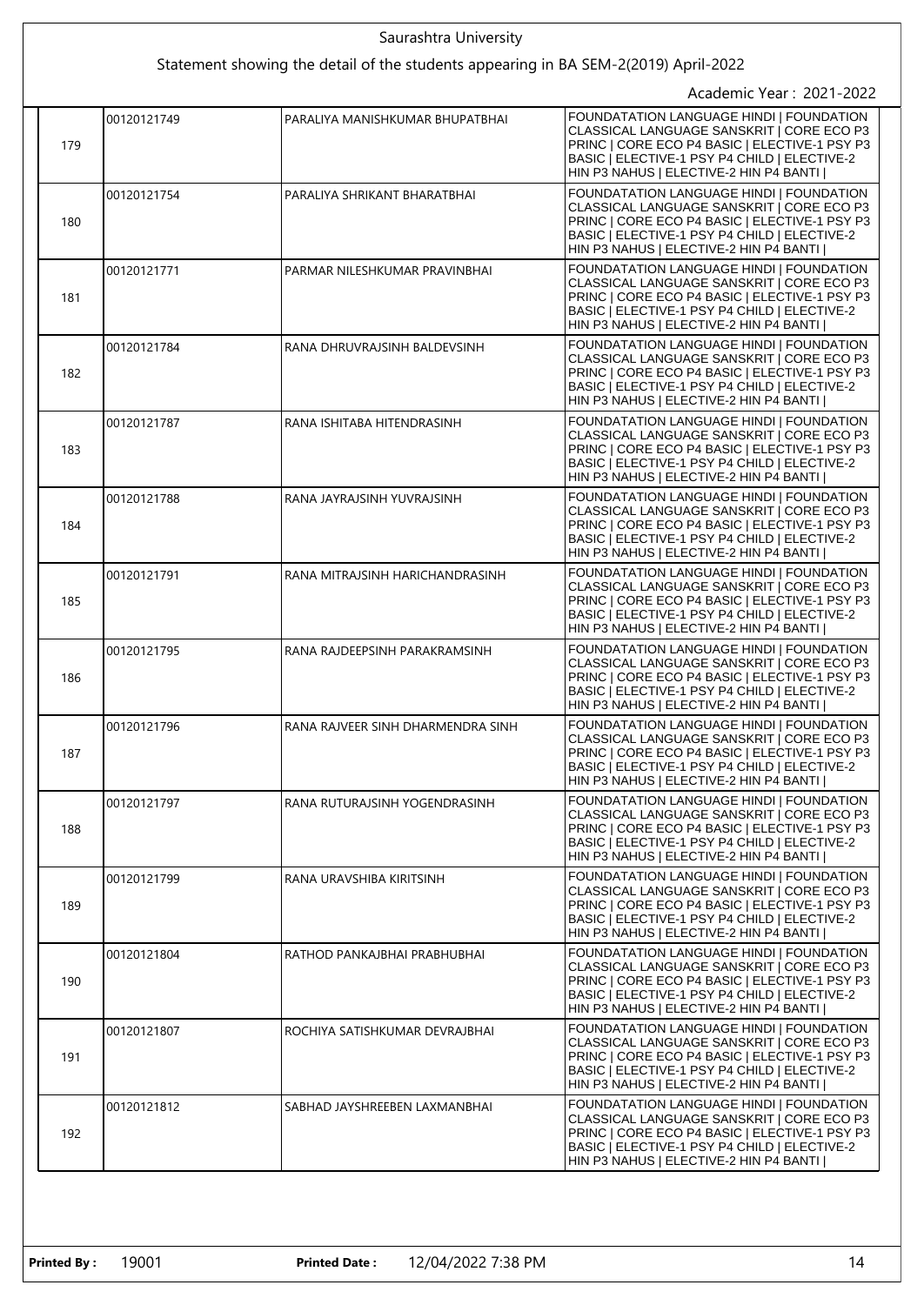Saurashtra University

Statement showing the detail of the students appearing in BA SEM-2(2019) April-2022

Academic Year : 2021-2022

| | | | |
|---|---|---|---|
| 179 | 00120121749 | PARALIYA MANISHKUMAR BHUPATBHAI | FOUNDATATION LANGUAGE HINDI \| FOUNDATION CLASSICAL LANGUAGE SANSKRIT \| CORE ECO P3 PRINC \| CORE ECO P4 BASIC \| ELECTIVE-1 PSY P3 BASIC \| ELECTIVE-1 PSY P4 CHILD \| ELECTIVE-2 HIN P3 NAHUS \| ELECTIVE-2 HIN P4 BANTI \| |
| 180 | 00120121754 | PARALIYA SHRIKANT BHARATBHAI | FOUNDATATION LANGUAGE HINDI \| FOUNDATION CLASSICAL LANGUAGE SANSKRIT \| CORE ECO P3 PRINC \| CORE ECO P4 BASIC \| ELECTIVE-1 PSY P3 BASIC \| ELECTIVE-1 PSY P4 CHILD \| ELECTIVE-2 HIN P3 NAHUS \| ELECTIVE-2 HIN P4 BANTI \| |
| 181 | 00120121771 | PARMAR NILESHKUMAR PRAVINBHAI | FOUNDATATION LANGUAGE HINDI \| FOUNDATION CLASSICAL LANGUAGE SANSKRIT \| CORE ECO P3 PRINC \| CORE ECO P4 BASIC \| ELECTIVE-1 PSY P3 BASIC \| ELECTIVE-1 PSY P4 CHILD \| ELECTIVE-2 HIN P3 NAHUS \| ELECTIVE-2 HIN P4 BANTI \| |
| 182 | 00120121784 | RANA DHRUVRAJSINH BALDEVSINH | FOUNDATATION LANGUAGE HINDI \| FOUNDATION CLASSICAL LANGUAGE SANSKRIT \| CORE ECO P3 PRINC \| CORE ECO P4 BASIC \| ELECTIVE-1 PSY P3 BASIC \| ELECTIVE-1 PSY P4 CHILD \| ELECTIVE-2 HIN P3 NAHUS \| ELECTIVE-2 HIN P4 BANTI \| |
| 183 | 00120121787 | RANA ISHITABA HITENDRASINH | FOUNDATATION LANGUAGE HINDI \| FOUNDATION CLASSICAL LANGUAGE SANSKRIT \| CORE ECO P3 PRINC \| CORE ECO P4 BASIC \| ELECTIVE-1 PSY P3 BASIC \| ELECTIVE-1 PSY P4 CHILD \| ELECTIVE-2 HIN P3 NAHUS \| ELECTIVE-2 HIN P4 BANTI \| |
| 184 | 00120121788 | RANA JAYRAJSINH YUVRAJSINH | FOUNDATATION LANGUAGE HINDI \| FOUNDATION CLASSICAL LANGUAGE SANSKRIT \| CORE ECO P3 PRINC \| CORE ECO P4 BASIC \| ELECTIVE-1 PSY P3 BASIC \| ELECTIVE-1 PSY P4 CHILD \| ELECTIVE-2 HIN P3 NAHUS \| ELECTIVE-2 HIN P4 BANTI \| |
| 185 | 00120121791 | RANA MITRAJSINH HARICHANDRASINH | FOUNDATATION LANGUAGE HINDI \| FOUNDATION CLASSICAL LANGUAGE SANSKRIT \| CORE ECO P3 PRINC \| CORE ECO P4 BASIC \| ELECTIVE-1 PSY P3 BASIC \| ELECTIVE-1 PSY P4 CHILD \| ELECTIVE-2 HIN P3 NAHUS \| ELECTIVE-2 HIN P4 BANTI \| |
| 186 | 00120121795 | RANA RAJDEEPSINH PARAKRAMSINH | FOUNDATATION LANGUAGE HINDI \| FOUNDATION CLASSICAL LANGUAGE SANSKRIT \| CORE ECO P3 PRINC \| CORE ECO P4 BASIC \| ELECTIVE-1 PSY P3 BASIC \| ELECTIVE-1 PSY P4 CHILD \| ELECTIVE-2 HIN P3 NAHUS \| ELECTIVE-2 HIN P4 BANTI \| |
| 187 | 00120121796 | RANA RAJVEER SINH DHARMENDRA SINH | FOUNDATATION LANGUAGE HINDI \| FOUNDATION CLASSICAL LANGUAGE SANSKRIT \| CORE ECO P3 PRINC \| CORE ECO P4 BASIC \| ELECTIVE-1 PSY P3 BASIC \| ELECTIVE-1 PSY P4 CHILD \| ELECTIVE-2 HIN P3 NAHUS \| ELECTIVE-2 HIN P4 BANTI \| |
| 188 | 00120121797 | RANA RUTURAJSINH YOGENDRASINH | FOUNDATATION LANGUAGE HINDI \| FOUNDATION CLASSICAL LANGUAGE SANSKRIT \| CORE ECO P3 PRINC \| CORE ECO P4 BASIC \| ELECTIVE-1 PSY P3 BASIC \| ELECTIVE-1 PSY P4 CHILD \| ELECTIVE-2 HIN P3 NAHUS \| ELECTIVE-2 HIN P4 BANTI \| |
| 189 | 00120121799 | RANA URAVSHIBA KIRITSINH | FOUNDATATION LANGUAGE HINDI \| FOUNDATION CLASSICAL LANGUAGE SANSKRIT \| CORE ECO P3 PRINC \| CORE ECO P4 BASIC \| ELECTIVE-1 PSY P3 BASIC \| ELECTIVE-1 PSY P4 CHILD \| ELECTIVE-2 HIN P3 NAHUS \| ELECTIVE-2 HIN P4 BANTI \| |
| 190 | 00120121804 | RATHOD PANKAJBHAI PRABHUBHAI | FOUNDATATION LANGUAGE HINDI \| FOUNDATION CLASSICAL LANGUAGE SANSKRIT \| CORE ECO P3 PRINC \| CORE ECO P4 BASIC \| ELECTIVE-1 PSY P3 BASIC \| ELECTIVE-1 PSY P4 CHILD \| ELECTIVE-2 HIN P3 NAHUS \| ELECTIVE-2 HIN P4 BANTI \| |
| 191 | 00120121807 | ROCHIYA SATISHKUMAR DEVRAJBHAI | FOUNDATATION LANGUAGE HINDI \| FOUNDATION CLASSICAL LANGUAGE SANSKRIT \| CORE ECO P3 PRINC \| CORE ECO P4 BASIC \| ELECTIVE-1 PSY P3 BASIC \| ELECTIVE-1 PSY P4 CHILD \| ELECTIVE-2 HIN P3 NAHUS \| ELECTIVE-2 HIN P4 BANTI \| |
| 192 | 00120121812 | SABHAD JAYSHREEBEN LAXMANBHAI | FOUNDATATION LANGUAGE HINDI \| FOUNDATION CLASSICAL LANGUAGE SANSKRIT \| CORE ECO P3 PRINC \| CORE ECO P4 BASIC \| ELECTIVE-1 PSY P3 BASIC \| ELECTIVE-1 PSY P4 CHILD \| ELECTIVE-2 HIN P3 NAHUS \| ELECTIVE-2 HIN P4 BANTI \| |

**Printed By :** 19001 **Printed Date :** 12/04/2022 7:38 PM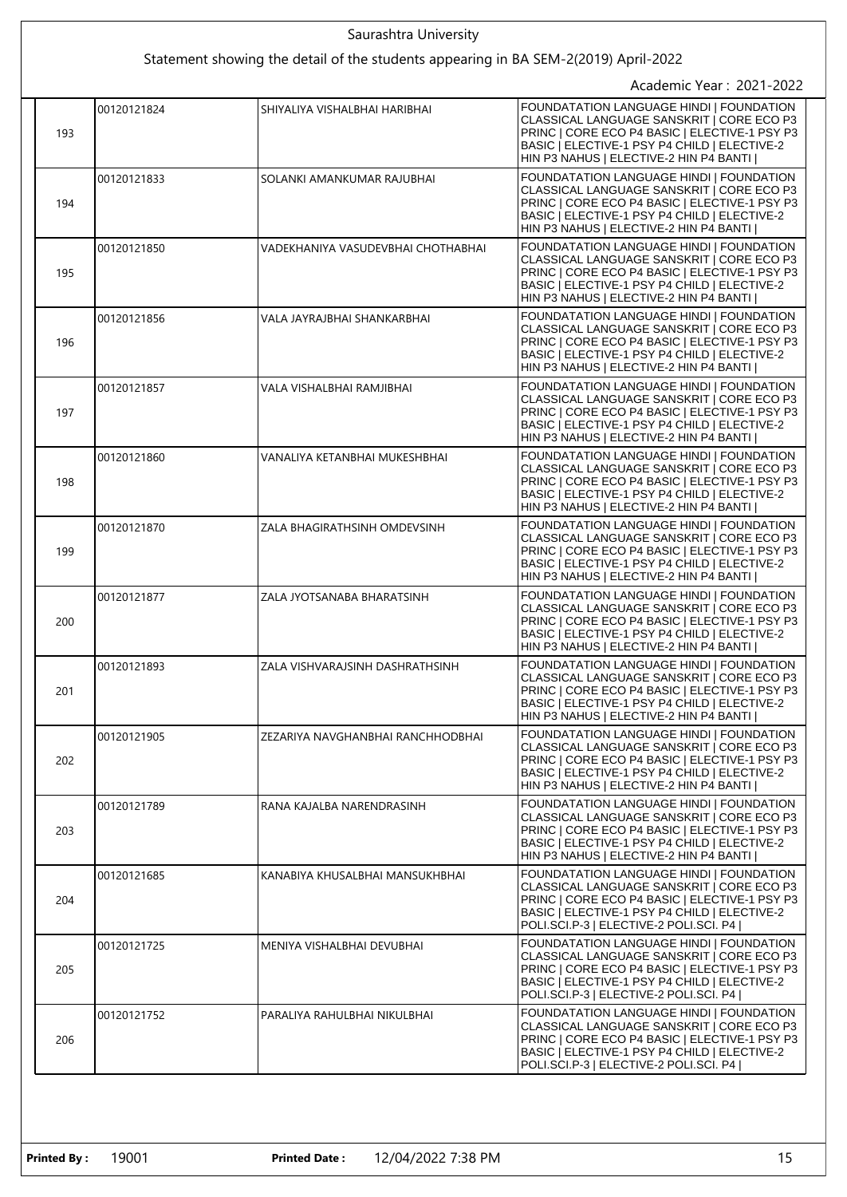Saurashtra University

Statement showing the detail of the students appearing in BA SEM-2(2019) April-2022

Academic Year : 2021-2022

| | | | |
|---|---|---|---|
| 193 | 00120121824 | SHIYALIYA VISHALBHAI HARIBHAI | FOUNDATATION LANGUAGE HINDI \| FOUNDATION CLASSICAL LANGUAGE SANSKRIT \| CORE ECO P3 PRINC \| CORE ECO P4 BASIC \| ELECTIVE-1 PSY P3 BASIC \| ELECTIVE-1 PSY P4 CHILD \| ELECTIVE-2 HIN P3 NAHUS \| ELECTIVE-2 HIN P4 BANTI \| |
| 194 | 00120121833 | SOLANKI AMANKUMAR RAJUBHAI | FOUNDATATION LANGUAGE HINDI \| FOUNDATION CLASSICAL LANGUAGE SANSKRIT \| CORE ECO P3 PRINC \| CORE ECO P4 BASIC \| ELECTIVE-1 PSY P3 BASIC \| ELECTIVE-1 PSY P4 CHILD \| ELECTIVE-2 HIN P3 NAHUS \| ELECTIVE-2 HIN P4 BANTI \| |
| 195 | 00120121850 | VADEKHANIYA VASUDEVBHAI CHOTHABHAI | FOUNDATATION LANGUAGE HINDI \| FOUNDATION CLASSICAL LANGUAGE SANSKRIT \| CORE ECO P3 PRINC \| CORE ECO P4 BASIC \| ELECTIVE-1 PSY P3 BASIC \| ELECTIVE-1 PSY P4 CHILD \| ELECTIVE-2 HIN P3 NAHUS \| ELECTIVE-2 HIN P4 BANTI \| |
| 196 | 00120121856 | VALA JAYRAJBHAI SHANKARBHAI | FOUNDATATION LANGUAGE HINDI \| FOUNDATION CLASSICAL LANGUAGE SANSKRIT \| CORE ECO P3 PRINC \| CORE ECO P4 BASIC \| ELECTIVE-1 PSY P3 BASIC \| ELECTIVE-1 PSY P4 CHILD \| ELECTIVE-2 HIN P3 NAHUS \| ELECTIVE-2 HIN P4 BANTI \| |
| 197 | 00120121857 | VALA VISHALBHAI RAMJIBHAI | FOUNDATATION LANGUAGE HINDI \| FOUNDATION CLASSICAL LANGUAGE SANSKRIT \| CORE ECO P3 PRINC \| CORE ECO P4 BASIC \| ELECTIVE-1 PSY P3 BASIC \| ELECTIVE-1 PSY P4 CHILD \| ELECTIVE-2 HIN P3 NAHUS \| ELECTIVE-2 HIN P4 BANTI \| |
| 198 | 00120121860 | VANALIYA KETANBHAI MUKESHBHAI | FOUNDATATION LANGUAGE HINDI \| FOUNDATION CLASSICAL LANGUAGE SANSKRIT \| CORE ECO P3 PRINC \| CORE ECO P4 BASIC \| ELECTIVE-1 PSY P3 BASIC \| ELECTIVE-1 PSY P4 CHILD \| ELECTIVE-2 HIN P3 NAHUS \| ELECTIVE-2 HIN P4 BANTI \| |
| 199 | 00120121870 | ZALA BHAGIRATHSINH OMDEVSINH | FOUNDATATION LANGUAGE HINDI \| FOUNDATION CLASSICAL LANGUAGE SANSKRIT \| CORE ECO P3 PRINC \| CORE ECO P4 BASIC \| ELECTIVE-1 PSY P3 BASIC \| ELECTIVE-1 PSY P4 CHILD \| ELECTIVE-2 HIN P3 NAHUS \| ELECTIVE-2 HIN P4 BANTI \| |
| 200 | 00120121877 | ZALA JYOTSANABA BHARATSINH | FOUNDATATION LANGUAGE HINDI \| FOUNDATION CLASSICAL LANGUAGE SANSKRIT \| CORE ECO P3 PRINC \| CORE ECO P4 BASIC \| ELECTIVE-1 PSY P3 BASIC \| ELECTIVE-1 PSY P4 CHILD \| ELECTIVE-2 HIN P3 NAHUS \| ELECTIVE-2 HIN P4 BANTI \| |
| 201 | 00120121893 | ZALA VISHVARAJSINH DASHRATHSINH | FOUNDATATION LANGUAGE HINDI \| FOUNDATION CLASSICAL LANGUAGE SANSKRIT \| CORE ECO P3 PRINC \| CORE ECO P4 BASIC \| ELECTIVE-1 PSY P3 BASIC \| ELECTIVE-1 PSY P4 CHILD \| ELECTIVE-2 HIN P3 NAHUS \| ELECTIVE-2 HIN P4 BANTI \| |
| 202 | 00120121905 | ZEZARIYA NAVGHANBHAI RANCHHODBHAI | FOUNDATATION LANGUAGE HINDI \| FOUNDATION CLASSICAL LANGUAGE SANSKRIT \| CORE ECO P3 PRINC \| CORE ECO P4 BASIC \| ELECTIVE-1 PSY P3 BASIC \| ELECTIVE-1 PSY P4 CHILD \| ELECTIVE-2 HIN P3 NAHUS \| ELECTIVE-2 HIN P4 BANTI \| |
| 203 | 00120121789 | RANA KAJALBA NARENDRASINH | FOUNDATATION LANGUAGE HINDI \| FOUNDATION CLASSICAL LANGUAGE SANSKRIT \| CORE ECO P3 PRINC \| CORE ECO P4 BASIC \| ELECTIVE-1 PSY P3 BASIC \| ELECTIVE-1 PSY P4 CHILD \| ELECTIVE-2 HIN P3 NAHUS \| ELECTIVE-2 HIN P4 BANTI \| |
| 204 | 00120121685 | KANABIYA KHUSALBHAI MANSUKHBHAI | FOUNDATATION LANGUAGE HINDI \| FOUNDATION CLASSICAL LANGUAGE SANSKRIT \| CORE ECO P3 PRINC \| CORE ECO P4 BASIC \| ELECTIVE-1 PSY P3 BASIC \| ELECTIVE-1 PSY P4 CHILD \| ELECTIVE-2 POLI.SCI.P-3 \| ELECTIVE-2 POLI.SCI. P4 \| |
| 205 | 00120121725 | MENIYA VISHALBHAI DEVUBHAI | FOUNDATATION LANGUAGE HINDI \| FOUNDATION CLASSICAL LANGUAGE SANSKRIT \| CORE ECO P3 PRINC \| CORE ECO P4 BASIC \| ELECTIVE-1 PSY P3 BASIC \| ELECTIVE-1 PSY P4 CHILD \| ELECTIVE-2 POLI.SCI.P-3 \| ELECTIVE-2 POLI.SCI. P4 \| |
| 206 | 00120121752 | PARALIYA RAHULBHAI NIKULBHAI | FOUNDATATION LANGUAGE HINDI \| FOUNDATION CLASSICAL LANGUAGE SANSKRIT \| CORE ECO P3 PRINC \| CORE ECO P4 BASIC \| ELECTIVE-1 PSY P3 BASIC \| ELECTIVE-1 PSY P4 CHILD \| ELECTIVE-2 POLI.SCI.P-3 \| ELECTIVE-2 POLI.SCI. P4 \| |

**Printed By :** 19001 **Printed Date :** 12/04/2022 7:38 PM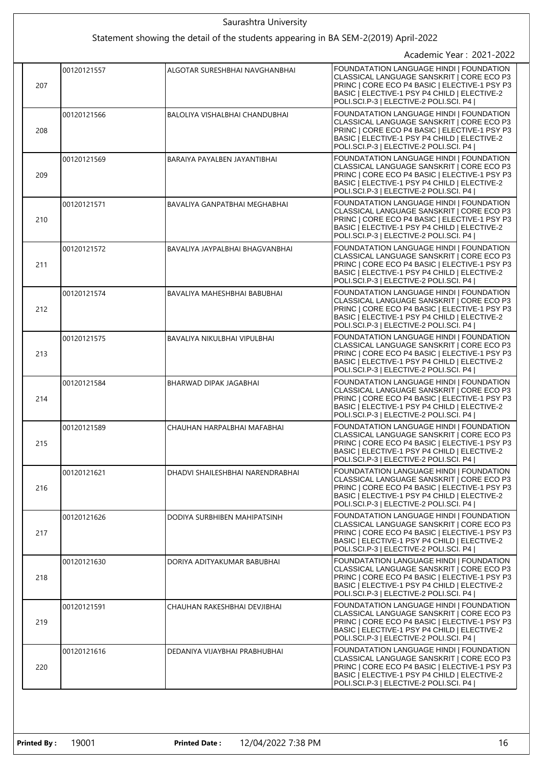Saurashtra University

Statement showing the detail of the students appearing in BA SEM-2(2019) April-2022

Academic Year : 2021-2022

| | | | |
|---|---|---|---|
| 207 | 00120121557 | ALGOTAR SURESHBHAI NAVGHANBHAI | FOUNDATATION LANGUAGE HINDI \| FOUNDATION CLASSICAL LANGUAGE SANSKRIT \| CORE ECO P3 PRINC \| CORE ECO P4 BASIC \| ELECTIVE-1 PSY P3 BASIC \| ELECTIVE-1 PSY P4 CHILD \| ELECTIVE-2 POLI.SCI.P-3 \| ELECTIVE-2 POLI.SCI. P4 \| |
| 208 | 00120121566 | BALOLIYA VISHALBHAI CHANDUBHAI | FOUNDATATION LANGUAGE HINDI \| FOUNDATION CLASSICAL LANGUAGE SANSKRIT \| CORE ECO P3 PRINC \| CORE ECO P4 BASIC \| ELECTIVE-1 PSY P3 BASIC \| ELECTIVE-1 PSY P4 CHILD \| ELECTIVE-2 POLI.SCI.P-3 \| ELECTIVE-2 POLI.SCI. P4 \| |
| 209 | 00120121569 | BARAIYA PAYALBEN JAYANTIBHAI | FOUNDATATION LANGUAGE HINDI \| FOUNDATION CLASSICAL LANGUAGE SANSKRIT \| CORE ECO P3 PRINC \| CORE ECO P4 BASIC \| ELECTIVE-1 PSY P3 BASIC \| ELECTIVE-1 PSY P4 CHILD \| ELECTIVE-2 POLI.SCI.P-3 \| ELECTIVE-2 POLI.SCI. P4 \| |
| 210 | 00120121571 | BAVALIYA GANPATBHAI MEGHABHAI | FOUNDATATION LANGUAGE HINDI \| FOUNDATION CLASSICAL LANGUAGE SANSKRIT \| CORE ECO P3 PRINC \| CORE ECO P4 BASIC \| ELECTIVE-1 PSY P3 BASIC \| ELECTIVE-1 PSY P4 CHILD \| ELECTIVE-2 POLI.SCI.P-3 \| ELECTIVE-2 POLI.SCI. P4 \| |
| 211 | 00120121572 | BAVALIYA JAYPALBHAI BHAGVANBHAI | FOUNDATATION LANGUAGE HINDI \| FOUNDATION CLASSICAL LANGUAGE SANSKRIT \| CORE ECO P3 PRINC \| CORE ECO P4 BASIC \| ELECTIVE-1 PSY P3 BASIC \| ELECTIVE-1 PSY P4 CHILD \| ELECTIVE-2 POLI.SCI.P-3 \| ELECTIVE-2 POLI.SCI. P4 \| |
| 212 | 00120121574 | BAVALIYA MAHESHBHAI BABUBHAI | FOUNDATATION LANGUAGE HINDI \| FOUNDATION CLASSICAL LANGUAGE SANSKRIT \| CORE ECO P3 PRINC \| CORE ECO P4 BASIC \| ELECTIVE-1 PSY P3 BASIC \| ELECTIVE-1 PSY P4 CHILD \| ELECTIVE-2 POLI.SCI.P-3 \| ELECTIVE-2 POLI.SCI. P4 \| |
| 213 | 00120121575 | BAVALIYA NIKULBHAI VIPULBHAI | FOUNDATATION LANGUAGE HINDI \| FOUNDATION CLASSICAL LANGUAGE SANSKRIT \| CORE ECO P3 PRINC \| CORE ECO P4 BASIC \| ELECTIVE-1 PSY P3 BASIC \| ELECTIVE-1 PSY P4 CHILD \| ELECTIVE-2 POLI.SCI.P-3 \| ELECTIVE-2 POLI.SCI. P4 \| |
| 214 | 00120121584 | BHARWAD DIPAK JAGABHAI | FOUNDATATION LANGUAGE HINDI \| FOUNDATION CLASSICAL LANGUAGE SANSKRIT \| CORE ECO P3 PRINC \| CORE ECO P4 BASIC \| ELECTIVE-1 PSY P3 BASIC \| ELECTIVE-1 PSY P4 CHILD \| ELECTIVE-2 POLI.SCI.P-3 \| ELECTIVE-2 POLI.SCI. P4 \| |
| 215 | 00120121589 | CHAUHAN HARPALBHAI MAFABHAI | FOUNDATATION LANGUAGE HINDI \| FOUNDATION CLASSICAL LANGUAGE SANSKRIT \| CORE ECO P3 PRINC \| CORE ECO P4 BASIC \| ELECTIVE-1 PSY P3 BASIC \| ELECTIVE-1 PSY P4 CHILD \| ELECTIVE-2 POLI.SCI.P-3 \| ELECTIVE-2 POLI.SCI. P4 \| |
| 216 | 00120121621 | DHADVI SHAILESHBHAI NARENDRABHAI | FOUNDATATION LANGUAGE HINDI \| FOUNDATION CLASSICAL LANGUAGE SANSKRIT \| CORE ECO P3 PRINC \| CORE ECO P4 BASIC \| ELECTIVE-1 PSY P3 BASIC \| ELECTIVE-1 PSY P4 CHILD \| ELECTIVE-2 POLI.SCI.P-3 \| ELECTIVE-2 POLI.SCI. P4 \| |
| 217 | 00120121626 | DODIYA SURBHIBEN MAHIPATSINH | FOUNDATATION LANGUAGE HINDI \| FOUNDATION CLASSICAL LANGUAGE SANSKRIT \| CORE ECO P3 PRINC \| CORE ECO P4 BASIC \| ELECTIVE-1 PSY P3 BASIC \| ELECTIVE-1 PSY P4 CHILD \| ELECTIVE-2 POLI.SCI.P-3 \| ELECTIVE-2 POLI.SCI. P4 \| |
| 218 | 00120121630 | DORIYA ADITYAKUMAR BABUBHAI | FOUNDATATION LANGUAGE HINDI \| FOUNDATION CLASSICAL LANGUAGE SANSKRIT \| CORE ECO P3 PRINC \| CORE ECO P4 BASIC \| ELECTIVE-1 PSY P3 BASIC \| ELECTIVE-1 PSY P4 CHILD \| ELECTIVE-2 POLI.SCI.P-3 \| ELECTIVE-2 POLI.SCI. P4 \| |
| 219 | 00120121591 | CHAUHAN RAKESHBHAI DEVJIBHAI | FOUNDATATION LANGUAGE HINDI \| FOUNDATION CLASSICAL LANGUAGE SANSKRIT \| CORE ECO P3 PRINC \| CORE ECO P4 BASIC \| ELECTIVE-1 PSY P3 BASIC \| ELECTIVE-1 PSY P4 CHILD \| ELECTIVE-2 POLI.SCI.P-3 \| ELECTIVE-2 POLI.SCI. P4 \| |
| 220 | 00120121616 | DEDANIYA VIJAYBHAI PRABHUBHAI | FOUNDATATION LANGUAGE HINDI \| FOUNDATION CLASSICAL LANGUAGE SANSKRIT \| CORE ECO P3 PRINC \| CORE ECO P4 BASIC \| ELECTIVE-1 PSY P3 BASIC \| ELECTIVE-1 PSY P4 CHILD \| ELECTIVE-2 POLI.SCI.P-3 \| ELECTIVE-2 POLI.SCI. P4 \| |

**Printed By :** 19001 **Printed Date :** 12/04/2022 7:38 PM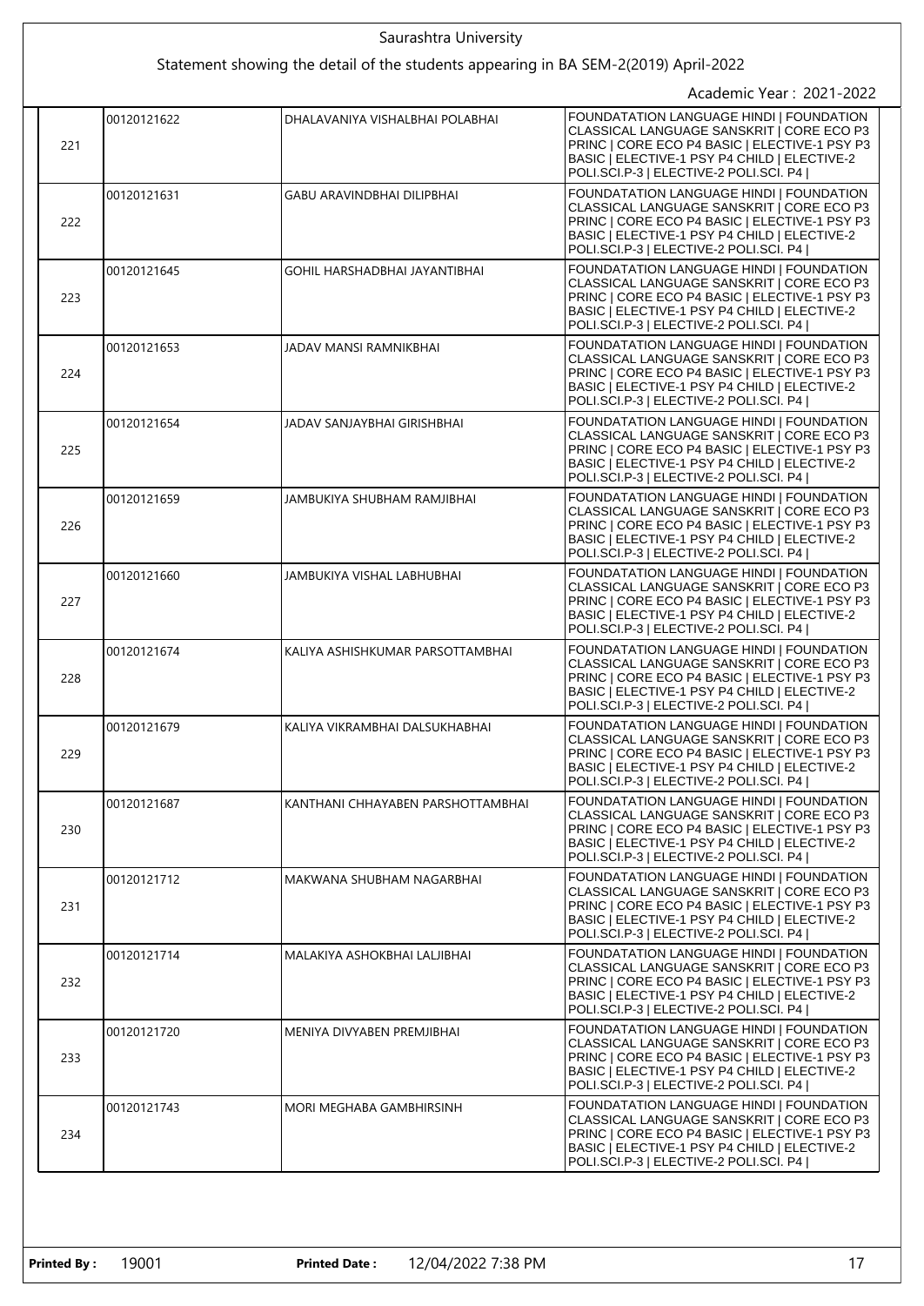Saurashtra University

Statement showing the detail of the students appearing in BA SEM-2(2019) April-2022

Academic Year : 2021-2022

| | | | |
|---|---|---|---|
| 221 | 00120121622 | DHALAVANIYA VISHALBHAI POLABHAI | FOUNDATATION LANGUAGE HINDI \| FOUNDATION CLASSICAL LANGUAGE SANSKRIT \| CORE ECO P3 PRINC \| CORE ECO P4 BASIC \| ELECTIVE-1 PSY P3 BASIC \| ELECTIVE-1 PSY P4 CHILD \| ELECTIVE-2 POLI.SCI.P-3 \| ELECTIVE-2 POLI.SCI. P4 \| |
| 222 | 00120121631 | GABU ARAVINDBHAI DILIPBHAI | FOUNDATATION LANGUAGE HINDI \| FOUNDATION CLASSICAL LANGUAGE SANSKRIT \| CORE ECO P3 PRINC \| CORE ECO P4 BASIC \| ELECTIVE-1 PSY P3 BASIC \| ELECTIVE-1 PSY P4 CHILD \| ELECTIVE-2 POLI.SCI.P-3 \| ELECTIVE-2 POLI.SCI. P4 \| |
| 223 | 00120121645 | GOHIL HARSHADBHAI JAYANTIBHAI | FOUNDATATION LANGUAGE HINDI \| FOUNDATION CLASSICAL LANGUAGE SANSKRIT \| CORE ECO P3 PRINC \| CORE ECO P4 BASIC \| ELECTIVE-1 PSY P3 BASIC \| ELECTIVE-1 PSY P4 CHILD \| ELECTIVE-2 POLI.SCI.P-3 \| ELECTIVE-2 POLI.SCI. P4 \| |
| 224 | 00120121653 | JADAV MANSI RAMNIKBHAI | FOUNDATATION LANGUAGE HINDI \| FOUNDATION CLASSICAL LANGUAGE SANSKRIT \| CORE ECO P3 PRINC \| CORE ECO P4 BASIC \| ELECTIVE-1 PSY P3 BASIC \| ELECTIVE-1 PSY P4 CHILD \| ELECTIVE-2 POLI.SCI.P-3 \| ELECTIVE-2 POLI.SCI. P4 \| |
| 225 | 00120121654 | JADAV SANJAYBHAI GIRISHBHAI | FOUNDATATION LANGUAGE HINDI \| FOUNDATION CLASSICAL LANGUAGE SANSKRIT \| CORE ECO P3 PRINC \| CORE ECO P4 BASIC \| ELECTIVE-1 PSY P3 BASIC \| ELECTIVE-1 PSY P4 CHILD \| ELECTIVE-2 POLI.SCI.P-3 \| ELECTIVE-2 POLI.SCI. P4 \| |
| 226 | 00120121659 | JAMBUKIYA SHUBHAM RAMJIBHAI | FOUNDATATION LANGUAGE HINDI \| FOUNDATION CLASSICAL LANGUAGE SANSKRIT \| CORE ECO P3 PRINC \| CORE ECO P4 BASIC \| ELECTIVE-1 PSY P3 BASIC \| ELECTIVE-1 PSY P4 CHILD \| ELECTIVE-2 POLI.SCI.P-3 \| ELECTIVE-2 POLI.SCI. P4 \| |
| 227 | 00120121660 | JAMBUKIYA VISHAL LABHUBHAI | FOUNDATATION LANGUAGE HINDI \| FOUNDATION CLASSICAL LANGUAGE SANSKRIT \| CORE ECO P3 PRINC \| CORE ECO P4 BASIC \| ELECTIVE-1 PSY P3 BASIC \| ELECTIVE-1 PSY P4 CHILD \| ELECTIVE-2 POLI.SCI.P-3 \| ELECTIVE-2 POLI.SCI. P4 \| |
| 228 | 00120121674 | KALIYA ASHISHKUMAR PARSOTTAMBHAI | FOUNDATATION LANGUAGE HINDI \| FOUNDATION CLASSICAL LANGUAGE SANSKRIT \| CORE ECO P3 PRINC \| CORE ECO P4 BASIC \| ELECTIVE-1 PSY P3 BASIC \| ELECTIVE-1 PSY P4 CHILD \| ELECTIVE-2 POLI.SCI.P-3 \| ELECTIVE-2 POLI.SCI. P4 \| |
| 229 | 00120121679 | KALIYA VIKRAMBHAI DALSUKHABHAI | FOUNDATATION LANGUAGE HINDI \| FOUNDATION CLASSICAL LANGUAGE SANSKRIT \| CORE ECO P3 PRINC \| CORE ECO P4 BASIC \| ELECTIVE-1 PSY P3 BASIC \| ELECTIVE-1 PSY P4 CHILD \| ELECTIVE-2 POLI.SCI.P-3 \| ELECTIVE-2 POLI.SCI. P4 \| |
| 230 | 00120121687 | KANTHANI CHHAYABEN PARSHOTTAMBHAI | FOUNDATATION LANGUAGE HINDI \| FOUNDATION CLASSICAL LANGUAGE SANSKRIT \| CORE ECO P3 PRINC \| CORE ECO P4 BASIC \| ELECTIVE-1 PSY P3 BASIC \| ELECTIVE-1 PSY P4 CHILD \| ELECTIVE-2 POLI.SCI.P-3 \| ELECTIVE-2 POLI.SCI. P4 \| |
| 231 | 00120121712 | MAKWANA SHUBHAM NAGARBHAI | FOUNDATATION LANGUAGE HINDI \| FOUNDATION CLASSICAL LANGUAGE SANSKRIT \| CORE ECO P3 PRINC \| CORE ECO P4 BASIC \| ELECTIVE-1 PSY P3 BASIC \| ELECTIVE-1 PSY P4 CHILD \| ELECTIVE-2 POLI.SCI.P-3 \| ELECTIVE-2 POLI.SCI. P4 \| |
| 232 | 00120121714 | MALAKIYA ASHOKBHAI LALJIBHAI | FOUNDATATION LANGUAGE HINDI \| FOUNDATION CLASSICAL LANGUAGE SANSKRIT \| CORE ECO P3 PRINC \| CORE ECO P4 BASIC \| ELECTIVE-1 PSY P3 BASIC \| ELECTIVE-1 PSY P4 CHILD \| ELECTIVE-2 POLI.SCI.P-3 \| ELECTIVE-2 POLI.SCI. P4 \| |
| 233 | 00120121720 | MENIYA DIVYABEN PREMJIBHAI | FOUNDATATION LANGUAGE HINDI \| FOUNDATION CLASSICAL LANGUAGE SANSKRIT \| CORE ECO P3 PRINC \| CORE ECO P4 BASIC \| ELECTIVE-1 PSY P3 BASIC \| ELECTIVE-1 PSY P4 CHILD \| ELECTIVE-2 POLI.SCI.P-3 \| ELECTIVE-2 POLI.SCI. P4 \| |
| 234 | 00120121743 | MORI MEGHABA GAMBHIRSINH | FOUNDATATION LANGUAGE HINDI \| FOUNDATION CLASSICAL LANGUAGE SANSKRIT \| CORE ECO P3 PRINC \| CORE ECO P4 BASIC \| ELECTIVE-1 PSY P3 BASIC \| ELECTIVE-1 PSY P4 CHILD \| ELECTIVE-2 POLI.SCI.P-3 \| ELECTIVE-2 POLI.SCI. P4 \| |

**Printed By :** 19001 **Printed Date :** 12/04/2022 7:38 PM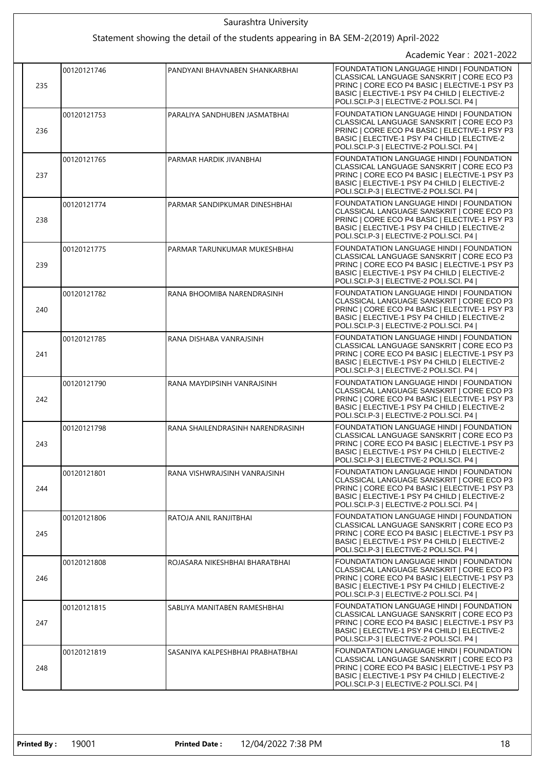Saurashtra University

Statement showing the detail of the students appearing in BA SEM-2(2019) April-2022

Academic Year : 2021-2022

| | | | |
|---|---|---|---|
| 235 | 00120121746 | PANDYANI BHAVNABEN SHANKARBHAI | FOUNDATATION LANGUAGE HINDI \| FOUNDATION CLASSICAL LANGUAGE SANSKRIT \| CORE ECO P3 PRINC \| CORE ECO P4 BASIC \| ELECTIVE-1 PSY P3 BASIC \| ELECTIVE-1 PSY P4 CHILD \| ELECTIVE-2 POLI.SCI.P-3 \| ELECTIVE-2 POLI.SCI. P4 \| |
| 236 | 00120121753 | PARALIYA SANDHUBEN JASMATBHAI | FOUNDATATION LANGUAGE HINDI \| FOUNDATION CLASSICAL LANGUAGE SANSKRIT \| CORE ECO P3 PRINC \| CORE ECO P4 BASIC \| ELECTIVE-1 PSY P3 BASIC \| ELECTIVE-1 PSY P4 CHILD \| ELECTIVE-2 POLI.SCI.P-3 \| ELECTIVE-2 POLI.SCI. P4 \| |
| 237 | 00120121765 | PARMAR HARDIK JIVANBHAI | FOUNDATATION LANGUAGE HINDI \| FOUNDATION CLASSICAL LANGUAGE SANSKRIT \| CORE ECO P3 PRINC \| CORE ECO P4 BASIC \| ELECTIVE-1 PSY P3 BASIC \| ELECTIVE-1 PSY P4 CHILD \| ELECTIVE-2 POLI.SCI.P-3 \| ELECTIVE-2 POLI.SCI. P4 \| |
| 238 | 00120121774 | PARMAR SANDIPKUMAR DINESHBHAI | FOUNDATATION LANGUAGE HINDI \| FOUNDATION CLASSICAL LANGUAGE SANSKRIT \| CORE ECO P3 PRINC \| CORE ECO P4 BASIC \| ELECTIVE-1 PSY P3 BASIC \| ELECTIVE-1 PSY P4 CHILD \| ELECTIVE-2 POLI.SCI.P-3 \| ELECTIVE-2 POLI.SCI. P4 \| |
| 239 | 00120121775 | PARMAR TARUNKUMAR MUKESHBHAI | FOUNDATATION LANGUAGE HINDI \| FOUNDATION CLASSICAL LANGUAGE SANSKRIT \| CORE ECO P3 PRINC \| CORE ECO P4 BASIC \| ELECTIVE-1 PSY P3 BASIC \| ELECTIVE-1 PSY P4 CHILD \| ELECTIVE-2 POLI.SCI.P-3 \| ELECTIVE-2 POLI.SCI. P4 \| |
| 240 | 00120121782 | RANA BHOOMIBA NARENDRASINH | FOUNDATATION LANGUAGE HINDI \| FOUNDATION CLASSICAL LANGUAGE SANSKRIT \| CORE ECO P3 PRINC \| CORE ECO P4 BASIC \| ELECTIVE-1 PSY P3 BASIC \| ELECTIVE-1 PSY P4 CHILD \| ELECTIVE-2 POLI.SCI.P-3 \| ELECTIVE-2 POLI.SCI. P4 \| |
| 241 | 00120121785 | RANA DISHABA VANRAJSINH | FOUNDATATION LANGUAGE HINDI \| FOUNDATION CLASSICAL LANGUAGE SANSKRIT \| CORE ECO P3 PRINC \| CORE ECO P4 BASIC \| ELECTIVE-1 PSY P3 BASIC \| ELECTIVE-1 PSY P4 CHILD \| ELECTIVE-2 POLI.SCI.P-3 \| ELECTIVE-2 POLI.SCI. P4 \| |
| 242 | 00120121790 | RANA MAYDIPSINH VANRAJSINH | FOUNDATATION LANGUAGE HINDI \| FOUNDATION CLASSICAL LANGUAGE SANSKRIT \| CORE ECO P3 PRINC \| CORE ECO P4 BASIC \| ELECTIVE-1 PSY P3 BASIC \| ELECTIVE-1 PSY P4 CHILD \| ELECTIVE-2 POLI.SCI.P-3 \| ELECTIVE-2 POLI.SCI. P4 \| |
| 243 | 00120121798 | RANA SHAILENDRASINH NARENDRASINH | FOUNDATATION LANGUAGE HINDI \| FOUNDATION CLASSICAL LANGUAGE SANSKRIT \| CORE ECO P3 PRINC \| CORE ECO P4 BASIC \| ELECTIVE-1 PSY P3 BASIC \| ELECTIVE-1 PSY P4 CHILD \| ELECTIVE-2 POLI.SCI.P-3 \| ELECTIVE-2 POLI.SCI. P4 \| |
| 244 | 00120121801 | RANA VISHWRAJSINH VANRAJSINH | FOUNDATATION LANGUAGE HINDI \| FOUNDATION CLASSICAL LANGUAGE SANSKRIT \| CORE ECO P3 PRINC \| CORE ECO P4 BASIC \| ELECTIVE-1 PSY P3 BASIC \| ELECTIVE-1 PSY P4 CHILD \| ELECTIVE-2 POLI.SCI.P-3 \| ELECTIVE-2 POLI.SCI. P4 \| |
| 245 | 00120121806 | RATOJA ANIL RANJITBHAI | FOUNDATATION LANGUAGE HINDI \| FOUNDATION CLASSICAL LANGUAGE SANSKRIT \| CORE ECO P3 PRINC \| CORE ECO P4 BASIC \| ELECTIVE-1 PSY P3 BASIC \| ELECTIVE-1 PSY P4 CHILD \| ELECTIVE-2 POLI.SCI.P-3 \| ELECTIVE-2 POLI.SCI. P4 \| |
| 246 | 00120121808 | ROJASARA NIKESHBHAI BHARATBHAI | FOUNDATATION LANGUAGE HINDI \| FOUNDATION CLASSICAL LANGUAGE SANSKRIT \| CORE ECO P3 PRINC \| CORE ECO P4 BASIC \| ELECTIVE-1 PSY P3 BASIC \| ELECTIVE-1 PSY P4 CHILD \| ELECTIVE-2 POLI.SCI.P-3 \| ELECTIVE-2 POLI.SCI. P4 \| |
| 247 | 00120121815 | SABLIYA MANITABEN RAMESHBHAI | FOUNDATATION LANGUAGE HINDI \| FOUNDATION CLASSICAL LANGUAGE SANSKRIT \| CORE ECO P3 PRINC \| CORE ECO P4 BASIC \| ELECTIVE-1 PSY P3 BASIC \| ELECTIVE-1 PSY P4 CHILD \| ELECTIVE-2 POLI.SCI.P-3 \| ELECTIVE-2 POLI.SCI. P4 \| |
| 248 | 00120121819 | SASANIYA KALPESHBHAI PRABHATBHAI | FOUNDATATION LANGUAGE HINDI \| FOUNDATION CLASSICAL LANGUAGE SANSKRIT \| CORE ECO P3 PRINC \| CORE ECO P4 BASIC \| ELECTIVE-1 PSY P3 BASIC \| ELECTIVE-1 PSY P4 CHILD \| ELECTIVE-2 POLI.SCI.P-3 \| ELECTIVE-2 POLI.SCI. P4 \| |

**Printed By :** 19001 **Printed Date :** 12/04/2022 7:38 PM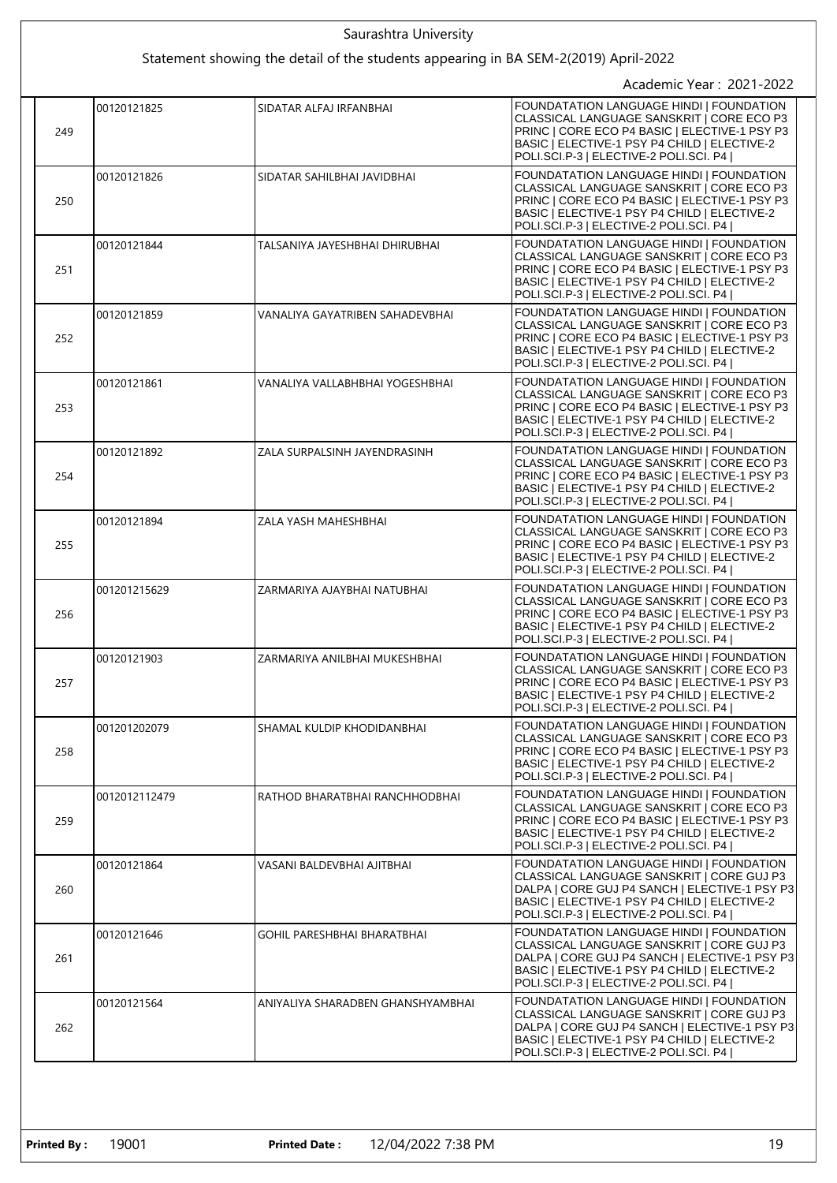Saurashtra University

Statement showing the detail of the students appearing in BA SEM-2(2019) April-2022

Academic Year : 2021-2022

| | | | |
|---|---|---|---|
| 249 | 00120121825 | SIDATAR ALFAJ IRFANBHAI | FOUNDATATION LANGUAGE HINDI \| FOUNDATION CLASSICAL LANGUAGE SANSKRIT \| CORE ECO P3 PRINC \| CORE ECO P4 BASIC \| ELECTIVE-1 PSY P3 BASIC \| ELECTIVE-1 PSY P4 CHILD \| ELECTIVE-2 POLI.SCI.P-3 \| ELECTIVE-2 POLI.SCI. P4 \| |
| 250 | 00120121826 | SIDATAR SAHILBHAI JAVIDBHAI | FOUNDATATION LANGUAGE HINDI \| FOUNDATION CLASSICAL LANGUAGE SANSKRIT \| CORE ECO P3 PRINC \| CORE ECO P4 BASIC \| ELECTIVE-1 PSY P3 BASIC \| ELECTIVE-1 PSY P4 CHILD \| ELECTIVE-2 POLI.SCI.P-3 \| ELECTIVE-2 POLI.SCI. P4 \| |
| 251 | 00120121844 | TALSANIYA JAYESHBHAI DHIRUBHAI | FOUNDATATION LANGUAGE HINDI \| FOUNDATION CLASSICAL LANGUAGE SANSKRIT \| CORE ECO P3 PRINC \| CORE ECO P4 BASIC \| ELECTIVE-1 PSY P3 BASIC \| ELECTIVE-1 PSY P4 CHILD \| ELECTIVE-2 POLI.SCI.P-3 \| ELECTIVE-2 POLI.SCI. P4 \| |
| 252 | 00120121859 | VANALIYA GAYATRIBEN SAHADEVBHAI | FOUNDATATION LANGUAGE HINDI \| FOUNDATION CLASSICAL LANGUAGE SANSKRIT \| CORE ECO P3 PRINC \| CORE ECO P4 BASIC \| ELECTIVE-1 PSY P3 BASIC \| ELECTIVE-1 PSY P4 CHILD \| ELECTIVE-2 POLI.SCI.P-3 \| ELECTIVE-2 POLI.SCI. P4 \| |
| 253 | 00120121861 | VANALIYA VALLABHBHAI YOGESHBHAI | FOUNDATATION LANGUAGE HINDI \| FOUNDATION CLASSICAL LANGUAGE SANSKRIT \| CORE ECO P3 PRINC \| CORE ECO P4 BASIC \| ELECTIVE-1 PSY P3 BASIC \| ELECTIVE-1 PSY P4 CHILD \| ELECTIVE-2 POLI.SCI.P-3 \| ELECTIVE-2 POLI.SCI. P4 \| |
| 254 | 00120121892 | ZALA SURPALSINH JAYENDRASINH | FOUNDATATION LANGUAGE HINDI \| FOUNDATION CLASSICAL LANGUAGE SANSKRIT \| CORE ECO P3 PRINC \| CORE ECO P4 BASIC \| ELECTIVE-1 PSY P3 BASIC \| ELECTIVE-1 PSY P4 CHILD \| ELECTIVE-2 POLI.SCI.P-3 \| ELECTIVE-2 POLI.SCI. P4 \| |
| 255 | 00120121894 | ZALA YASH MAHESHBHAI | FOUNDATATION LANGUAGE HINDI \| FOUNDATION CLASSICAL LANGUAGE SANSKRIT \| CORE ECO P3 PRINC \| CORE ECO P4 BASIC \| ELECTIVE-1 PSY P3 BASIC \| ELECTIVE-1 PSY P4 CHILD \| ELECTIVE-2 POLI.SCI.P-3 \| ELECTIVE-2 POLI.SCI. P4 \| |
| 256 | 001201215629 | ZARMARIYA AJAYBHAI NATUBHAI | FOUNDATATION LANGUAGE HINDI \| FOUNDATION CLASSICAL LANGUAGE SANSKRIT \| CORE ECO P3 PRINC \| CORE ECO P4 BASIC \| ELECTIVE-1 PSY P3 BASIC \| ELECTIVE-1 PSY P4 CHILD \| ELECTIVE-2 POLI.SCI.P-3 \| ELECTIVE-2 POLI.SCI. P4 \| |
| 257 | 00120121903 | ZARMARIYA ANILBHAI MUKESHBHAI | FOUNDATATION LANGUAGE HINDI \| FOUNDATION CLASSICAL LANGUAGE SANSKRIT \| CORE ECO P3 PRINC \| CORE ECO P4 BASIC \| ELECTIVE-1 PSY P3 BASIC \| ELECTIVE-1 PSY P4 CHILD \| ELECTIVE-2 POLI.SCI.P-3 \| ELECTIVE-2 POLI.SCI. P4 \| |
| 258 | 001201202079 | SHAMAL KULDIP KHODIDANBHAI | FOUNDATATION LANGUAGE HINDI \| FOUNDATION CLASSICAL LANGUAGE SANSKRIT \| CORE ECO P3 PRINC \| CORE ECO P4 BASIC \| ELECTIVE-1 PSY P3 BASIC \| ELECTIVE-1 PSY P4 CHILD \| ELECTIVE-2 POLI.SCI.P-3 \| ELECTIVE-2 POLI.SCI. P4 \| |
| 259 | 0012012112479 | RATHOD BHARATBHAI RANCHHODBHAI | FOUNDATATION LANGUAGE HINDI \| FOUNDATION CLASSICAL LANGUAGE SANSKRIT \| CORE ECO P3 PRINC \| CORE ECO P4 BASIC \| ELECTIVE-1 PSY P3 BASIC \| ELECTIVE-1 PSY P4 CHILD \| ELECTIVE-2 POLI.SCI.P-3 \| ELECTIVE-2 POLI.SCI. P4 \| |
| 260 | 00120121864 | VASANI BALDEVBHAI AJITBHAI | FOUNDATATION LANGUAGE HINDI \| FOUNDATION CLASSICAL LANGUAGE SANSKRIT \| CORE GUJ P3 DALPA \| CORE GUJ P4 SANCH \| ELECTIVE-1 PSY P3 BASIC \| ELECTIVE-1 PSY P4 CHILD \| ELECTIVE-2 POLI.SCI.P-3 \| ELECTIVE-2 POLI.SCI. P4 \| |
| 261 | 00120121646 | GOHIL PARESHBHAI BHARATBHAI | FOUNDATATION LANGUAGE HINDI \| FOUNDATION CLASSICAL LANGUAGE SANSKRIT \| CORE GUJ P3 DALPA \| CORE GUJ P4 SANCH \| ELECTIVE-1 PSY P3 BASIC \| ELECTIVE-1 PSY P4 CHILD \| ELECTIVE-2 POLI.SCI.P-3 \| ELECTIVE-2 POLI.SCI. P4 \| |
| 262 | 00120121564 | ANIYALIYA SHARADBEN GHANSHYAMBHAI | FOUNDATATION LANGUAGE HINDI \| FOUNDATION CLASSICAL LANGUAGE SANSKRIT \| CORE GUJ P3 DALPA \| CORE GUJ P4 SANCH \| ELECTIVE-1 PSY P3 BASIC \| ELECTIVE-1 PSY P4 CHILD \| ELECTIVE-2 POLI.SCI.P-3 \| ELECTIVE-2 POLI.SCI. P4 \| |

**Printed By :** 19001 **Printed Date :** 12/04/2022 7:38 PM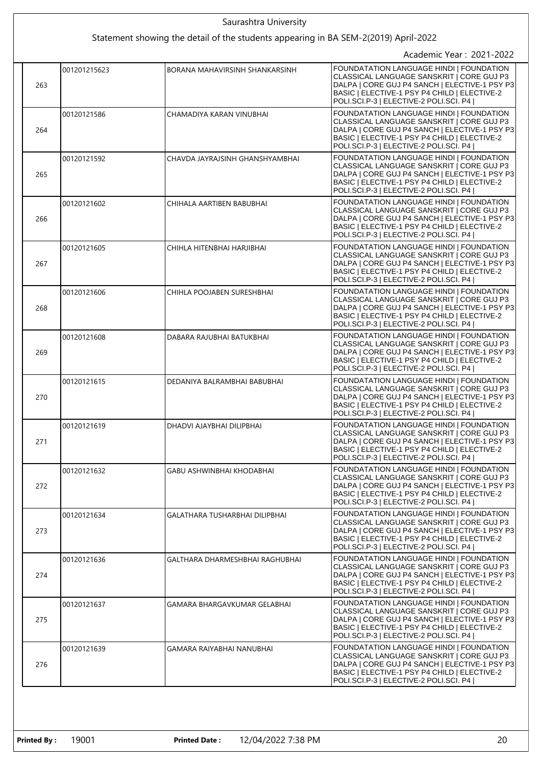# Saurashtra University

## Statement showing the detail of the students appearing in BA SEM-2(2019) April-2022

Academic Year : 2021-2022

| | | | |
|---|---|---|---|
| 263 | 001201215623 | BORANA MAHAVIRSINH SHANKARSINH | FOUNDATATION LANGUAGE HINDI \| FOUNDATION CLASSICAL LANGUAGE SANSKRIT \| CORE GUJ P3 DALPA \| CORE GUJ P4 SANCH \| ELECTIVE-1 PSY P3 BASIC \| ELECTIVE-1 PSY P4 CHILD \| ELECTIVE-2 POLI.SCI.P-3 \| ELECTIVE-2 POLI.SCI. P4 \| |
| 264 | 00120121586 | CHAMADIYA KARAN VINUBHAI | FOUNDATATION LANGUAGE HINDI \| FOUNDATION CLASSICAL LANGUAGE SANSKRIT \| CORE GUJ P3 DALPA \| CORE GUJ P4 SANCH \| ELECTIVE-1 PSY P3 BASIC \| ELECTIVE-1 PSY P4 CHILD \| ELECTIVE-2 POLI.SCI.P-3 \| ELECTIVE-2 POLI.SCI. P4 \| |
| 265 | 00120121592 | CHAVDA JAYRAJSINH GHANSHYAMBHAI | FOUNDATATION LANGUAGE HINDI \| FOUNDATION CLASSICAL LANGUAGE SANSKRIT \| CORE GUJ P3 DALPA \| CORE GUJ P4 SANCH \| ELECTIVE-1 PSY P3 BASIC \| ELECTIVE-1 PSY P4 CHILD \| ELECTIVE-2 POLI.SCI.P-3 \| ELECTIVE-2 POLI.SCI. P4 \| |
| 266 | 00120121602 | CHIHALA AARTIBEN BABUBHAI | FOUNDATATION LANGUAGE HINDI \| FOUNDATION CLASSICAL LANGUAGE SANSKRIT \| CORE GUJ P3 DALPA \| CORE GUJ P4 SANCH \| ELECTIVE-1 PSY P3 BASIC \| ELECTIVE-1 PSY P4 CHILD \| ELECTIVE-2 POLI.SCI.P-3 \| ELECTIVE-2 POLI.SCI. P4 \| |
| 267 | 00120121605 | CHIHLA HITENBHAI HARJIBHAI | FOUNDATATION LANGUAGE HINDI \| FOUNDATION CLASSICAL LANGUAGE SANSKRIT \| CORE GUJ P3 DALPA \| CORE GUJ P4 SANCH \| ELECTIVE-1 PSY P3 BASIC \| ELECTIVE-1 PSY P4 CHILD \| ELECTIVE-2 POLI.SCI.P-3 \| ELECTIVE-2 POLI.SCI. P4 \| |
| 268 | 00120121606 | CHIHLA POOJABEN SURESHBHAI | FOUNDATATION LANGUAGE HINDI \| FOUNDATION CLASSICAL LANGUAGE SANSKRIT \| CORE GUJ P3 DALPA \| CORE GUJ P4 SANCH \| ELECTIVE-1 PSY P3 BASIC \| ELECTIVE-1 PSY P4 CHILD \| ELECTIVE-2 POLI.SCI.P-3 \| ELECTIVE-2 POLI.SCI. P4 \| |
| 269 | 00120121608 | DABARA RAJUBHAI BATUKBHAI | FOUNDATATION LANGUAGE HINDI \| FOUNDATION CLASSICAL LANGUAGE SANSKRIT \| CORE GUJ P3 DALPA \| CORE GUJ P4 SANCH \| ELECTIVE-1 PSY P3 BASIC \| ELECTIVE-1 PSY P4 CHILD \| ELECTIVE-2 POLI.SCI.P-3 \| ELECTIVE-2 POLI.SCI. P4 \| |
| 270 | 00120121615 | DEDANIYA BALRAMBHAI BABUBHAI | FOUNDATATION LANGUAGE HINDI \| FOUNDATION CLASSICAL LANGUAGE SANSKRIT \| CORE GUJ P3 DALPA \| CORE GUJ P4 SANCH \| ELECTIVE-1 PSY P3 BASIC \| ELECTIVE-1 PSY P4 CHILD \| ELECTIVE-2 POLI.SCI.P-3 \| ELECTIVE-2 POLI.SCI. P4 \| |
| 271 | 00120121619 | DHADVI AJAYBHAI DILIPBHAI | FOUNDATATION LANGUAGE HINDI \| FOUNDATION CLASSICAL LANGUAGE SANSKRIT \| CORE GUJ P3 DALPA \| CORE GUJ P4 SANCH \| ELECTIVE-1 PSY P3 BASIC \| ELECTIVE-1 PSY P4 CHILD \| ELECTIVE-2 POLI.SCI.P-3 \| ELECTIVE-2 POLI.SCI. P4 \| |
| 272 | 00120121632 | GABU ASHWINBHAI KHODABHAI | FOUNDATATION LANGUAGE HINDI \| FOUNDATION CLASSICAL LANGUAGE SANSKRIT \| CORE GUJ P3 DALPA \| CORE GUJ P4 SANCH \| ELECTIVE-1 PSY P3 BASIC \| ELECTIVE-1 PSY P4 CHILD \| ELECTIVE-2 POLI.SCI.P-3 \| ELECTIVE-2 POLI.SCI. P4 \| |
| 273 | 00120121634 | GALATHARA TUSHARBHAI DILIPBHAI | FOUNDATATION LANGUAGE HINDI \| FOUNDATION CLASSICAL LANGUAGE SANSKRIT \| CORE GUJ P3 DALPA \| CORE GUJ P4 SANCH \| ELECTIVE-1 PSY P3 BASIC \| ELECTIVE-1 PSY P4 CHILD \| ELECTIVE-2 POLI.SCI.P-3 \| ELECTIVE-2 POLI.SCI. P4 \| |
| 274 | 00120121636 | GALTHARA DHARMESHBHAI RAGHUBHAI | FOUNDATATION LANGUAGE HINDI \| FOUNDATION CLASSICAL LANGUAGE SANSKRIT \| CORE GUJ P3 DALPA \| CORE GUJ P4 SANCH \| ELECTIVE-1 PSY P3 BASIC \| ELECTIVE-1 PSY P4 CHILD \| ELECTIVE-2 POLI.SCI.P-3 \| ELECTIVE-2 POLI.SCI. P4 \| |
| 275 | 00120121637 | GAMARA BHARGAVKUMAR GELABHAI | FOUNDATATION LANGUAGE HINDI \| FOUNDATION CLASSICAL LANGUAGE SANSKRIT \| CORE GUJ P3 DALPA \| CORE GUJ P4 SANCH \| ELECTIVE-1 PSY P3 BASIC \| ELECTIVE-1 PSY P4 CHILD \| ELECTIVE-2 POLI.SCI.P-3 \| ELECTIVE-2 POLI.SCI. P4 \| |
| 276 | 00120121639 | GAMARA RAIYABHAI NANUBHAI | FOUNDATATION LANGUAGE HINDI \| FOUNDATION CLASSICAL LANGUAGE SANSKRIT \| CORE GUJ P3 DALPA \| CORE GUJ P4 SANCH \| ELECTIVE-1 PSY P3 BASIC \| ELECTIVE-1 PSY P4 CHILD \| ELECTIVE-2 POLI.SCI.P-3 \| ELECTIVE-2 POLI.SCI. P4 \| |

**Printed By :** 19001 **Printed Date :** 12/04/2022 7:38 PM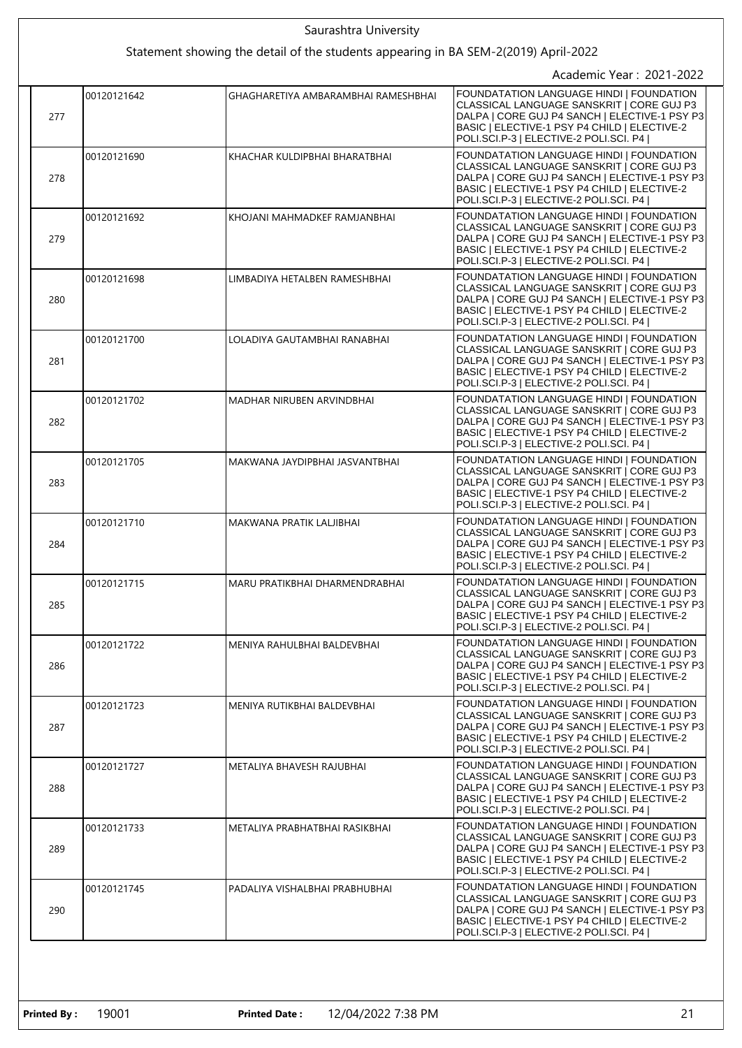Saurashtra University

Statement showing the detail of the students appearing in BA SEM-2(2019) April-2022

Academic Year : 2021-2022

| | | | |
|---|---|---|---|
| 277 | 00120121642 | GHAGHARETIYA AMBARAMBHAI RAMESHBHAI | FOUNDATATION LANGUAGE HINDI \| FOUNDATION CLASSICAL LANGUAGE SANSKRIT \| CORE GUJ P3 DALPA \| CORE GUJ P4 SANCH \| ELECTIVE-1 PSY P3 BASIC \| ELECTIVE-1 PSY P4 CHILD \| ELECTIVE-2 POLI.SCI.P-3 \| ELECTIVE-2 POLI.SCI. P4 \| |
| 278 | 00120121690 | KHACHAR KULDIPBHAI BHARATBHAI | FOUNDATATION LANGUAGE HINDI \| FOUNDATION CLASSICAL LANGUAGE SANSKRIT \| CORE GUJ P3 DALPA \| CORE GUJ P4 SANCH \| ELECTIVE-1 PSY P3 BASIC \| ELECTIVE-1 PSY P4 CHILD \| ELECTIVE-2 POLI.SCI.P-3 \| ELECTIVE-2 POLI.SCI. P4 \| |
| 279 | 00120121692 | KHOJANI MAHMADKEF RAMJANBHAI | FOUNDATATION LANGUAGE HINDI \| FOUNDATION CLASSICAL LANGUAGE SANSKRIT \| CORE GUJ P3 DALPA \| CORE GUJ P4 SANCH \| ELECTIVE-1 PSY P3 BASIC \| ELECTIVE-1 PSY P4 CHILD \| ELECTIVE-2 POLI.SCI.P-3 \| ELECTIVE-2 POLI.SCI. P4 \| |
| 280 | 00120121698 | LIMBADIYA HETALBEN RAMESHBHAI | FOUNDATATION LANGUAGE HINDI \| FOUNDATION CLASSICAL LANGUAGE SANSKRIT \| CORE GUJ P3 DALPA \| CORE GUJ P4 SANCH \| ELECTIVE-1 PSY P3 BASIC \| ELECTIVE-1 PSY P4 CHILD \| ELECTIVE-2 POLI.SCI.P-3 \| ELECTIVE-2 POLI.SCI. P4 \| |
| 281 | 00120121700 | LOLADIYA GAUTAMBHAI RANABHAI | FOUNDATATION LANGUAGE HINDI \| FOUNDATION CLASSICAL LANGUAGE SANSKRIT \| CORE GUJ P3 DALPA \| CORE GUJ P4 SANCH \| ELECTIVE-1 PSY P3 BASIC \| ELECTIVE-1 PSY P4 CHILD \| ELECTIVE-2 POLI.SCI.P-3 \| ELECTIVE-2 POLI.SCI. P4 \| |
| 282 | 00120121702 | MADHAR NIRUBEN ARVINDBHAI | FOUNDATATION LANGUAGE HINDI \| FOUNDATION CLASSICAL LANGUAGE SANSKRIT \| CORE GUJ P3 DALPA \| CORE GUJ P4 SANCH \| ELECTIVE-1 PSY P3 BASIC \| ELECTIVE-1 PSY P4 CHILD \| ELECTIVE-2 POLI.SCI.P-3 \| ELECTIVE-2 POLI.SCI. P4 \| |
| 283 | 00120121705 | MAKWANA JAYDIPBHAI JASVANTBHAI | FOUNDATATION LANGUAGE HINDI \| FOUNDATION CLASSICAL LANGUAGE SANSKRIT \| CORE GUJ P3 DALPA \| CORE GUJ P4 SANCH \| ELECTIVE-1 PSY P3 BASIC \| ELECTIVE-1 PSY P4 CHILD \| ELECTIVE-2 POLI.SCI.P-3 \| ELECTIVE-2 POLI.SCI. P4 \| |
| 284 | 00120121710 | MAKWANA PRATIK LALJIBHAI | FOUNDATATION LANGUAGE HINDI \| FOUNDATION CLASSICAL LANGUAGE SANSKRIT \| CORE GUJ P3 DALPA \| CORE GUJ P4 SANCH \| ELECTIVE-1 PSY P3 BASIC \| ELECTIVE-1 PSY P4 CHILD \| ELECTIVE-2 POLI.SCI.P-3 \| ELECTIVE-2 POLI.SCI. P4 \| |
| 285 | 00120121715 | MARU PRATIKBHAI DHARMENDRABHAI | FOUNDATATION LANGUAGE HINDI \| FOUNDATION CLASSICAL LANGUAGE SANSKRIT \| CORE GUJ P3 DALPA \| CORE GUJ P4 SANCH \| ELECTIVE-1 PSY P3 BASIC \| ELECTIVE-1 PSY P4 CHILD \| ELECTIVE-2 POLI.SCI.P-3 \| ELECTIVE-2 POLI.SCI. P4 \| |
| 286 | 00120121722 | MENIYA RAHULBHAI BALDEVBHAI | FOUNDATATION LANGUAGE HINDI \| FOUNDATION CLASSICAL LANGUAGE SANSKRIT \| CORE GUJ P3 DALPA \| CORE GUJ P4 SANCH \| ELECTIVE-1 PSY P3 BASIC \| ELECTIVE-1 PSY P4 CHILD \| ELECTIVE-2 POLI.SCI.P-3 \| ELECTIVE-2 POLI.SCI. P4 \| |
| 287 | 00120121723 | MENIYA RUTIKBHAI BALDEVBHAI | FOUNDATATION LANGUAGE HINDI \| FOUNDATION CLASSICAL LANGUAGE SANSKRIT \| CORE GUJ P3 DALPA \| CORE GUJ P4 SANCH \| ELECTIVE-1 PSY P3 BASIC \| ELECTIVE-1 PSY P4 CHILD \| ELECTIVE-2 POLI.SCI.P-3 \| ELECTIVE-2 POLI.SCI. P4 \| |
| 288 | 00120121727 | METALIYA BHAVESH RAJUBHAI | FOUNDATATION LANGUAGE HINDI \| FOUNDATION CLASSICAL LANGUAGE SANSKRIT \| CORE GUJ P3 DALPA \| CORE GUJ P4 SANCH \| ELECTIVE-1 PSY P3 BASIC \| ELECTIVE-1 PSY P4 CHILD \| ELECTIVE-2 POLI.SCI.P-3 \| ELECTIVE-2 POLI.SCI. P4 \| |
| 289 | 00120121733 | METALIYA PRABHATBHAI RASIKBHAI | FOUNDATATION LANGUAGE HINDI \| FOUNDATION CLASSICAL LANGUAGE SANSKRIT \| CORE GUJ P3 DALPA \| CORE GUJ P4 SANCH \| ELECTIVE-1 PSY P3 BASIC \| ELECTIVE-1 PSY P4 CHILD \| ELECTIVE-2 POLI.SCI.P-3 \| ELECTIVE-2 POLI.SCI. P4 \| |
| 290 | 00120121745 | PADALIYA VISHALBHAI PRABHUBHAI | FOUNDATATION LANGUAGE HINDI \| FOUNDATION CLASSICAL LANGUAGE SANSKRIT \| CORE GUJ P3 DALPA \| CORE GUJ P4 SANCH \| ELECTIVE-1 PSY P3 BASIC \| ELECTIVE-1 PSY P4 CHILD \| ELECTIVE-2 POLI.SCI.P-3 \| ELECTIVE-2 POLI.SCI. P4 \| |

**Printed By :** 19001 **Printed Date :** 12/04/2022 7:38 PM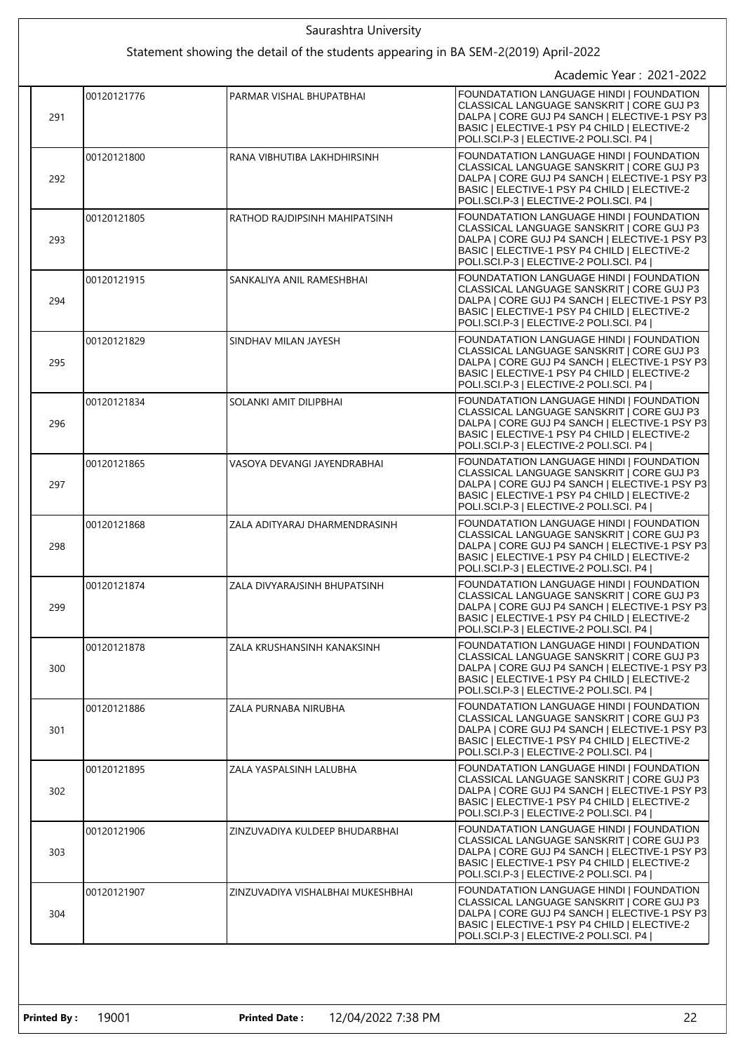Saurashtra University

Statement showing the detail of the students appearing in BA SEM-2(2019) April-2022

Academic Year : 2021-2022

| | | | |
|---|---|---|---|
| 291 | 00120121776 | PARMAR VISHAL BHUPATBHAI | FOUNDATATION LANGUAGE HINDI \| FOUNDATION CLASSICAL LANGUAGE SANSKRIT \| CORE GUJ P3 DALPA \| CORE GUJ P4 SANCH \| ELECTIVE-1 PSY P3 BASIC \| ELECTIVE-1 PSY P4 CHILD \| ELECTIVE-2 POLI.SCI.P-3 \| ELECTIVE-2 POLI.SCI. P4 \| |
| 292 | 00120121800 | RANA VIBHUTIBA LAKHDHIRSINH | FOUNDATATION LANGUAGE HINDI \| FOUNDATION CLASSICAL LANGUAGE SANSKRIT \| CORE GUJ P3 DALPA \| CORE GUJ P4 SANCH \| ELECTIVE-1 PSY P3 BASIC \| ELECTIVE-1 PSY P4 CHILD \| ELECTIVE-2 POLI.SCI.P-3 \| ELECTIVE-2 POLI.SCI. P4 \| |
| 293 | 00120121805 | RATHOD RAJDIPSINH MAHIPATSINH | FOUNDATATION LANGUAGE HINDI \| FOUNDATION CLASSICAL LANGUAGE SANSKRIT \| CORE GUJ P3 DALPA \| CORE GUJ P4 SANCH \| ELECTIVE-1 PSY P3 BASIC \| ELECTIVE-1 PSY P4 CHILD \| ELECTIVE-2 POLI.SCI.P-3 \| ELECTIVE-2 POLI.SCI. P4 \| |
| 294 | 00120121915 | SANKALIYA ANIL RAMESHBHAI | FOUNDATATION LANGUAGE HINDI \| FOUNDATION CLASSICAL LANGUAGE SANSKRIT \| CORE GUJ P3 DALPA \| CORE GUJ P4 SANCH \| ELECTIVE-1 PSY P3 BASIC \| ELECTIVE-1 PSY P4 CHILD \| ELECTIVE-2 POLI.SCI.P-3 \| ELECTIVE-2 POLI.SCI. P4 \| |
| 295 | 00120121829 | SINDHAV MILAN JAYESH | FOUNDATATION LANGUAGE HINDI \| FOUNDATION CLASSICAL LANGUAGE SANSKRIT \| CORE GUJ P3 DALPA \| CORE GUJ P4 SANCH \| ELECTIVE-1 PSY P3 BASIC \| ELECTIVE-1 PSY P4 CHILD \| ELECTIVE-2 POLI.SCI.P-3 \| ELECTIVE-2 POLI.SCI. P4 \| |
| 296 | 00120121834 | SOLANKI AMIT DILIPBHAI | FOUNDATATION LANGUAGE HINDI \| FOUNDATION CLASSICAL LANGUAGE SANSKRIT \| CORE GUJ P3 DALPA \| CORE GUJ P4 SANCH \| ELECTIVE-1 PSY P3 BASIC \| ELECTIVE-1 PSY P4 CHILD \| ELECTIVE-2 POLI.SCI.P-3 \| ELECTIVE-2 POLI.SCI. P4 \| |
| 297 | 00120121865 | VASOYA DEVANGI JAYENDRABHAI | FOUNDATATION LANGUAGE HINDI \| FOUNDATION CLASSICAL LANGUAGE SANSKRIT \| CORE GUJ P3 DALPA \| CORE GUJ P4 SANCH \| ELECTIVE-1 PSY P3 BASIC \| ELECTIVE-1 PSY P4 CHILD \| ELECTIVE-2 POLI.SCI.P-3 \| ELECTIVE-2 POLI.SCI. P4 \| |
| 298 | 00120121868 | ZALA ADITYARAJ DHARMENDRASINH | FOUNDATATION LANGUAGE HINDI \| FOUNDATION CLASSICAL LANGUAGE SANSKRIT \| CORE GUJ P3 DALPA \| CORE GUJ P4 SANCH \| ELECTIVE-1 PSY P3 BASIC \| ELECTIVE-1 PSY P4 CHILD \| ELECTIVE-2 POLI.SCI.P-3 \| ELECTIVE-2 POLI.SCI. P4 \| |
| 299 | 00120121874 | ZALA DIVYARAJSINH BHUPATSINH | FOUNDATATION LANGUAGE HINDI \| FOUNDATION CLASSICAL LANGUAGE SANSKRIT \| CORE GUJ P3 DALPA \| CORE GUJ P4 SANCH \| ELECTIVE-1 PSY P3 BASIC \| ELECTIVE-1 PSY P4 CHILD \| ELECTIVE-2 POLI.SCI.P-3 \| ELECTIVE-2 POLI.SCI. P4 \| |
| 300 | 00120121878 | ZALA KRUSHANSINH KANAKSINH | FOUNDATATION LANGUAGE HINDI \| FOUNDATION CLASSICAL LANGUAGE SANSKRIT \| CORE GUJ P3 DALPA \| CORE GUJ P4 SANCH \| ELECTIVE-1 PSY P3 BASIC \| ELECTIVE-1 PSY P4 CHILD \| ELECTIVE-2 POLI.SCI.P-3 \| ELECTIVE-2 POLI.SCI. P4 \| |
| 301 | 00120121886 | ZALA PURNABA NIRUBHA | FOUNDATATION LANGUAGE HINDI \| FOUNDATION CLASSICAL LANGUAGE SANSKRIT \| CORE GUJ P3 DALPA \| CORE GUJ P4 SANCH \| ELECTIVE-1 PSY P3 BASIC \| ELECTIVE-1 PSY P4 CHILD \| ELECTIVE-2 POLI.SCI.P-3 \| ELECTIVE-2 POLI.SCI. P4 \| |
| 302 | 00120121895 | ZALA YASPALSINH LALUBHA | FOUNDATATION LANGUAGE HINDI \| FOUNDATION CLASSICAL LANGUAGE SANSKRIT \| CORE GUJ P3 DALPA \| CORE GUJ P4 SANCH \| ELECTIVE-1 PSY P3 BASIC \| ELECTIVE-1 PSY P4 CHILD \| ELECTIVE-2 POLI.SCI.P-3 \| ELECTIVE-2 POLI.SCI. P4 \| |
| 303 | 00120121906 | ZINZUVADIYA KULDEEP BHUDARBHAI | FOUNDATATION LANGUAGE HINDI \| FOUNDATION CLASSICAL LANGUAGE SANSKRIT \| CORE GUJ P3 DALPA \| CORE GUJ P4 SANCH \| ELECTIVE-1 PSY P3 BASIC \| ELECTIVE-1 PSY P4 CHILD \| ELECTIVE-2 POLI.SCI.P-3 \| ELECTIVE-2 POLI.SCI. P4 \| |
| 304 | 00120121907 | ZINZUVADIYA VISHALBHAI MUKESHBHAI | FOUNDATATION LANGUAGE HINDI \| FOUNDATION CLASSICAL LANGUAGE SANSKRIT \| CORE GUJ P3 DALPA \| CORE GUJ P4 SANCH \| ELECTIVE-1 PSY P3 BASIC \| ELECTIVE-1 PSY P4 CHILD \| ELECTIVE-2 POLI.SCI.P-3 \| ELECTIVE-2 POLI.SCI. P4 \| |

**Printed By :** 19001 **Printed Date :** 12/04/2022 7:38 PM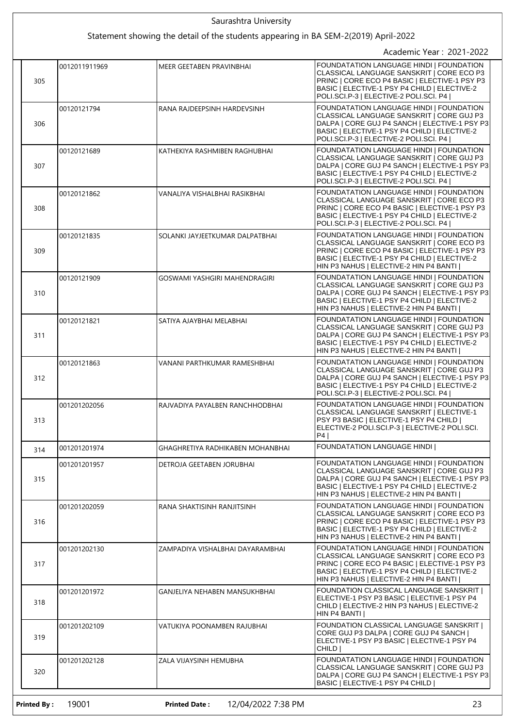Saurashtra University

Statement showing the detail of the students appearing in BA SEM-2(2019) April-2022

Academic Year : 2021-2022

| | | | |
|---|---|---|---|
| 305 | 0012011911969 | MEER GEETABEN PRAVINBHAI | FOUNDATATION LANGUAGE HINDI \| FOUNDATION CLASSICAL LANGUAGE SANSKRIT \| CORE ECO P3 PRINC \| CORE ECO P4 BASIC \| ELECTIVE-1 PSY P3 BASIC \| ELECTIVE-1 PSY P4 CHILD \| ELECTIVE-2 POLI.SCI.P-3 \| ELECTIVE-2 POLI.SCI. P4 \| |
| 306 | 00120121794 | RANA RAJDEEPSINH HARDEVSINH | FOUNDATATION LANGUAGE HINDI \| FOUNDATION CLASSICAL LANGUAGE SANSKRIT \| CORE GUJ P3 DALPA \| CORE GUJ P4 SANCH \| ELECTIVE-1 PSY P3 BASIC \| ELECTIVE-1 PSY P4 CHILD \| ELECTIVE-2 POLI.SCI.P-3 \| ELECTIVE-2 POLI.SCI. P4 \| |
| 307 | 00120121689 | KATHEKIYA RASHMIBEN RAGHUBHAI | FOUNDATATION LANGUAGE HINDI \| FOUNDATION CLASSICAL LANGUAGE SANSKRIT \| CORE GUJ P3 DALPA \| CORE GUJ P4 SANCH \| ELECTIVE-1 PSY P3 BASIC \| ELECTIVE-1 PSY P4 CHILD \| ELECTIVE-2 POLI.SCI.P-3 \| ELECTIVE-2 POLI.SCI. P4 \| |
| 308 | 00120121862 | VANALIYA VISHALBHAI RASIKBHAI | FOUNDATATION LANGUAGE HINDI \| FOUNDATION CLASSICAL LANGUAGE SANSKRIT \| CORE ECO P3 PRINC \| CORE ECO P4 BASIC \| ELECTIVE-1 PSY P3 BASIC \| ELECTIVE-1 PSY P4 CHILD \| ELECTIVE-2 POLI.SCI.P-3 \| ELECTIVE-2 POLI.SCI. P4 \| |
| 309 | 00120121835 | SOLANKI JAYJEETKUMAR DALPATBHAI | FOUNDATATION LANGUAGE HINDI \| FOUNDATION CLASSICAL LANGUAGE SANSKRIT \| CORE ECO P3 PRINC \| CORE ECO P4 BASIC \| ELECTIVE-1 PSY P3 BASIC \| ELECTIVE-1 PSY P4 CHILD \| ELECTIVE-2 HIN P3 NAHUS \| ELECTIVE-2 HIN P4 BANTI \| |
| 310 | 00120121909 | GOSWAMI YASHGIRI MAHENDRAGIRI | FOUNDATATION LANGUAGE HINDI \| FOUNDATION CLASSICAL LANGUAGE SANSKRIT \| CORE GUJ P3 DALPA \| CORE GUJ P4 SANCH \| ELECTIVE-1 PSY P3 BASIC \| ELECTIVE-1 PSY P4 CHILD \| ELECTIVE-2 HIN P3 NAHUS \| ELECTIVE-2 HIN P4 BANTI \| |
| 311 | 00120121821 | SATIYA AJAYBHAI MELABHAI | FOUNDATATION LANGUAGE HINDI \| FOUNDATION CLASSICAL LANGUAGE SANSKRIT \| CORE GUJ P3 DALPA \| CORE GUJ P4 SANCH \| ELECTIVE-1 PSY P3 BASIC \| ELECTIVE-1 PSY P4 CHILD \| ELECTIVE-2 HIN P3 NAHUS \| ELECTIVE-2 HIN P4 BANTI \| |
| 312 | 00120121863 | VANANI PARTHKUMAR RAMESHBHAI | FOUNDATATION LANGUAGE HINDI \| FOUNDATION CLASSICAL LANGUAGE SANSKRIT \| CORE GUJ P3 DALPA \| CORE GUJ P4 SANCH \| ELECTIVE-1 PSY P3 BASIC \| ELECTIVE-1 PSY P4 CHILD \| ELECTIVE-2 POLI.SCI.P-3 \| ELECTIVE-2 POLI.SCI. P4 \| |
| 313 | 001201202056 | RAJVADIYA PAYALBEN RANCHHODBHAI | FOUNDATATION LANGUAGE HINDI \| FOUNDATION CLASSICAL LANGUAGE SANSKRIT \| ELECTIVE-1 PSY P3 BASIC \| ELECTIVE-1 PSY P4 CHILD \| ELECTIVE-2 POLI.SCI.P-3 \| ELECTIVE-2 POLI.SCI. P4 \| |
| 314 | 001201201974 | GHAGHRETIYA RADHIKABEN MOHANBHAI | FOUNDATATION LANGUAGE HINDI \| |
| 315 | 001201201957 | DETROJA GEETABEN JORUBHAI | FOUNDATATION LANGUAGE HINDI \| FOUNDATION CLASSICAL LANGUAGE SANSKRIT \| CORE GUJ P3 DALPA \| CORE GUJ P4 SANCH \| ELECTIVE-1 PSY P3 BASIC \| ELECTIVE-1 PSY P4 CHILD \| ELECTIVE-2 HIN P3 NAHUS \| ELECTIVE-2 HIN P4 BANTI \| |
| 316 | 001201202059 | RANA SHAKTISINH RANJITSINH | FOUNDATATION LANGUAGE HINDI \| FOUNDATION CLASSICAL LANGUAGE SANSKRIT \| CORE ECO P3 PRINC \| CORE ECO P4 BASIC \| ELECTIVE-1 PSY P3 BASIC \| ELECTIVE-1 PSY P4 CHILD \| ELECTIVE-2 HIN P3 NAHUS \| ELECTIVE-2 HIN P4 BANTI \| |
| 317 | 001201202130 | ZAMPADIYA VISHALBHAI DAYARAMBHAI | FOUNDATATION LANGUAGE HINDI \| FOUNDATION CLASSICAL LANGUAGE SANSKRIT \| CORE ECO P3 PRINC \| CORE ECO P4 BASIC \| ELECTIVE-1 PSY P3 BASIC \| ELECTIVE-1 PSY P4 CHILD \| ELECTIVE-2 HIN P3 NAHUS \| ELECTIVE-2 HIN P4 BANTI \| |
| 318 | 001201201972 | GANJELIYA NEHABEN MANSUKHBHAI | FOUNDATION CLASSICAL LANGUAGE SANSKRIT \| ELECTIVE-1 PSY P3 BASIC \| ELECTIVE-1 PSY P4 CHILD \| ELECTIVE-2 HIN P3 NAHUS \| ELECTIVE-2 HIN P4 BANTI \| |
| 319 | 001201202109 | VATUKIYA POONAMBEN RAJUBHAI | FOUNDATION CLASSICAL LANGUAGE SANSKRIT \| CORE GUJ P3 DALPA \| CORE GUJ P4 SANCH \| ELECTIVE-1 PSY P3 BASIC \| ELECTIVE-1 PSY P4 CHILD \| |
| 320 | 001201202128 | ZALA VIJAYSINH HEMUBHA | FOUNDATATION LANGUAGE HINDI \| FOUNDATION CLASSICAL LANGUAGE SANSKRIT \| CORE GUJ P3 DALPA \| CORE GUJ P4 SANCH \| ELECTIVE-1 PSY P3 BASIC \| ELECTIVE-1 PSY P4 CHILD \| |

**Printed By :** 19001 **Printed Date :** 12/04/2022 7:38 PM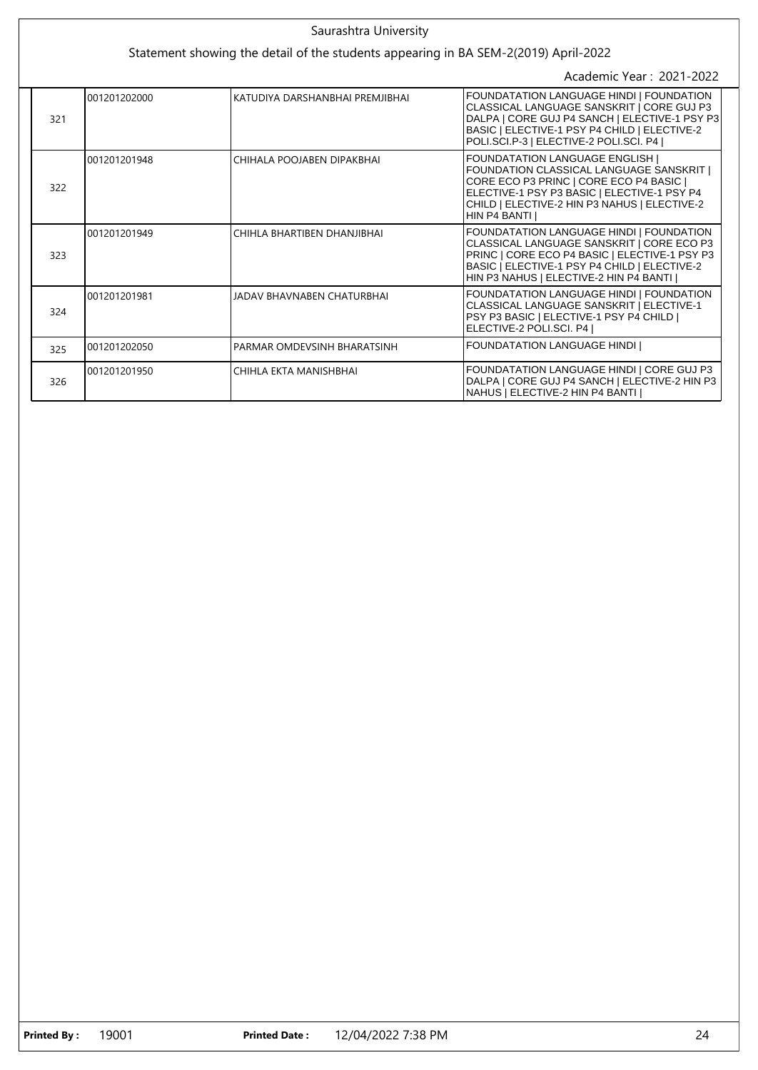Saurashtra University

Statement showing the detail of the students appearing in BA SEM-2(2019) April-2022

Academic Year : 2021-2022

| | | | |
|---|---|---|---|
| 321 | 001201202000 | KATUDIYA DARSHANBHAI PREMJIBHAI | FOUNDATATION LANGUAGE HINDI \| FOUNDATION CLASSICAL LANGUAGE SANSKRIT \| CORE GUJ P3 DALPA \| CORE GUJ P4 SANCH \| ELECTIVE-1 PSY P3 BASIC \| ELECTIVE-1 PSY P4 CHILD \| ELECTIVE-2 POLI.SCI.P-3 \| ELECTIVE-2 POLI.SCI. P4 \| |
| 322 | 001201201948 | CHIHALA POOJABEN DIPAKBHAI | FOUNDATATION LANGUAGE ENGLISH \| FOUNDATION CLASSICAL LANGUAGE SANSKRIT \| CORE ECO P3 PRINC \| CORE ECO P4 BASIC \| ELECTIVE-1 PSY P3 BASIC \| ELECTIVE-1 PSY P4 CHILD \| ELECTIVE-2 HIN P3 NAHUS \| ELECTIVE-2 HIN P4 BANTI \| |
| 323 | 001201201949 | CHIHLA BHARTIBEN DHANJIBHAI | FOUNDATATION LANGUAGE HINDI \| FOUNDATION CLASSICAL LANGUAGE SANSKRIT \| CORE ECO P3 PRINC \| CORE ECO P4 BASIC \| ELECTIVE-1 PSY P3 BASIC \| ELECTIVE-1 PSY P4 CHILD \| ELECTIVE-2 HIN P3 NAHUS \| ELECTIVE-2 HIN P4 BANTI \| |
| 324 | 001201201981 | JADAV BHAVNABEN CHATURBHAI | FOUNDATATION LANGUAGE HINDI \| FOUNDATION CLASSICAL LANGUAGE SANSKRIT \| ELECTIVE-1 PSY P3 BASIC \| ELECTIVE-1 PSY P4 CHILD \| ELECTIVE-2 POLI.SCI. P4 \| |
| 325 | 001201202050 | PARMAR OMDEVSINH BHARATSINH | FOUNDATATION LANGUAGE HINDI \| |
| 326 | 001201201950 | CHIHLA EKTA MANISHBHAI | FOUNDATATION LANGUAGE HINDI \| CORE GUJ P3 DALPA \| CORE GUJ P4 SANCH \| ELECTIVE-2 HIN P3 NAHUS \| ELECTIVE-2 HIN P4 BANTI \| |

**Printed By :** 19001 **Printed Date :** 12/04/2022 7:38 PM